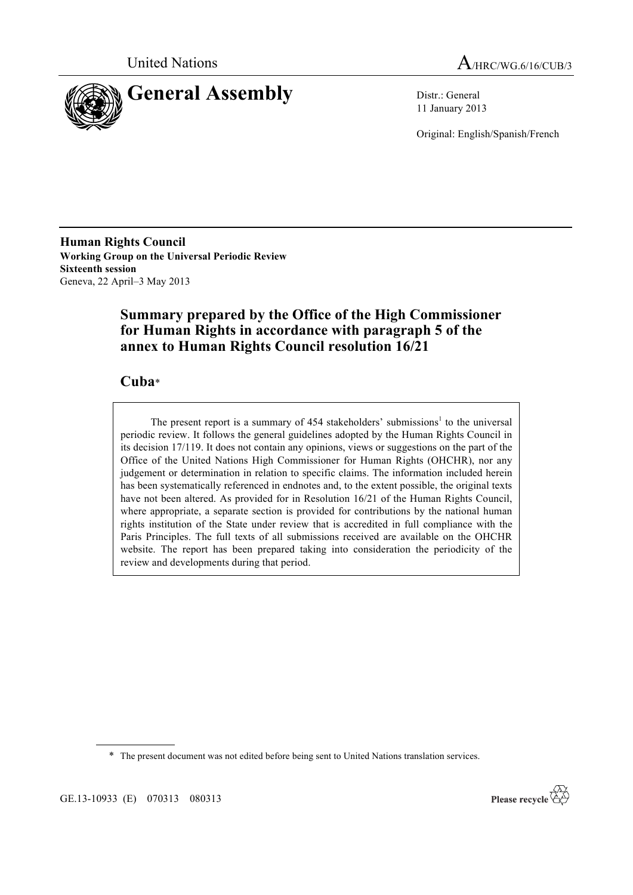United Nations

A/HRC/WG.6/16/CUB/3

# General Assembly

Distr.: General
11 January 2013

Original: English/Spanish/French

**Human Rights Council**
**Working Group on the Universal Periodic Review**
**Sixteenth session**
Geneva, 22 April–3 May 2013

## Summary prepared by the Office of the High Commissioner for Human Rights in accordance with paragraph 5 of the annex to Human Rights Council resolution 16/21

## Cuba*

The present report is a summary of 454 stakeholders' submissions[1] to the universal periodic review. It follows the general guidelines adopted by the Human Rights Council in its decision 17/119. It does not contain any opinions, views or suggestions on the part of the Office of the United Nations High Commissioner for Human Rights (OHCHR), nor any judgement or determination in relation to specific claims. The information included herein has been systematically referenced in endnotes and, to the extent possible, the original texts have not been altered. As provided for in Resolution 16/21 of the Human Rights Council, where appropriate, a separate section is provided for contributions by the national human rights institution of the State under review that is accredited in full compliance with the Paris Principles. The full texts of all submissions received are available on the OHCHR website. The report has been prepared taking into consideration the periodicity of the review and developments during that period.

\* The present document was not edited before being sent to United Nations translation services.

GE.13-10933 (E) 070313 080313

Please recycle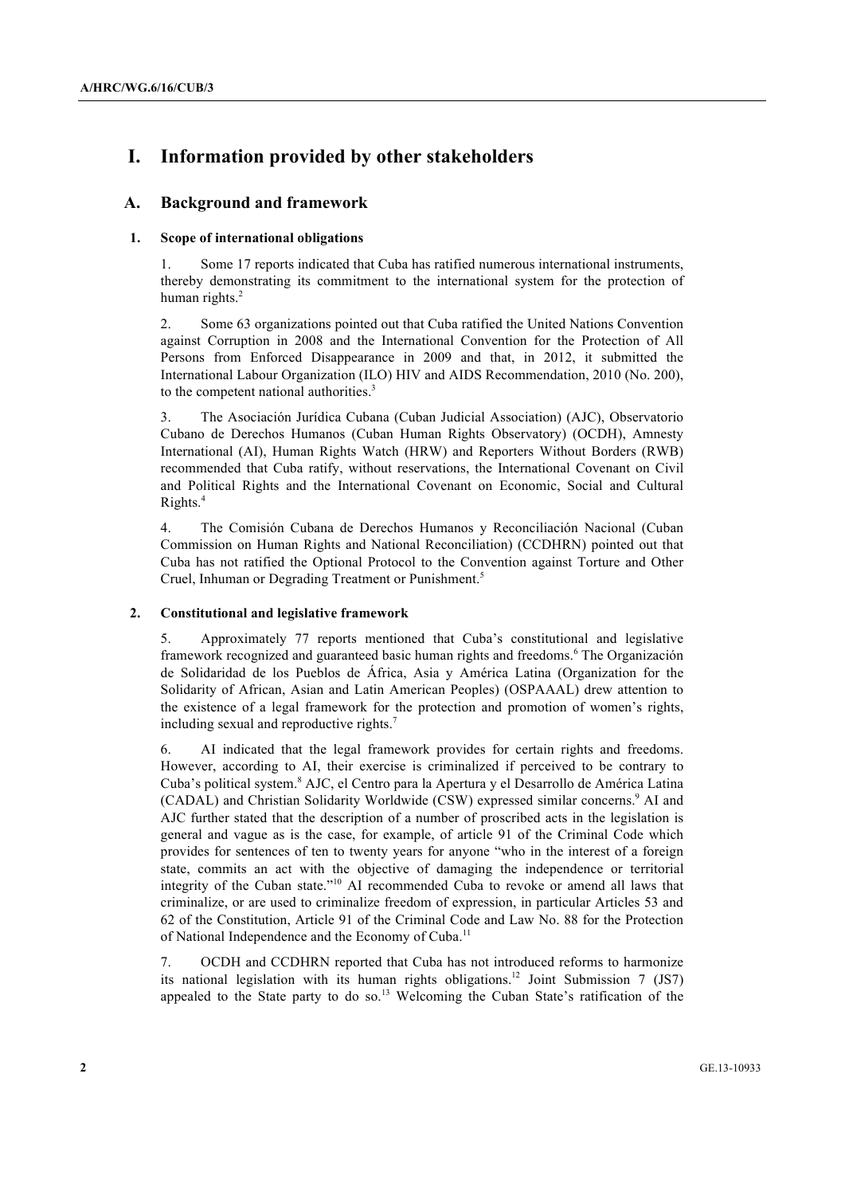# I. Information provided by other stakeholders

## A. Background and framework

### 1. Scope of international obligations

1. Some 17 reports indicated that Cuba has ratified numerous international instruments, thereby demonstrating its commitment to the international system for the protection of human rights.[2]

2. Some 63 organizations pointed out that Cuba ratified the United Nations Convention against Corruption in 2008 and the International Convention for the Protection of All Persons from Enforced Disappearance in 2009 and that, in 2012, it submitted the International Labour Organization (ILO) HIV and AIDS Recommendation, 2010 (No. 200), to the competent national authorities.[3]

3. The Asociación Jurídica Cubana (Cuban Judicial Association) (AJC), Observatorio Cubano de Derechos Humanos (Cuban Human Rights Observatory) (OCDH), Amnesty International (AI), Human Rights Watch (HRW) and Reporters Without Borders (RWB) recommended that Cuba ratify, without reservations, the International Covenant on Civil and Political Rights and the International Covenant on Economic, Social and Cultural Rights.[4]

4. The Comisión Cubana de Derechos Humanos y Reconciliación Nacional (Cuban Commission on Human Rights and National Reconciliation) (CCDHRN) pointed out that Cuba has not ratified the Optional Protocol to the Convention against Torture and Other Cruel, Inhuman or Degrading Treatment or Punishment.[5]

### 2. Constitutional and legislative framework

5. Approximately 77 reports mentioned that Cuba's constitutional and legislative framework recognized and guaranteed basic human rights and freedoms.[6] The Organización de Solidaridad de los Pueblos de África, Asia y América Latina (Organization for the Solidarity of African, Asian and Latin American Peoples) (OSPAAAL) drew attention to the existence of a legal framework for the protection and promotion of women's rights, including sexual and reproductive rights.[7]

6. AI indicated that the legal framework provides for certain rights and freedoms. However, according to AI, their exercise is criminalized if perceived to be contrary to Cuba's political system.[8] AJC, el Centro para la Apertura y el Desarrollo de América Latina (CADAL) and Christian Solidarity Worldwide (CSW) expressed similar concerns.[9] AI and AJC further stated that the description of a number of proscribed acts in the legislation is general and vague as is the case, for example, of article 91 of the Criminal Code which provides for sentences of ten to twenty years for anyone "who in the interest of a foreign state, commits an act with the objective of damaging the independence or territorial integrity of the Cuban state."[10] AI recommended Cuba to revoke or amend all laws that criminalize, or are used to criminalize freedom of expression, in particular Articles 53 and 62 of the Constitution, Article 91 of the Criminal Code and Law No. 88 for the Protection of National Independence and the Economy of Cuba.[11]

7. OCDH and CCDHRN reported that Cuba has not introduced reforms to harmonize its national legislation with its human rights obligations.[12] Joint Submission 7 (JS7) appealed to the State party to do so.[13] Welcoming the Cuban State's ratification of the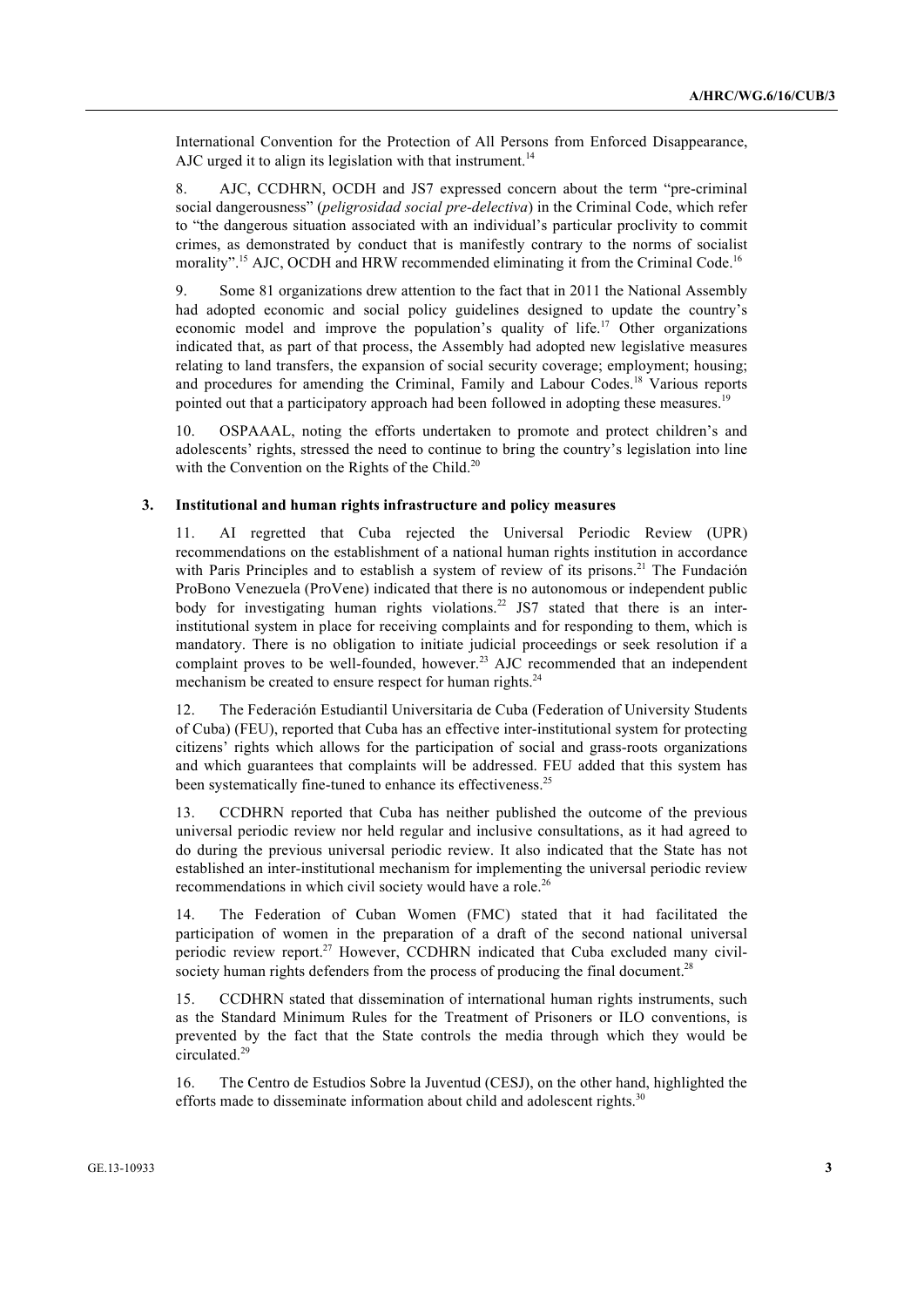International Convention for the Protection of All Persons from Enforced Disappearance, AJC urged it to align its legislation with that instrument.[14]

8. AJC, CCDHRN, OCDH and JS7 expressed concern about the term "pre-criminal social dangerousness" (*peligrosidad social pre-delectiva*) in the Criminal Code, which refer to "the dangerous situation associated with an individual's particular proclivity to commit crimes, as demonstrated by conduct that is manifestly contrary to the norms of socialist morality".[15] AJC, OCDH and HRW recommended eliminating it from the Criminal Code.[16]

9. Some 81 organizations drew attention to the fact that in 2011 the National Assembly had adopted economic and social policy guidelines designed to update the country's economic model and improve the population's quality of life.[17] Other organizations indicated that, as part of that process, the Assembly had adopted new legislative measures relating to land transfers, the expansion of social security coverage; employment; housing; and procedures for amending the Criminal, Family and Labour Codes.[18] Various reports pointed out that a participatory approach had been followed in adopting these measures.[19]

10. OSPAAAL, noting the efforts undertaken to promote and protect children's and adolescents' rights, stressed the need to continue to bring the country's legislation into line with the Convention on the Rights of the Child.[20]

### 3. Institutional and human rights infrastructure and policy measures

11. AI regretted that Cuba rejected the Universal Periodic Review (UPR) recommendations on the establishment of a national human rights institution in accordance with Paris Principles and to establish a system of review of its prisons.[21] The Fundación ProBono Venezuela (ProVene) indicated that there is no autonomous or independent public body for investigating human rights violations.[22] JS7 stated that there is an inter-institutional system in place for receiving complaints and for responding to them, which is mandatory. There is no obligation to initiate judicial proceedings or seek resolution if a complaint proves to be well-founded, however.[23] AJC recommended that an independent mechanism be created to ensure respect for human rights.[24]

12. The Federación Estudiantil Universitaria de Cuba (Federation of University Students of Cuba) (FEU), reported that Cuba has an effective inter-institutional system for protecting citizens' rights which allows for the participation of social and grass-roots organizations and which guarantees that complaints will be addressed. FEU added that this system has been systematically fine-tuned to enhance its effectiveness.[25]

13. CCDHRN reported that Cuba has neither published the outcome of the previous universal periodic review nor held regular and inclusive consultations, as it had agreed to do during the previous universal periodic review. It also indicated that the State has not established an inter-institutional mechanism for implementing the universal periodic review recommendations in which civil society would have a role.[26]

14. The Federation of Cuban Women (FMC) stated that it had facilitated the participation of women in the preparation of a draft of the second national universal periodic review report.[27] However, CCDHRN indicated that Cuba excluded many civil-society human rights defenders from the process of producing the final document.[28]

15. CCDHRN stated that dissemination of international human rights instruments, such as the Standard Minimum Rules for the Treatment of Prisoners or ILO conventions, is prevented by the fact that the State controls the media through which they would be circulated.[29]

16. The Centro de Estudios Sobre la Juventud (CESJ), on the other hand, highlighted the efforts made to disseminate information about child and adolescent rights.[30]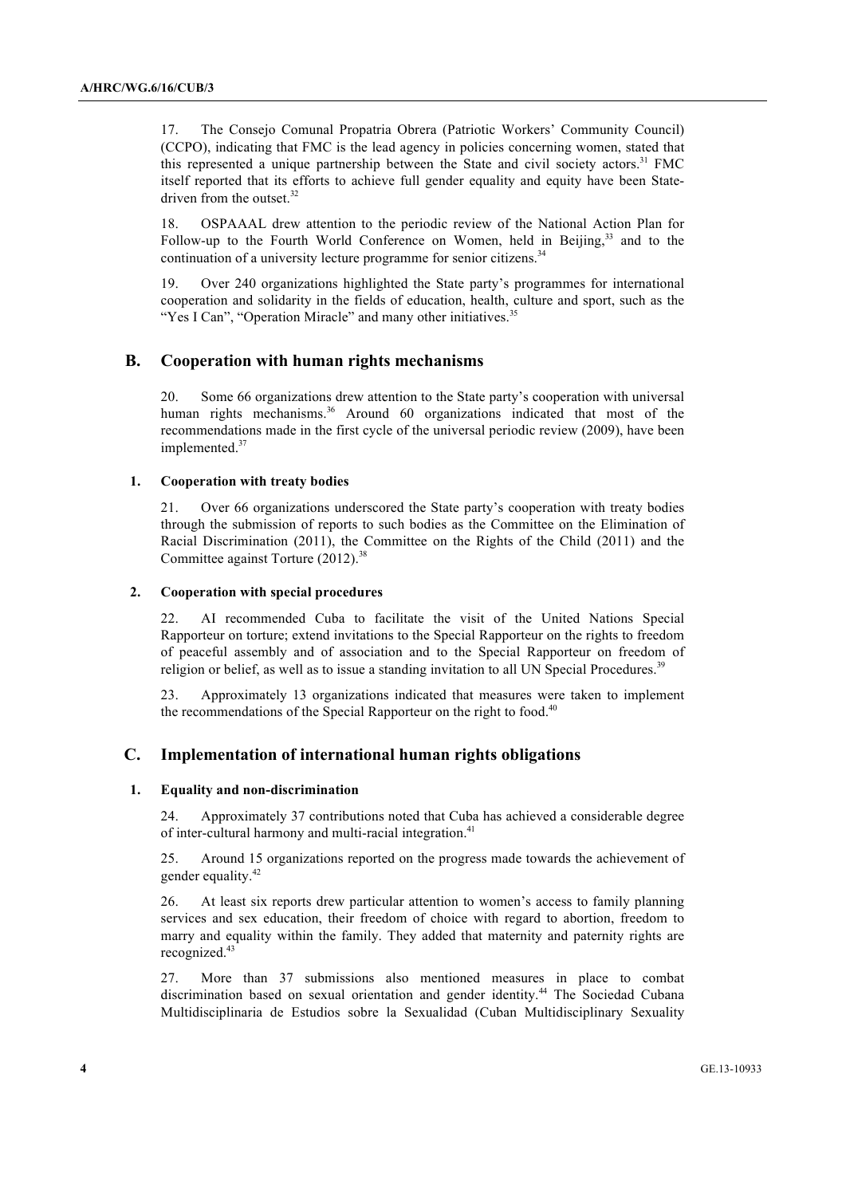17. The Consejo Comunal Propatria Obrera (Patriotic Workers' Community Council) (CCPO), indicating that FMC is the lead agency in policies concerning women, stated that this represented a unique partnership between the State and civil society actors.[31] FMC itself reported that its efforts to achieve full gender equality and equity have been State-driven from the outset.[32]

18. OSPAAAL drew attention to the periodic review of the National Action Plan for Follow-up to the Fourth World Conference on Women, held in Beijing,[33] and to the continuation of a university lecture programme for senior citizens.[34]

19. Over 240 organizations highlighted the State party's programmes for international cooperation and solidarity in the fields of education, health, culture and sport, such as the "Yes I Can", "Operation Miracle" and many other initiatives.[35]

## B. Cooperation with human rights mechanisms

20. Some 66 organizations drew attention to the State party's cooperation with universal human rights mechanisms.[36] Around 60 organizations indicated that most of the recommendations made in the first cycle of the universal periodic review (2009), have been implemented.[37]

### 1. Cooperation with treaty bodies

21. Over 66 organizations underscored the State party's cooperation with treaty bodies through the submission of reports to such bodies as the Committee on the Elimination of Racial Discrimination (2011), the Committee on the Rights of the Child (2011) and the Committee against Torture (2012).[38]

### 2. Cooperation with special procedures

22. AI recommended Cuba to facilitate the visit of the United Nations Special Rapporteur on torture; extend invitations to the Special Rapporteur on the rights to freedom of peaceful assembly and of association and to the Special Rapporteur on freedom of religion or belief, as well as to issue a standing invitation to all UN Special Procedures.[39]

23. Approximately 13 organizations indicated that measures were taken to implement the recommendations of the Special Rapporteur on the right to food.[40]

## C. Implementation of international human rights obligations

### 1. Equality and non-discrimination

24. Approximately 37 contributions noted that Cuba has achieved a considerable degree of inter-cultural harmony and multi-racial integration.[41]

25. Around 15 organizations reported on the progress made towards the achievement of gender equality.[42]

26. At least six reports drew particular attention to women's access to family planning services and sex education, their freedom of choice with regard to abortion, freedom to marry and equality within the family. They added that maternity and paternity rights are recognized.[43]

27. More than 37 submissions also mentioned measures in place to combat discrimination based on sexual orientation and gender identity.[44] The Sociedad Cubana Multidisciplinaria de Estudios sobre la Sexualidad (Cuban Multidisciplinary Sexuality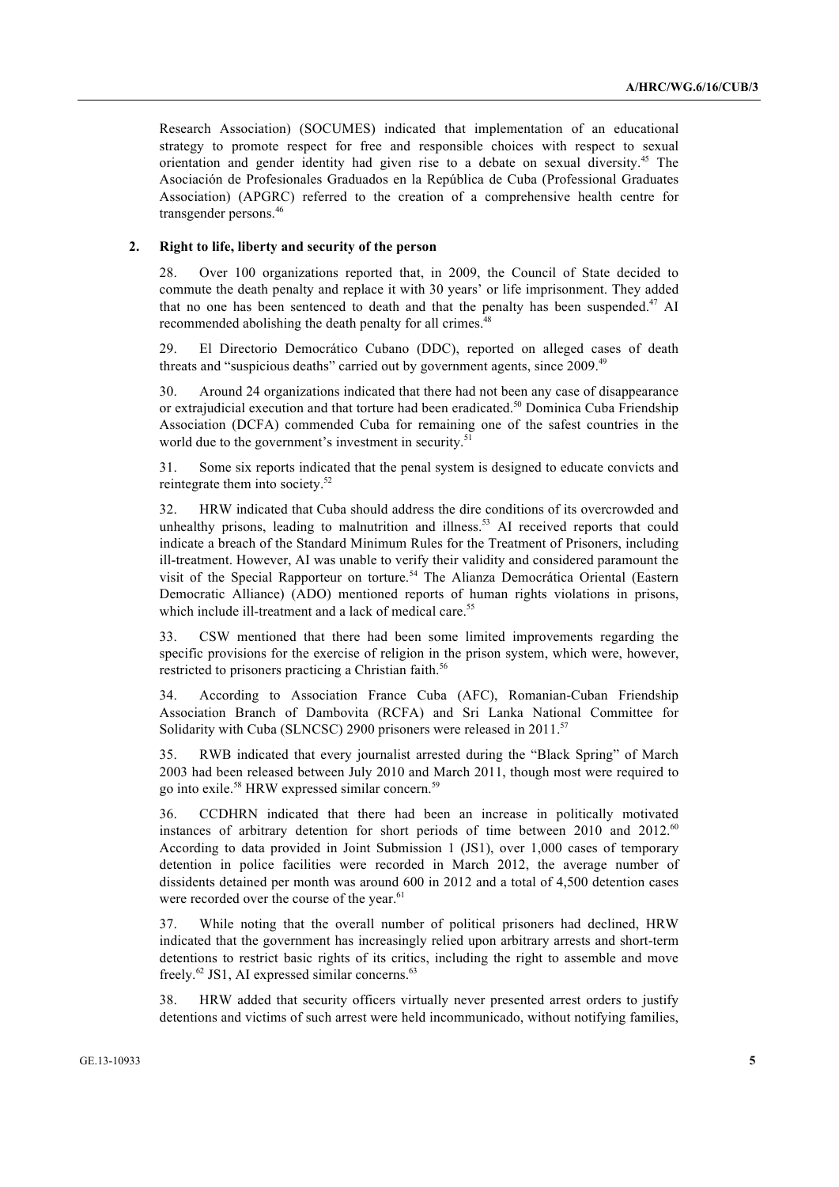Research Association) (SOCUMES) indicated that implementation of an educational strategy to promote respect for free and responsible choices with respect to sexual orientation and gender identity had given rise to a debate on sexual diversity.[45] The Asociación de Profesionales Graduados en la República de Cuba (Professional Graduates Association) (APGRC) referred to the creation of a comprehensive health centre for transgender persons.[46]

### 2. Right to life, liberty and security of the person

28. Over 100 organizations reported that, in 2009, the Council of State decided to commute the death penalty and replace it with 30 years' or life imprisonment. They added that no one has been sentenced to death and that the penalty has been suspended.[47] AI recommended abolishing the death penalty for all crimes.[48]

29. El Directorio Democrático Cubano (DDC), reported on alleged cases of death threats and "suspicious deaths" carried out by government agents, since 2009.[49]

30. Around 24 organizations indicated that there had not been any case of disappearance or extrajudicial execution and that torture had been eradicated.[50] Dominica Cuba Friendship Association (DCFA) commended Cuba for remaining one of the safest countries in the world due to the government's investment in security.[51]

31. Some six reports indicated that the penal system is designed to educate convicts and reintegrate them into society.[52]

32. HRW indicated that Cuba should address the dire conditions of its overcrowded and unhealthy prisons, leading to malnutrition and illness.[53] AI received reports that could indicate a breach of the Standard Minimum Rules for the Treatment of Prisoners, including ill-treatment. However, AI was unable to verify their validity and considered paramount the visit of the Special Rapporteur on torture.[54] The Alianza Democrática Oriental (Eastern Democratic Alliance) (ADO) mentioned reports of human rights violations in prisons, which include ill-treatment and a lack of medical care.[55]

33. CSW mentioned that there had been some limited improvements regarding the specific provisions for the exercise of religion in the prison system, which were, however, restricted to prisoners practicing a Christian faith.[56]

34. According to Association France Cuba (AFC), Romanian-Cuban Friendship Association Branch of Dambovita (RCFA) and Sri Lanka National Committee for Solidarity with Cuba (SLNCSC) 2900 prisoners were released in 2011.[57]

35. RWB indicated that every journalist arrested during the "Black Spring" of March 2003 had been released between July 2010 and March 2011, though most were required to go into exile.[58] HRW expressed similar concern.[59]

36. CCDHRN indicated that there had been an increase in politically motivated instances of arbitrary detention for short periods of time between 2010 and 2012.[60] According to data provided in Joint Submission 1 (JS1), over 1,000 cases of temporary detention in police facilities were recorded in March 2012, the average number of dissidents detained per month was around 600 in 2012 and a total of 4,500 detention cases were recorded over the course of the year.[61]

37. While noting that the overall number of political prisoners had declined, HRW indicated that the government has increasingly relied upon arbitrary arrests and short-term detentions to restrict basic rights of its critics, including the right to assemble and move freely.[62] JS1, AI expressed similar concerns.[63]

38. HRW added that security officers virtually never presented arrest orders to justify detentions and victims of such arrest were held incommunicado, without notifying families,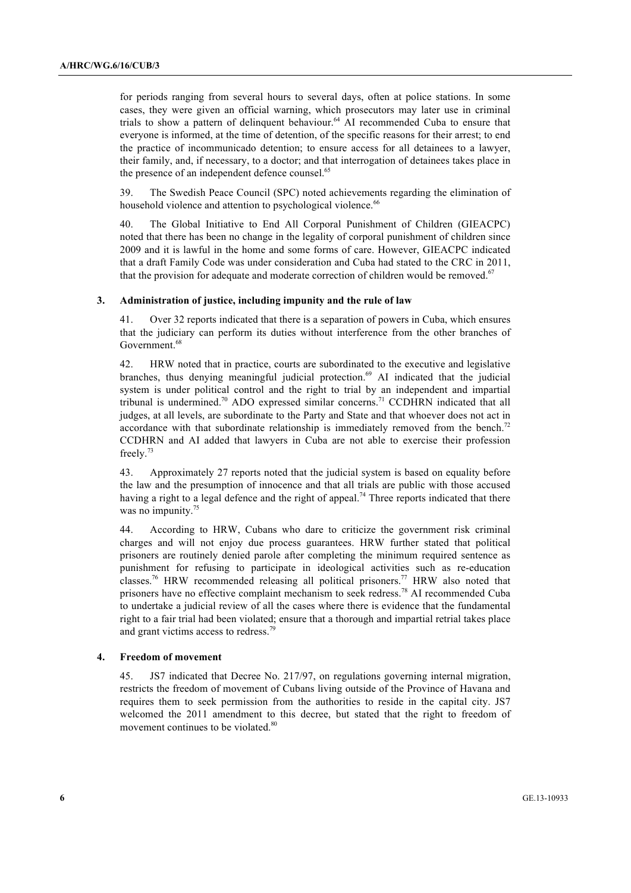for periods ranging from several hours to several days, often at police stations. In some cases, they were given an official warning, which prosecutors may later use in criminal trials to show a pattern of delinquent behaviour.[64] AI recommended Cuba to ensure that everyone is informed, at the time of detention, of the specific reasons for their arrest; to end the practice of incommunicado detention; to ensure access for all detainees to a lawyer, their family, and, if necessary, to a doctor; and that interrogation of detainees takes place in the presence of an independent defence counsel.[65]

39. The Swedish Peace Council (SPC) noted achievements regarding the elimination of household violence and attention to psychological violence.[66]

40. The Global Initiative to End All Corporal Punishment of Children (GIEACPC) noted that there has been no change in the legality of corporal punishment of children since 2009 and it is lawful in the home and some forms of care. However, GIEACPC indicated that a draft Family Code was under consideration and Cuba had stated to the CRC in 2011, that the provision for adequate and moderate correction of children would be removed.[67]

### 3. Administration of justice, including impunity and the rule of law

41. Over 32 reports indicated that there is a separation of powers in Cuba, which ensures that the judiciary can perform its duties without interference from the other branches of Government.[68]

42. HRW noted that in practice, courts are subordinated to the executive and legislative branches, thus denying meaningful judicial protection.[69] AI indicated that the judicial system is under political control and the right to trial by an independent and impartial tribunal is undermined.[70] ADO expressed similar concerns.[71] CCDHRN indicated that all judges, at all levels, are subordinate to the Party and State and that whoever does not act in accordance with that subordinate relationship is immediately removed from the bench.[72] CCDHRN and AI added that lawyers in Cuba are not able to exercise their profession freely.[73]

43. Approximately 27 reports noted that the judicial system is based on equality before the law and the presumption of innocence and that all trials are public with those accused having a right to a legal defence and the right of appeal.[74] Three reports indicated that there was no impunity.[75]

44. According to HRW, Cubans who dare to criticize the government risk criminal charges and will not enjoy due process guarantees. HRW further stated that political prisoners are routinely denied parole after completing the minimum required sentence as punishment for refusing to participate in ideological activities such as re-education classes.[76] HRW recommended releasing all political prisoners.[77] HRW also noted that prisoners have no effective complaint mechanism to seek redress.[78] AI recommended Cuba to undertake a judicial review of all the cases where there is evidence that the fundamental right to a fair trial had been violated; ensure that a thorough and impartial retrial takes place and grant victims access to redress.[79]

### 4. Freedom of movement

45. JS7 indicated that Decree No. 217/97, on regulations governing internal migration, restricts the freedom of movement of Cubans living outside of the Province of Havana and requires them to seek permission from the authorities to reside in the capital city. JS7 welcomed the 2011 amendment to this decree, but stated that the right to freedom of movement continues to be violated.[80]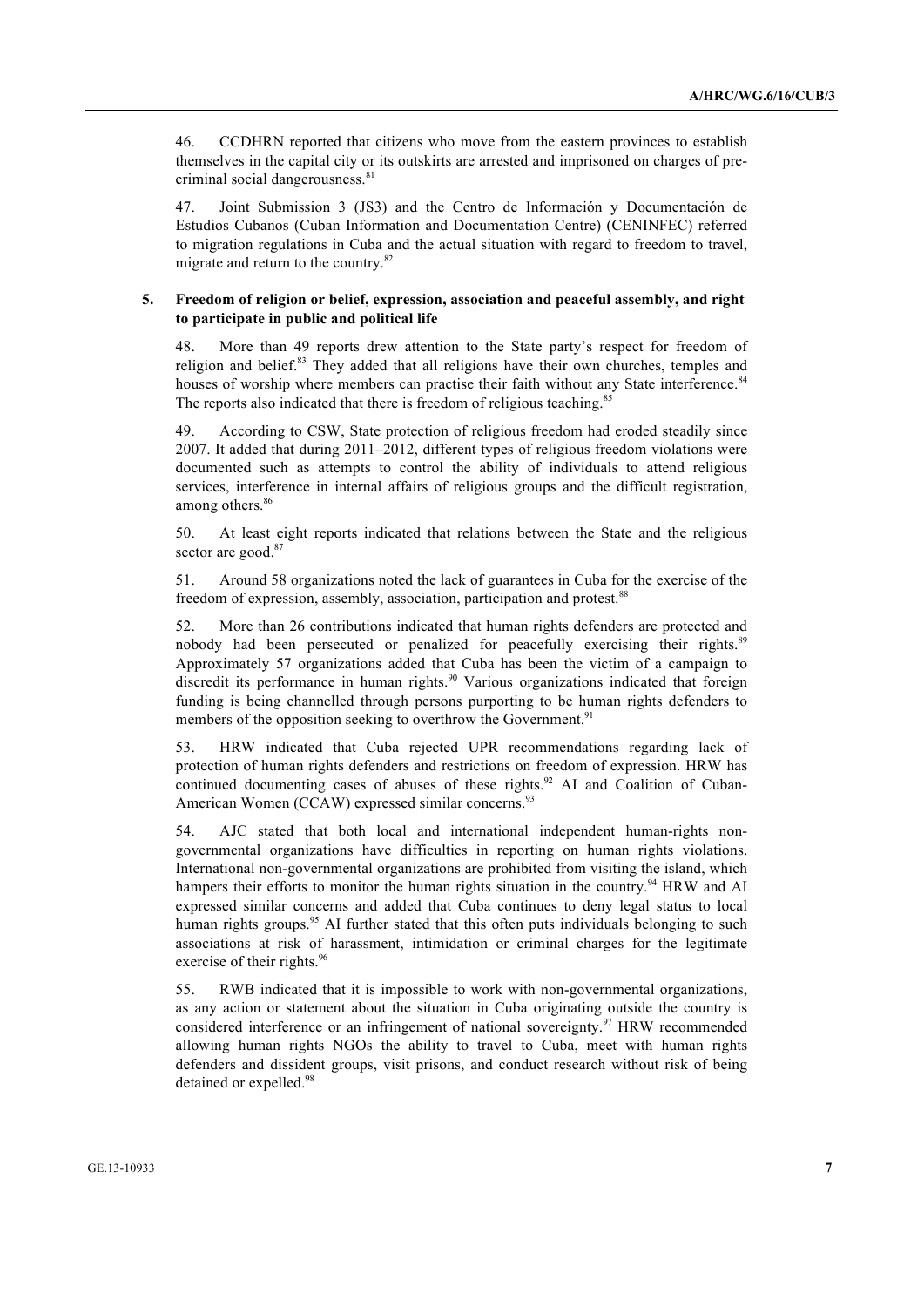46. CCDHRN reported that citizens who move from the eastern provinces to establish themselves in the capital city or its outskirts are arrested and imprisoned on charges of pre-criminal social dangerousness.[81]

47. Joint Submission 3 (JS3) and the Centro de Información y Documentación de Estudios Cubanos (Cuban Information and Documentation Centre) (CENINFEC) referred to migration regulations in Cuba and the actual situation with regard to freedom to travel, migrate and return to the country.[82]

### 5. Freedom of religion or belief, expression, association and peaceful assembly, and right to participate in public and political life

48. More than 49 reports drew attention to the State party's respect for freedom of religion and belief.[83] They added that all religions have their own churches, temples and houses of worship where members can practise their faith without any State interference.[84] The reports also indicated that there is freedom of religious teaching.[85]

49. According to CSW, State protection of religious freedom had eroded steadily since 2007. It added that during 2011–2012, different types of religious freedom violations were documented such as attempts to control the ability of individuals to attend religious services, interference in internal affairs of religious groups and the difficult registration, among others.[86]

50. At least eight reports indicated that relations between the State and the religious sector are good.[87]

51. Around 58 organizations noted the lack of guarantees in Cuba for the exercise of the freedom of expression, assembly, association, participation and protest.[88]

52. More than 26 contributions indicated that human rights defenders are protected and nobody had been persecuted or penalized for peacefully exercising their rights.[89] Approximately 57 organizations added that Cuba has been the victim of a campaign to discredit its performance in human rights.[90] Various organizations indicated that foreign funding is being channelled through persons purporting to be human rights defenders to members of the opposition seeking to overthrow the Government.[91]

53. HRW indicated that Cuba rejected UPR recommendations regarding lack of protection of human rights defenders and restrictions on freedom of expression. HRW has continued documenting cases of abuses of these rights.[92] AI and Coalition of Cuban-American Women (CCAW) expressed similar concerns.[93]

54. AJC stated that both local and international independent human-rights non-governmental organizations have difficulties in reporting on human rights violations. International non-governmental organizations are prohibited from visiting the island, which hampers their efforts to monitor the human rights situation in the country.[94] HRW and AI expressed similar concerns and added that Cuba continues to deny legal status to local human rights groups.[95] AI further stated that this often puts individuals belonging to such associations at risk of harassment, intimidation or criminal charges for the legitimate exercise of their rights.[96]

55. RWB indicated that it is impossible to work with non-governmental organizations, as any action or statement about the situation in Cuba originating outside the country is considered interference or an infringement of national sovereignty.[97] HRW recommended allowing human rights NGOs the ability to travel to Cuba, meet with human rights defenders and dissident groups, visit prisons, and conduct research without risk of being detained or expelled.[98]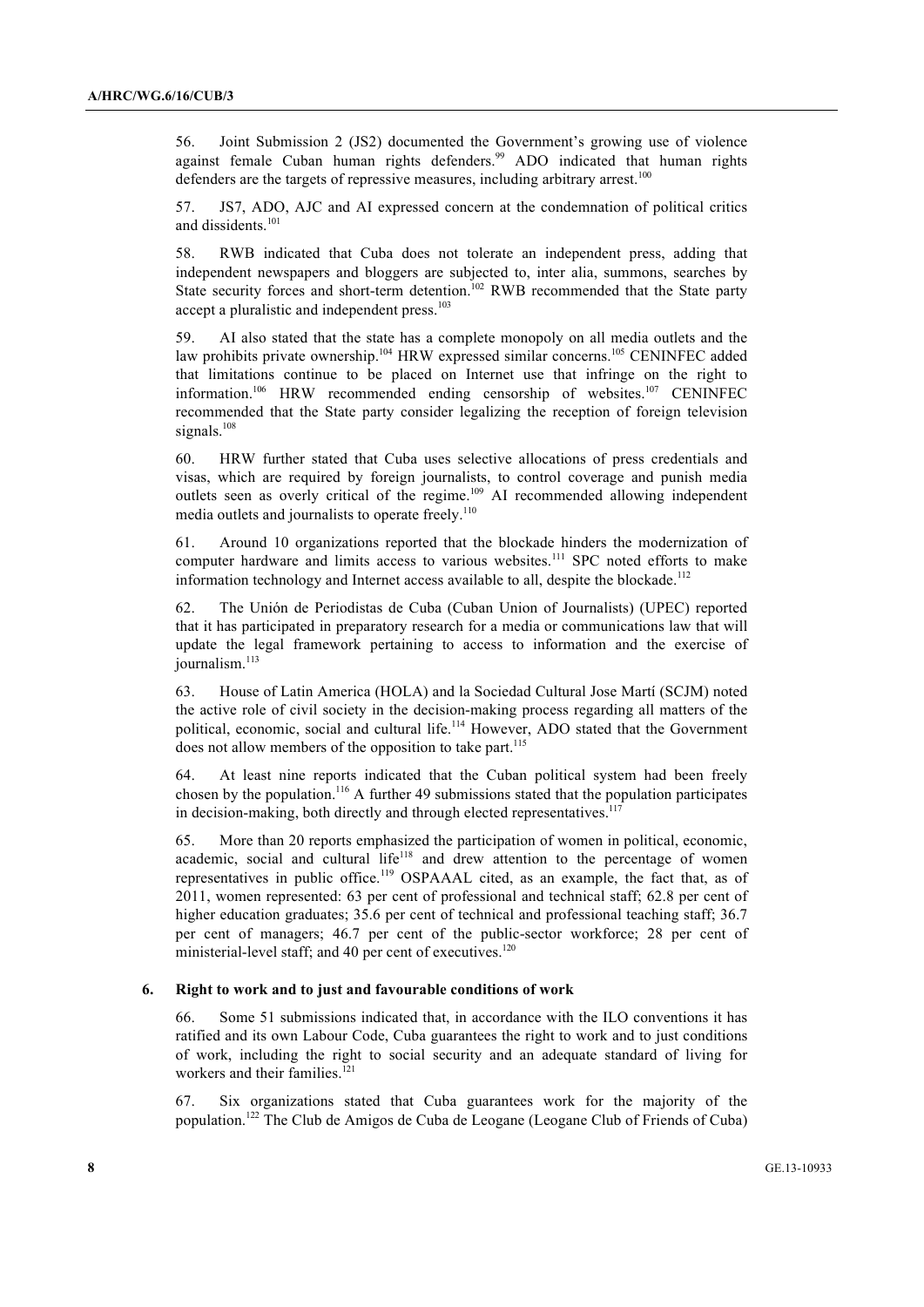56. Joint Submission 2 (JS2) documented the Government's growing use of violence against female Cuban human rights defenders.[99] ADO indicated that human rights defenders are the targets of repressive measures, including arbitrary arrest.[100]

57. JS7, ADO, AJC and AI expressed concern at the condemnation of political critics and dissidents.[101]

58. RWB indicated that Cuba does not tolerate an independent press, adding that independent newspapers and bloggers are subjected to, inter alia, summons, searches by State security forces and short-term detention.[102] RWB recommended that the State party accept a pluralistic and independent press.[103]

59. AI also stated that the state has a complete monopoly on all media outlets and the law prohibits private ownership.[104] HRW expressed similar concerns.[105] CENINFEC added that limitations continue to be placed on Internet use that infringe on the right to information.[106] HRW recommended ending censorship of websites.[107] CENINFEC recommended that the State party consider legalizing the reception of foreign television signals.[108]

60. HRW further stated that Cuba uses selective allocations of press credentials and visas, which are required by foreign journalists, to control coverage and punish media outlets seen as overly critical of the regime.[109] AI recommended allowing independent media outlets and journalists to operate freely.[110]

61. Around 10 organizations reported that the blockade hinders the modernization of computer hardware and limits access to various websites.[111] SPC noted efforts to make information technology and Internet access available to all, despite the blockade.[112]

62. The Unión de Periodistas de Cuba (Cuban Union of Journalists) (UPEC) reported that it has participated in preparatory research for a media or communications law that will update the legal framework pertaining to access to information and the exercise of journalism.[113]

63. House of Latin America (HOLA) and la Sociedad Cultural Jose Martí (SCJM) noted the active role of civil society in the decision-making process regarding all matters of the political, economic, social and cultural life.[114] However, ADO stated that the Government does not allow members of the opposition to take part.[115]

64. At least nine reports indicated that the Cuban political system had been freely chosen by the population.[116] A further 49 submissions stated that the population participates in decision-making, both directly and through elected representatives.[117]

65. More than 20 reports emphasized the participation of women in political, economic, academic, social and cultural life[118] and drew attention to the percentage of women representatives in public office.[119] OSPAAAL cited, as an example, the fact that, as of 2011, women represented: 63 per cent of professional and technical staff; 62.8 per cent of higher education graduates; 35.6 per cent of technical and professional teaching staff; 36.7 per cent of managers; 46.7 per cent of the public-sector workforce; 28 per cent of ministerial-level staff; and 40 per cent of executives.[120]

### 6. Right to work and to just and favourable conditions of work

66. Some 51 submissions indicated that, in accordance with the ILO conventions it has ratified and its own Labour Code, Cuba guarantees the right to work and to just conditions of work, including the right to social security and an adequate standard of living for workers and their families.[121]

67. Six organizations stated that Cuba guarantees work for the majority of the population.[122] The Club de Amigos de Cuba de Leogane (Leogane Club of Friends of Cuba)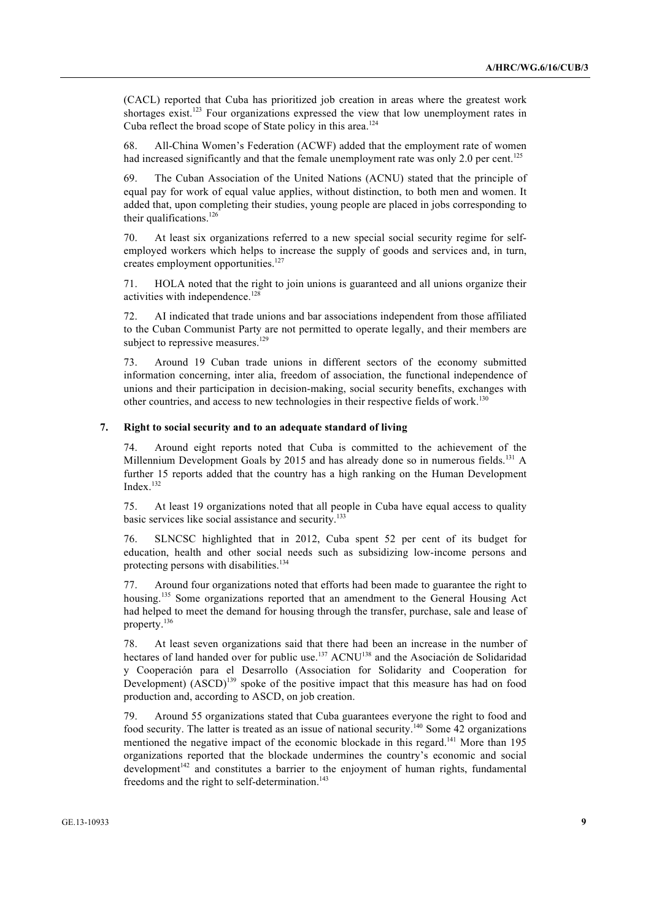(CACL) reported that Cuba has prioritized job creation in areas where the greatest work shortages exist.[123] Four organizations expressed the view that low unemployment rates in Cuba reflect the broad scope of State policy in this area.[124]

68. All-China Women's Federation (ACWF) added that the employment rate of women had increased significantly and that the female unemployment rate was only 2.0 per cent.[125]

69. The Cuban Association of the United Nations (ACNU) stated that the principle of equal pay for work of equal value applies, without distinction, to both men and women. It added that, upon completing their studies, young people are placed in jobs corresponding to their qualifications.[126]

70. At least six organizations referred to a new special social security regime for self-employed workers which helps to increase the supply of goods and services and, in turn, creates employment opportunities.[127]

71. HOLA noted that the right to join unions is guaranteed and all unions organize their activities with independence.[128]

72. AI indicated that trade unions and bar associations independent from those affiliated to the Cuban Communist Party are not permitted to operate legally, and their members are subject to repressive measures.[129]

73. Around 19 Cuban trade unions in different sectors of the economy submitted information concerning, inter alia, freedom of association, the functional independence of unions and their participation in decision-making, social security benefits, exchanges with other countries, and access to new technologies in their respective fields of work.[130]

### 7. Right to social security and to an adequate standard of living

74. Around eight reports noted that Cuba is committed to the achievement of the Millennium Development Goals by 2015 and has already done so in numerous fields.[131] A further 15 reports added that the country has a high ranking on the Human Development Index.[132]

75. At least 19 organizations noted that all people in Cuba have equal access to quality basic services like social assistance and security.[133]

76. SLNCSC highlighted that in 2012, Cuba spent 52 per cent of its budget for education, health and other social needs such as subsidizing low-income persons and protecting persons with disabilities.[134]

77. Around four organizations noted that efforts had been made to guarantee the right to housing.[135] Some organizations reported that an amendment to the General Housing Act had helped to meet the demand for housing through the transfer, purchase, sale and lease of property.[136]

78. At least seven organizations said that there had been an increase in the number of hectares of land handed over for public use.[137] ACNU[138] and the Asociación de Solidaridad y Cooperación para el Desarrollo (Association for Solidarity and Cooperation for Development) (ASCD)[139] spoke of the positive impact that this measure has had on food production and, according to ASCD, on job creation.

79. Around 55 organizations stated that Cuba guarantees everyone the right to food and food security. The latter is treated as an issue of national security.[140] Some 42 organizations mentioned the negative impact of the economic blockade in this regard.[141] More than 195 organizations reported that the blockade undermines the country's economic and social development[142] and constitutes a barrier to the enjoyment of human rights, fundamental freedoms and the right to self-determination.[143]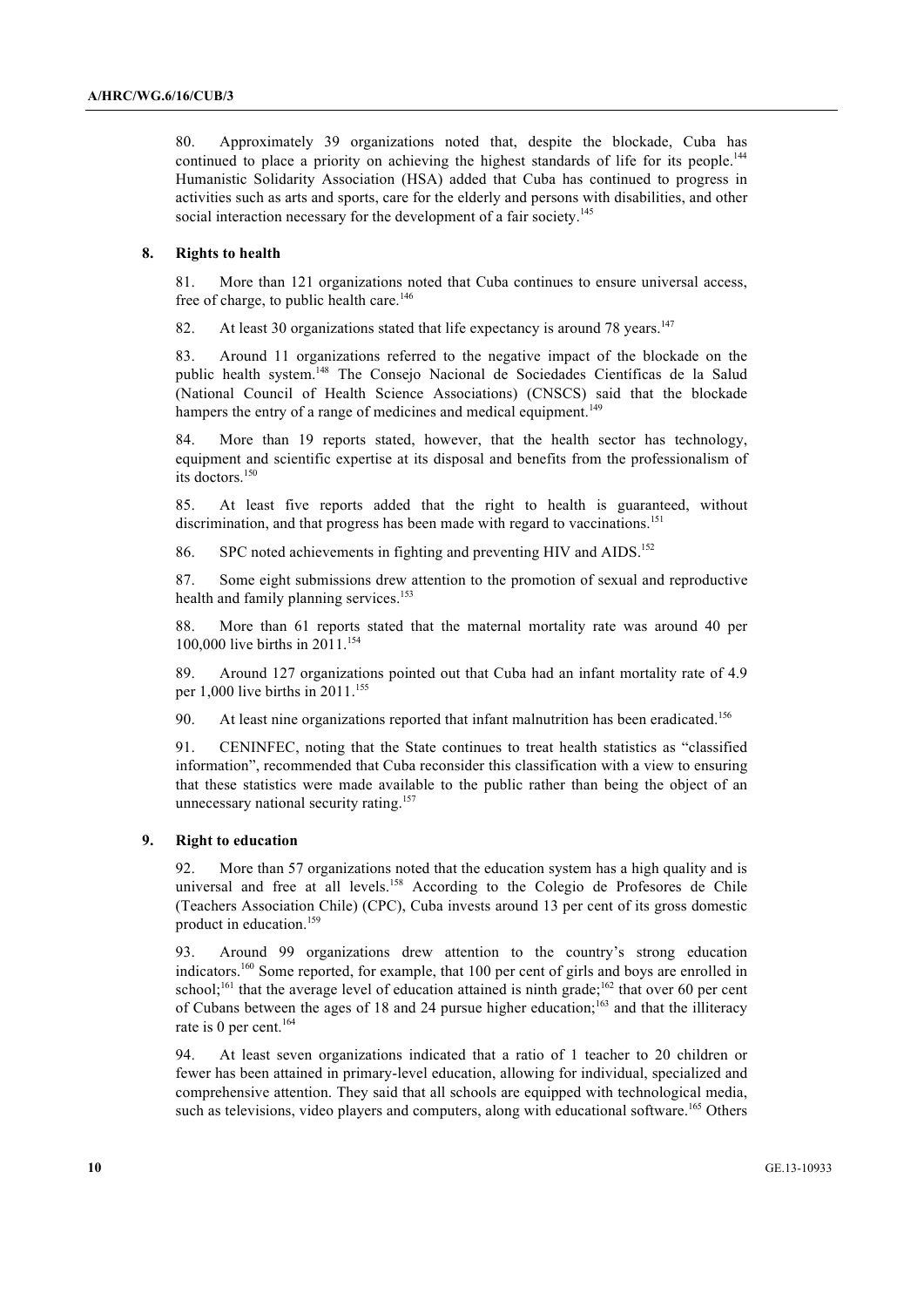80. Approximately 39 organizations noted that, despite the blockade, Cuba has continued to place a priority on achieving the highest standards of life for its people.[144] Humanistic Solidarity Association (HSA) added that Cuba has continued to progress in activities such as arts and sports, care for the elderly and persons with disabilities, and other social interaction necessary for the development of a fair society.[145]

### 8. Rights to health

81. More than 121 organizations noted that Cuba continues to ensure universal access, free of charge, to public health care.[146]

82. At least 30 organizations stated that life expectancy is around 78 years.[147]

83. Around 11 organizations referred to the negative impact of the blockade on the public health system.[148] The Consejo Nacional de Sociedades Científicas de la Salud (National Council of Health Science Associations) (CNSCS) said that the blockade hampers the entry of a range of medicines and medical equipment.[149]

84. More than 19 reports stated, however, that the health sector has technology, equipment and scientific expertise at its disposal and benefits from the professionalism of its doctors.[150]

85. At least five reports added that the right to health is guaranteed, without discrimination, and that progress has been made with regard to vaccinations.[151]

86. SPC noted achievements in fighting and preventing HIV and AIDS.[152]

87. Some eight submissions drew attention to the promotion of sexual and reproductive health and family planning services.[153]

88. More than 61 reports stated that the maternal mortality rate was around 40 per 100,000 live births in 2011.[154]

89. Around 127 organizations pointed out that Cuba had an infant mortality rate of 4.9 per 1,000 live births in 2011.[155]

90. At least nine organizations reported that infant malnutrition has been eradicated.[156]

91. CENINFEC, noting that the State continues to treat health statistics as "classified information", recommended that Cuba reconsider this classification with a view to ensuring that these statistics were made available to the public rather than being the object of an unnecessary national security rating.[157]

### 9. Right to education

92. More than 57 organizations noted that the education system has a high quality and is universal and free at all levels.[158] According to the Colegio de Profesores de Chile (Teachers Association Chile) (CPC), Cuba invests around 13 per cent of its gross domestic product in education.[159]

93. Around 99 organizations drew attention to the country's strong education indicators.[160] Some reported, for example, that 100 per cent of girls and boys are enrolled in school;[161] that the average level of education attained is ninth grade;[162] that over 60 per cent of Cubans between the ages of 18 and 24 pursue higher education;[163] and that the illiteracy rate is 0 per cent.[164]

94. At least seven organizations indicated that a ratio of 1 teacher to 20 children or fewer has been attained in primary-level education, allowing for individual, specialized and comprehensive attention. They said that all schools are equipped with technological media, such as televisions, video players and computers, along with educational software.[165] Others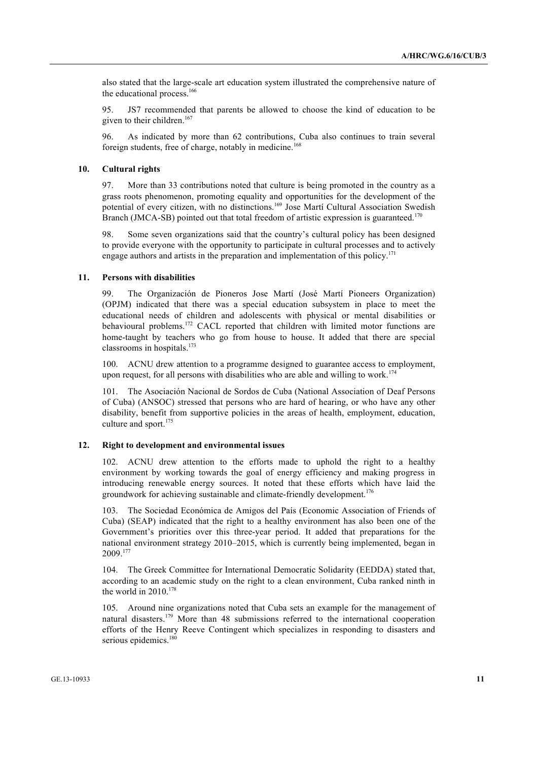also stated that the large-scale art education system illustrated the comprehensive nature of the educational process.[166]

95. JS7 recommended that parents be allowed to choose the kind of education to be given to their children.[167]

96. As indicated by more than 62 contributions, Cuba also continues to train several foreign students, free of charge, notably in medicine.[168]

### 10. Cultural rights

97. More than 33 contributions noted that culture is being promoted in the country as a grass roots phenomenon, promoting equality and opportunities for the development of the potential of every citizen, with no distinctions.[169] Jose Martí Cultural Association Swedish Branch (JMCA-SB) pointed out that total freedom of artistic expression is guaranteed.[170]

98. Some seven organizations said that the country's cultural policy has been designed to provide everyone with the opportunity to participate in cultural processes and to actively engage authors and artists in the preparation and implementation of this policy.[171]

### 11. Persons with disabilities

99. The Organización de Pioneros Jose Martí (José Martí Pioneers Organization) (OPJM) indicated that there was a special education subsystem in place to meet the educational needs of children and adolescents with physical or mental disabilities or behavioural problems.[172] CACL reported that children with limited motor functions are home-taught by teachers who go from house to house. It added that there are special classrooms in hospitals.[173]

100. ACNU drew attention to a programme designed to guarantee access to employment, upon request, for all persons with disabilities who are able and willing to work.[174]

101. The Asociación Nacional de Sordos de Cuba (National Association of Deaf Persons of Cuba) (ANSOC) stressed that persons who are hard of hearing, or who have any other disability, benefit from supportive policies in the areas of health, employment, education, culture and sport.[175]

### 12. Right to development and environmental issues

102. ACNU drew attention to the efforts made to uphold the right to a healthy environment by working towards the goal of energy efficiency and making progress in introducing renewable energy sources. It noted that these efforts which have laid the groundwork for achieving sustainable and climate-friendly development.[176]

103. The Sociedad Económica de Amigos del País (Economic Association of Friends of Cuba) (SEAP) indicated that the right to a healthy environment has also been one of the Government's priorities over this three-year period. It added that preparations for the national environment strategy 2010–2015, which is currently being implemented, began in 2009.[177]

104. The Greek Committee for International Democratic Solidarity (EEDDA) stated that, according to an academic study on the right to a clean environment, Cuba ranked ninth in the world in 2010.[178]

105. Around nine organizations noted that Cuba sets an example for the management of natural disasters.[179] More than 48 submissions referred to the international cooperation efforts of the Henry Reeve Contingent which specializes in responding to disasters and serious epidemics.[180]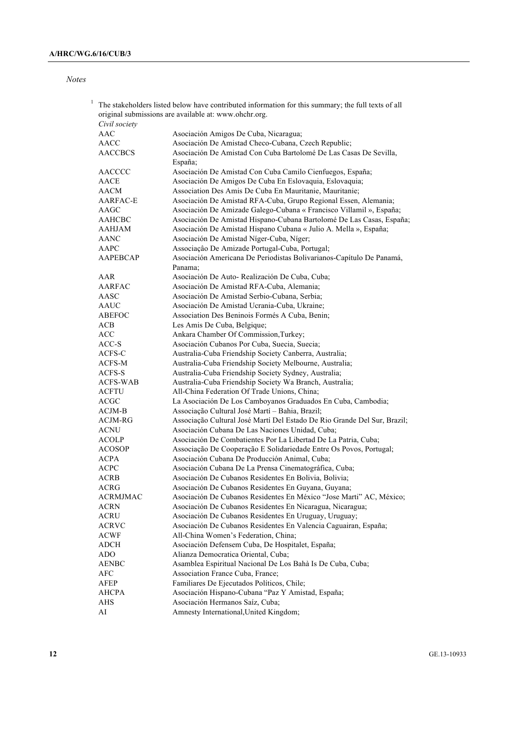*Notes*

[1] The stakeholders listed below have contributed information for this summary; the full texts of all original submissions are available at: www.ohchr.org.

*Civil society*

| | |
|---|---|
| AAC | Asociación Amigos De Cuba, Nicaragua; |
| AACC | Asociación De Amistad Checo-Cubana, Czech Republic; |
| AACCBCS | Asociación De Amistad Con Cuba Bartolomé De Las Casas De Sevilla, España; |
| AACCCC | Asociación De Amistad Con Cuba Camilo Cienfuegos, España; |
| AACE | Asociación De Amigos De Cuba En Eslovaquia, Eslovaquia; |
| AACM | Association Des Amis De Cuba En Mauritanie, Mauritanie; |
| AARFAC-E | Asociación De Amistad RFA-Cuba, Grupo Regional Essen, Alemania; |
| AAGC | Asociaçao De Amizade Galego-Cubana « Francisco Villamil », España; |
| AAHCBC | Asociación De Amistad Hispano-Cubana Bartolomé De Las Casas, España; |
| AAHJAM | Asociación De Amistad Hispano Cubana « Julio A. Mella », España; |
| AANC | Asociación De Amistad Níger-Cuba, Níger; |
| AAPC | Associação De Amizade Portugal-Cuba, Portugal; |
| AAPEBCAP | Asociación Americana De Periodistas Bolivarianos-Capítulo De Panamá, Panama; |
| AAR | Asociación De Auto- Realización De Cuba, Cuba; |
| AARFAC | Asociación De Amistad RFA-Cuba, Alemania; |
| AASC | Asociación De Amistad Serbio-Cubana, Serbia; |
| AAUC | Asociación De Amistad Ucrania-Cuba, Ukraine; |
| ABEFOC | Association Des Beninois Formés A Cuba, Benin; |
| ACB | Les Amis De Cuba, Belgique; |
| ACC | Ankara Chamber Of Commission,Turkey; |
| ACC-S | Asociación Cubanos Por Cuba, Suecia, Suecia; |
| ACFS-C | Australia-Cuba Friendship Society Canberra, Australia; |
| ACFS-M | Australia-Cuba Friendship Society Melbourne, Australia; |
| ACFS-S | Australia-Cuba Friendship Society Sydney, Australia; |
| ACFS-WAB | Australia-Cuba Friendship Society Wa Branch, Australia; |
| ACFTU | All-China Federation Of Trade Unions, China; |
| ACGC | La Asociación De Los Camboyanos Graduados En Cuba, Cambodia; |
| ACJM-B | Associação Cultural José Martí – Bahia, Brazil; |
| ACJM-RG | Associação Cultural José Martí Del Estado De Rio Grande Del Sur, Brazil; |
| ACNU | Asociación Cubana De Las Naciones Unidad, Cuba; |
| ACOLP | Asociación De Combatientes Por La Libertad De La Patria, Cuba; |
| ACOSOP | Associação De Cooperação E Solidariedade Entre Os Povos, Portugal; |
| ACPA | Asociación Cubana De Producción Animal, Cuba; |
| ACPC | Asociación Cubana De La Prensa Cinematográfica, Cuba; |
| ACRB | Asociación De Cubanos Residentes En Bolivia, Bolivia; |
| ACRG | Asociación De Cubanos Residentes En Guyana, Guyana; |
| ACRMJMAC | Asociación De Cubanos Residentes En México "Jose Martí" AC, México; |
| ACRN | Asociación De Cubanos Residentes En Nicaragua, Nicaragua; |
| ACRU | Asociación De Cubanos Residentes En Uruguay, Uruguay; |
| ACRVC | Asociación De Cubanos Residentes En Valencia Caguairan, España; |
| ACWF | All-China Women's Federation, China; |
| ADCH | Asociación Defensem Cuba, De Hospitalet, España; |
| ADO | Alianza Democratica Oriental, Cuba; |
| AENBC | Asamblea Espiritual Nacional De Los Bahà Is De Cuba, Cuba; |
| AFC | Association France Cuba, France; |
| AFEP | Familiares De Ejecutados Políticos, Chile; |
| AHCPA | Asociación Hispano-Cubana "Paz Y Amistad, España; |
| AHS | Asociación Hermanos Saíz, Cuba; |
| AI | Amnesty International,United Kingdom; |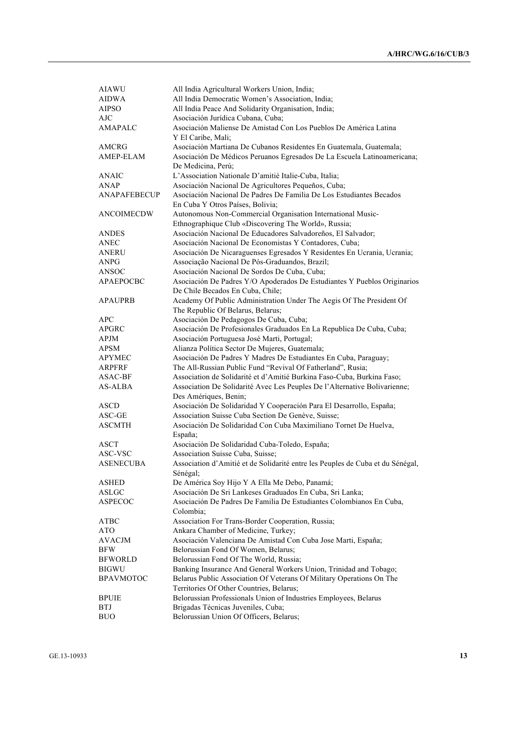| | |
|---|---|
| AIAWU | All India Agricultural Workers Union, India; |
| AIDWA | All India Democratic Women's Association, India; |
| AIPSO | All India Peace And Solidarity Organisation, India; |
| AJC | Asociación Jurídica Cubana, Cuba; |
| AMAPALC | Asociación Maliense De Amistad Con Los Pueblos De América Latina Y El Caribe, Mali; |
| AMCRG | Asociación Martiana De Cubanos Residentes En Guatemala, Guatemala; |
| AMEP-ELAM | Asociación De Médicos Peruanos Egresados De La Escuela Latinoamericana; De Medicina, Perú; |
| ANAIC | L'Association Nationale D'amitié Italie-Cuba, Italia; |
| ANAP | Asociación Nacional De Agricultores Pequeños, Cuba; |
| ANAPAFEBECUP | Asociación Nacional De Padres De Familia De Los Estudiantes Becados En Cuba Y Otros Países, Bolivia; |
| ANCOIMECDW | Autonomous Non-Commercial Organisation International Music-Ethnographique Club «Discovering The World», Russia; |
| ANDES | Asociación Nacional De Educadores Salvadoreños, El Salvador; |
| ANEC | Asociación Nacional De Economistas Y Contadores, Cuba; |
| ANERU | Asociación De Nicaraguenses Egresados Y Residentes En Ucrania, Ucrania; |
| ANPG | Associação Nacional De Pós-Graduandos, Brazil; |
| ANSOC | Asociación Nacional De Sordos De Cuba, Cuba; |
| APAEPOCBC | Asociación De Padres Y/O Apoderados De Estudiantes Y Pueblos Originarios De Chile Becados En Cuba, Chile; |
| APAUPRB | Academy Of Public Administration Under The Aegis Of The President Of The Republic Of Belarus, Belarus; |
| APC | Asociación De Pedagogos De Cuba, Cuba; |
| APGRC | Asociación De Profesionales Graduados En La Republica De Cuba, Cuba; |
| APJM | Asociación Portuguesa José Marti, Portugal; |
| APSM | Alianza Política Sector De Mujeres, Guatemala; |
| APYMEC | Asociación De Padres Y Madres De Estudiantes En Cuba, Paraguay; |
| ARPFRF | The All-Russian Public Fund "Revival Of Fatherland", Rusia; |
| ASAC-BF | Association de Solidarité et d'Amitié Burkina Faso-Cuba, Burkina Faso; |
| AS-ALBA | Association De Solidarité Avec Les Peuples De l'Alternative Bolivarienne; Des Amériques, Benin; |
| ASCD | Asociación De Solidaridad Y Cooperación Para El Desarrollo, España; |
| ASC-GE | Association Suisse Cuba Section De Genève, Suisse; |
| ASCMTH | Asociación De Solidaridad Con Cuba Maximiliano Tornet De Huelva, España; |
| ASCT | Asociación De Solidaridad Cuba-Toledo, España; |
| ASC-VSC | Association Suisse Cuba, Suisse; |
| ASENECUBA | Association d'Amitié et de Solidarité entre les Peuples de Cuba et du Sénégal, Sénégal; |
| ASHED | De América Soy Hijo Y A Ella Me Debo, Panamá; |
| ASLGC | Asociación De Sri Lankeses Graduados En Cuba, Sri Lanka; |
| ASPECOC | Asociación De Padres De Familia De Estudiantes Colombianos En Cuba, Colombia; |
| ATBC | Association For Trans-Border Cooperation, Russia; |
| ATO | Ankara Chamber of Medicine, Turkey; |
| AVACJM | Asociación Valenciana De Amistad Con Cuba Jose Marti, España; |
| BFW | Belorussian Fond Of Women, Belarus; |
| BFWORLD | Belorussian Fond Of The World, Russia; |
| BIGWU | Banking Insurance And General Workers Union, Trinidad and Tobago; |
| BPAVMOTOC | Belarus Public Association Of Veterans Of Military Operations On The Territories Of Other Countries, Belarus; |
| BPUIE | Belorussian Professionals Union of Industries Employees, Belarus |
| BTJ | Brigadas Técnicas Juveniles, Cuba; |
| BUO | Belorussian Union Of Officers, Belarus; |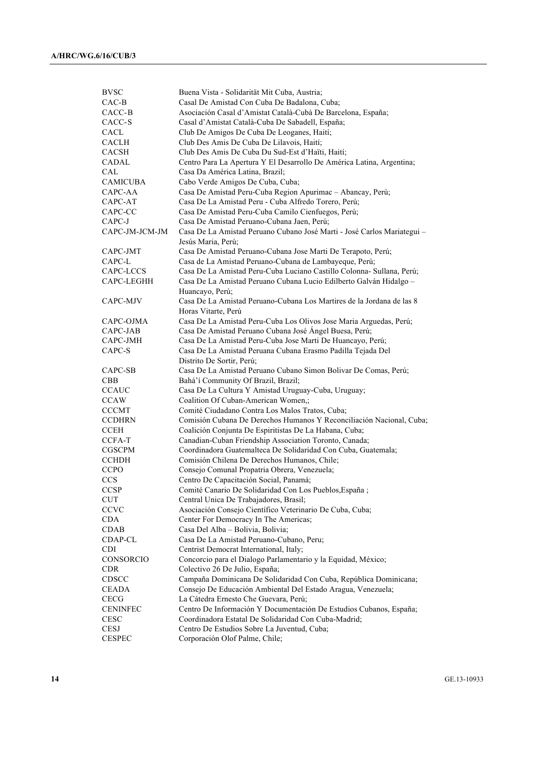| | |
|---|---|
| BVSC | Buena Vista - Solidarität Mit Cuba, Austria; |
| CAC-B | Casal De Amistad Con Cuba De Badalona, Cuba; |
| CACC-B | Asociación Casal d'Amistat Català-Cubà De Barcelona, España; |
| CACC-S | Casal d'Amistat Català-Cuba De Sabadell, España; |
| CACL | Club De Amigos De Cuba De Leoganes, Haití; |
| CACLH | Club Des Amis De Cuba De Lilavois, Haití; |
| CACSH | Club Des Amis De Cuba Du Sud-Est d'Haïti, Haití; |
| CADAL | Centro Para La Apertura Y El Desarrollo De América Latina, Argentina; |
| CAL | Casa Da América Latina, Brazil; |
| CAMICUBA | Cabo Verde Amigos De Cuba, Cuba; |
| CAPC-AA | Casa De Amistad Peru-Cuba Region Apurimac – Abancay, Perú; |
| CAPC-AT | Casa De La Amistad Peru - Cuba Alfredo Torero, Perú; |
| CAPC-CC | Casa De Amistad Peru-Cuba Camilo Cienfuegos, Perú; |
| CAPC-J | Casa De Amistad Peruano-Cubana Jaen, Perú; |
| CAPC-JM-JCM-JM | Casa De La Amistad Peruano Cubano José Marti - José Carlos Mariategui – Jesús Maria, Perú; |
| CAPC-JMT | Casa De Amistad Peruano-Cubana Jose Marti De Terapoto, Perú; |
| CAPC-L | Casa de La Amistad Peruano-Cubana de Lambayeque, Perú; |
| CAPC-LCCS | Casa De La Amistad Peru-Cuba Luciano Castillo Colonna- Sullana, Perú; |
| CAPC-LEGHH | Casa De La Amistad Peruano Cubana Lucio Edilberto Galván Hidalgo – Huancayo, Perú; |
| CAPC-MJV | Casa De La Amistad Peruano-Cubana Los Martires de la Jordana de las 8 Horas Vitarte, Perú |
| CAPC-OJMA | Casa De La Amistad Peru-Cuba Los Olivos Jose Maria Arguedas, Perú; |
| CAPC-JAB | Casa De Amistad Peruano Cubana José Ángel Buesa, Perú; |
| CAPC-JMH | Casa De La Amistad Peru-Cuba Jose Marti De Huancayo, Perú; |
| CAPC-S | Casa De La Amistad Peruana Cubana Erasmo Padilla Tejada Del Distrito De Sortir, Perú; |
| CAPC-SB | Casa De La Amistad Peruano Cubano Simon Bolivar De Comas, Perú; |
| CBB | Bahá'í Community Of Brazil, Brazil; |
| CCAUC | Casa De La Cultura Y Amistad Uruguay-Cuba, Uruguay; |
| CCAW | Coalition Of Cuban-American Women,; |
| CCCMT | Comité Ciudadano Contra Los Malos Tratos, Cuba; |
| CCDHRN | Comisión Cubana De Derechos Humanos Y Reconciliación Nacional, Cuba; |
| CCEH | Coalición Conjunta De Espiritistas De La Habana, Cuba; |
| CCFA-T | Canadian-Cuban Friendship Association Toronto, Canada; |
| CGSCPM | Coordinadora Guatemalteca De Solidaridad Con Cuba, Guatemala; |
| CCHDH | Comisión Chilena De Derechos Humanos, Chile; |
| CCPO | Consejo Comunal Propatria Obrera, Venezuela; |
| CCS | Centro De Capacitación Social, Panamá; |
| CCSP | Comité Canario De Solidaridad Con Los Pueblos,España ; |
| CUT | Central Unica De Trabajadores, Brasil; |
| CCVC | Asociación Consejo Científico Veterinario De Cuba, Cuba; |
| CDA | Center For Democracy In The Americas; |
| CDAB | Casa Del Alba – Bolivia, Bolivia; |
| CDAP-CL | Casa De La Amistad Peruano-Cubano, Peru; |
| CDI | Centrist Democrat International, Italy; |
| CONSORCIO | Concorcio para el Dialogo Parlamentario y la Equidad, México; |
| CDR | Colectivo 26 De Julio, España; |
| CDSCC | Campaña Dominicana De Solidaridad Con Cuba, República Dominicana; |
| CEADA | Consejo De Educación Ambiental Del Estado Aragua, Venezuela; |
| CECG | La Cátedra Ernesto Che Guevara, Perú; |
| CENINFEC | Centro De Información Y Documentación De Estudios Cubanos, España; |
| CESC | Coordinadora Estatal De Solidaridad Con Cuba-Madrid; |
| CESJ | Centro De Estudios Sobre La Juventud, Cuba; |
| CESPEC | Corporación Olof Palme, Chile; |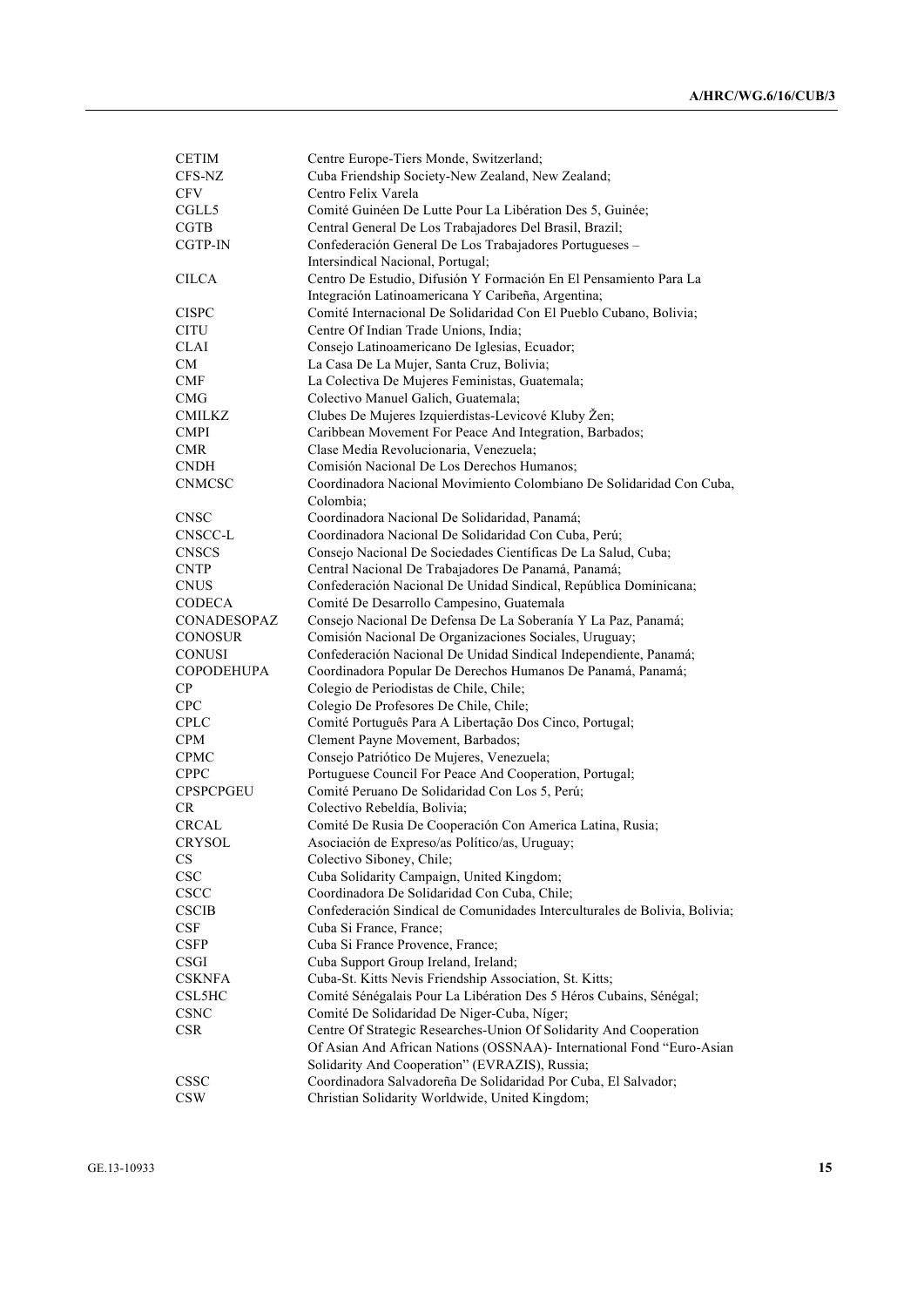| | |
|---|---|
| CETIM | Centre Europe-Tiers Monde, Switzerland; |
| CFS-NZ | Cuba Friendship Society-New Zealand, New Zealand; |
| CFV | Centro Felix Varela |
| CGLL5 | Comité Guinéen De Lutte Pour La Libération Des 5, Guinée; |
| CGTB | Central General De Los Trabajadores Del Brasil, Brazil; |
| CGTP-IN | Confederación General De Los Trabajadores Portugueses – Intersindical Nacional, Portugal; |
| CILCA | Centro De Estudio, Difusión Y Formación En El Pensamiento Para La Integración Latinoamericana Y Caribeña, Argentina; |
| CISPC | Comité Internacional De Solidaridad Con El Pueblo Cubano, Bolivia; |
| CITU | Centre Of Indian Trade Unions, India; |
| CLAI | Consejo Latinoamericano De Iglesias, Ecuador; |
| CM | La Casa De La Mujer, Santa Cruz, Bolivia; |
| CMF | La Colectiva De Mujeres Feministas, Guatemala; |
| CMG | Colectivo Manuel Galich, Guatemala; |
| CMILKZ | Clubes De Mujeres Izquierdistas-Levicové Kluby Žen; |
| CMPI | Caribbean Movement For Peace And Integration, Barbados; |
| CMR | Clase Media Revolucionaria, Venezuela; |
| CNDH | Comisión Nacional De Los Derechos Humanos; |
| CNMCSC | Coordinadora Nacional Movimiento Colombiano De Solidaridad Con Cuba, Colombia; |
| CNSC | Coordinadora Nacional De Solidaridad, Panamá; |
| CNSCC-L | Coordinadora Nacional De Solidaridad Con Cuba, Perú; |
| CNSCS | Consejo Nacional De Sociedades Científicas De La Salud, Cuba; |
| CNTP | Central Nacional De Trabajadores De Panamá, Panamá; |
| CNUS | Confederación Nacional De Unidad Sindical, República Dominicana; |
| CODECA | Comité De Desarrollo Campesino, Guatemala |
| CONADESOPAZ | Consejo Nacional De Defensa De La Soberanía Y La Paz, Panamá; |
| CONOSUR | Comisión Nacional De Organizaciones Sociales, Uruguay; |
| CONUSI | Confederación Nacional De Unidad Sindical Independiente, Panamá; |
| COPODEHUPA | Coordinadora Popular De Derechos Humanos De Panamá, Panamá; |
| CP | Colegio de Periodistas de Chile, Chile; |
| CPC | Colegio De Profesores De Chile, Chile; |
| CPLC | Comité Português Para A Libertação Dos Cinco, Portugal; |
| CPM | Clement Payne Movement, Barbados; |
| CPMC | Consejo Patriótico De Mujeres, Venezuela; |
| CPPC | Portuguese Council For Peace And Cooperation, Portugal; |
| CPSPCPGEU | Comité Peruano De Solidaridad Con Los 5, Perú; |
| CR | Colectivo Rebeldía, Bolivia; |
| CRCAL | Comité De Rusia De Cooperación Con America Latina, Rusia; |
| CRYSOL | Asociación de Expreso/as Político/as, Uruguay; |
| CS | Colectivo Siboney, Chile; |
| CSC | Cuba Solidarity Campaign, United Kingdom; |
| CSCC | Coordinadora De Solidaridad Con Cuba, Chile; |
| CSCIB | Confederación Sindical de Comunidades Interculturales de Bolivia, Bolivia; |
| CSF | Cuba Si France, France; |
| CSFP | Cuba Si France Provence, France; |
| CSGI | Cuba Support Group Ireland, Ireland; |
| CSKNFA | Cuba-St. Kitts Nevis Friendship Association, St. Kitts; |
| CSL5HC | Comité Sénégalais Pour La Libération Des 5 Héros Cubains, Sénégal; |
| CSNC | Comité De Solidaridad De Niger-Cuba, Níger; |
| CSR | Centre Of Strategic Researches-Union Of Solidarity And Cooperation Of Asian And African Nations (OSSNAA)- International Fond "Euro-Asian Solidarity And Cooperation" (EVRAZIS), Russia; |
| CSSC | Coordinadora Salvadoreña De Solidaridad Por Cuba, El Salvador; |
| CSW | Christian Solidarity Worldwide, United Kingdom; |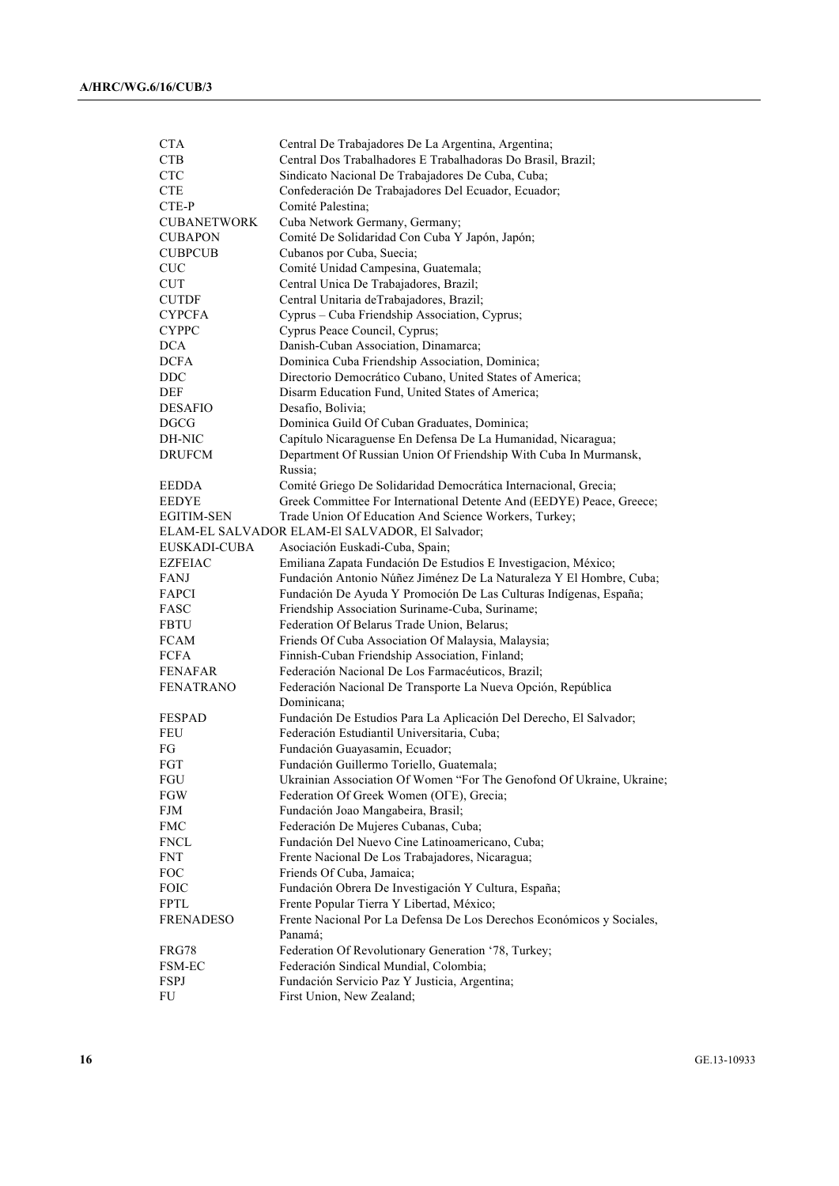| | |
|---|---|
| CTA | Central De Trabajadores De La Argentina, Argentina; |
| CTB | Central Dos Trabalhadores E Trabalhadoras Do Brasil, Brazil; |
| CTC | Sindicato Nacional De Trabajadores De Cuba, Cuba; |
| CTE | Confederación De Trabajadores Del Ecuador, Ecuador; |
| CTE-P | Comité Palestina; |
| CUBANETWORK | Cuba Network Germany, Germany; |
| CUBAPON | Comité De Solidaridad Con Cuba Y Japón, Japón; |
| CUBPCUB | Cubanos por Cuba, Suecia; |
| CUC | Comité Unidad Campesina, Guatemala; |
| CUT | Central Unica De Trabajadores, Brazil; |
| CUTDF | Central Unitaria deTrabajadores, Brazil; |
| CYPCFA | Cyprus – Cuba Friendship Association, Cyprus; |
| CYPPC | Cyprus Peace Council, Cyprus; |
| DCA | Danish-Cuban Association, Dinamarca; |
| DCFA | Dominica Cuba Friendship Association, Dominica; |
| DDC | Directorio Democrático Cubano, United States of America; |
| DEF | Disarm Education Fund, United States of America; |
| DESAFIO | Desafio, Bolivia; |
| DGCG | Dominica Guild Of Cuban Graduates, Dominica; |
| DH-NIC | Capítulo Nicaraguense En Defensa De La Humanidad, Nicaragua; |
| DRUFCM | Department Of Russian Union Of Friendship With Cuba In Murmansk, Russia; |
| EEDDA | Comité Griego De Solidaridad Democrática Internacional, Grecia; |
| EEDYE | Greek Committee For International Detente And (EEDYE) Peace, Greece; |
| EGITIM-SEN | Trade Union Of Education And Science Workers, Turkey; |
| ELAM-EL SALVADOR | ELAM-El SALVADOR, El Salvador; |
| EUSKADI-CUBA | Asociación Euskadi-Cuba, Spain; |
| EZFEIAC | Emiliana Zapata Fundación De Estudios E Investigacion, México; |
| FANJ | Fundación Antonio Núñez Jiménez De La Naturaleza Y El Hombre, Cuba; |
| FAPCI | Fundación De Ayuda Y Promoción De Las Culturas Indígenas, España; |
| FASC | Friendship Association Suriname-Cuba, Suriname; |
| FBTU | Federation Of Belarus Trade Union, Belarus; |
| FCAM | Friends Of Cuba Association Of Malaysia, Malaysia; |
| FCFA | Finnish-Cuban Friendship Association, Finland; |
| FENAFAR | Federación Nacional De Los Farmacéuticos, Brazil; |
| FENATRANO | Federación Nacional De Transporte La Nueva Opción, República Dominicana; |
| FESPAD | Fundación De Estudios Para La Aplicación Del Derecho, El Salvador; |
| FEU | Federación Estudiantil Universitaria, Cuba; |
| FG | Fundación Guayasamin, Ecuador; |
| FGT | Fundación Guillermo Toriello, Guatemala; |
| FGU | Ukrainian Association Of Women "For The Genofond Of Ukraine, Ukraine; |
| FGW | Federation Of Greek Women (ΟΓΕ), Grecia; |
| FJM | Fundación Joao Mangabeira, Brasil; |
| FMC | Federación De Mujeres Cubanas, Cuba; |
| FNCL | Fundación Del Nuevo Cine Latinoamericano, Cuba; |
| FNT | Frente Nacional De Los Trabajadores, Nicaragua; |
| FOC | Friends Of Cuba, Jamaica; |
| FOIC | Fundación Obrera De Investigación Y Cultura, España; |
| FPTL | Frente Popular Tierra Y Libertad, México; |
| FRENADESO | Frente Nacional Por La Defensa De Los Derechos Económicos y Sociales, Panamá; |
| FRG78 | Federation Of Revolutionary Generation '78, Turkey; |
| FSM-EC | Federación Sindical Mundial, Colombia; |
| FSPJ | Fundación Servicio Paz Y Justicia, Argentina; |
| FU | First Union, New Zealand; |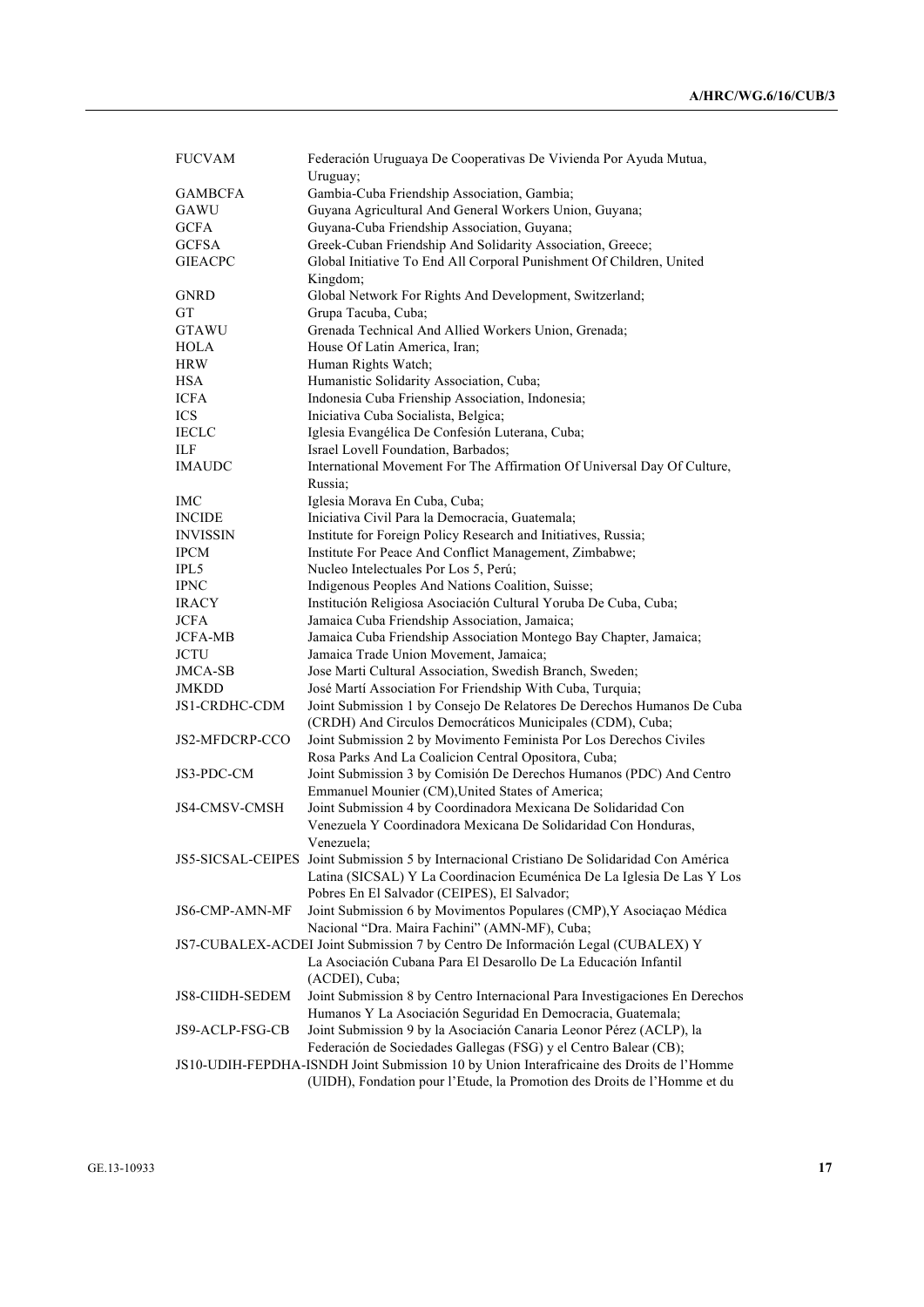| | |
|---|---|
| FUCVAM | Federación Uruguaya De Cooperativas De Vivienda Por Ayuda Mutua, Uruguay; |
| GAMBCFA | Gambia-Cuba Friendship Association, Gambia; |
| GAWU | Guyana Agricultural And General Workers Union, Guyana; |
| GCFA | Guyana-Cuba Friendship Association, Guyana; |
| GCFSA | Greek-Cuban Friendship And Solidarity Association, Greece; |
| GIEACPC | Global Initiative To End All Corporal Punishment Of Children, United Kingdom; |
| GNRD | Global Network For Rights And Development, Switzerland; |
| GT | Grupa Tacuba, Cuba; |
| GTAWU | Grenada Technical And Allied Workers Union, Grenada; |
| HOLA | House Of Latin America, Iran; |
| HRW | Human Rights Watch; |
| HSA | Humanistic Solidarity Association, Cuba; |
| ICFA | Indonesia Cuba Frienship Association, Indonesia; |
| ICS | Iniciativa Cuba Socialista, Belgica; |
| IECLC | Iglesia Evangélica De Confesión Luterana, Cuba; |
| ILF | Israel Lovell Foundation, Barbados; |
| IMAUDC | International Movement For The Affirmation Of Universal Day Of Culture, Russia; |
| IMC | Iglesia Morava En Cuba, Cuba; |
| INCIDE | Iniciativa Civil Para la Democracia, Guatemala; |
| INVISSIN | Institute for Foreign Policy Research and Initiatives, Russia; |
| IPCM | Institute For Peace And Conflict Management, Zimbabwe; |
| IPL5 | Nucleo Intelectuales Por Los 5, Perú; |
| IPNC | Indigenous Peoples And Nations Coalition, Suisse; |
| IRACY | Institución Religiosa Asociación Cultural Yoruba De Cuba, Cuba; |
| JCFA | Jamaica Cuba Friendship Association, Jamaica; |
| JCFA-MB | Jamaica Cuba Friendship Association Montego Bay Chapter, Jamaica; |
| JCTU | Jamaica Trade Union Movement, Jamaica; |
| JMCA-SB | Jose Marti Cultural Association, Swedish Branch, Sweden; |
| JMKDD | José Martí Association For Friendship With Cuba, Turquia; |
| JS1-CRDHC-CDM | Joint Submission 1 by Consejo De Relatores De Derechos Humanos De Cuba (CRDH) And Circulos Democráticos Municipales (CDM), Cuba; |
| JS2-MFDCRP-CCO | Joint Submission 2 by Movimento Feminista Por Los Derechos Civiles Rosa Parks And La Coalicion Central Opositora, Cuba; |
| JS3-PDC-CM | Joint Submission 3 by Comisión De Derechos Humanos (PDC) And Centro Emmanuel Mounier (CM),United States of America; |
| JS4-CMSV-CMSH | Joint Submission 4 by Coordinadora Mexicana De Solidaridad Con Venezuela Y Coordinadora Mexicana De Solidaridad Con Honduras, Venezuela; |
| JS5-SICSAL-CEIPES | Joint Submission 5 by Internacional Cristiano De Solidaridad Con América Latina (SICSAL) Y La Coordinacion Ecuménica De La Iglesia De Las Y Los Pobres En El Salvador (CEIPES), El Salvador; |
| JS6-CMP-AMN-MF | Joint Submission 6 by Movimentos Populares (CMP),Y Asociaçao Médica Nacional "Dra. Maira Fachini" (AMN-MF), Cuba; |
| JS7-CUBALEX-ACDEI | Joint Submission 7 by Centro De Información Legal (CUBALEX) Y La Asociación Cubana Para El Desarollo De La Educación Infantil (ACDEI), Cuba; |
| JS8-CIIDH-SEDEM | Joint Submission 8 by Centro Internacional Para Investigaciones En Derechos Humanos Y La Asociación Seguridad En Democracia, Guatemala; |
| JS9-ACLP-FSG-CB | Joint Submission 9 by la Asociación Canaria Leonor Pérez (ACLP), la Federación de Sociedades Gallegas (FSG) y el Centro Balear (CB); |
| JS10-UDIH-FEPDHA-ISNDH | Joint Submission 10 by Union Interafricaine des Droits de l'Homme (UIDH), Fondation pour l'Etude, la Promotion des Droits de l'Homme et du |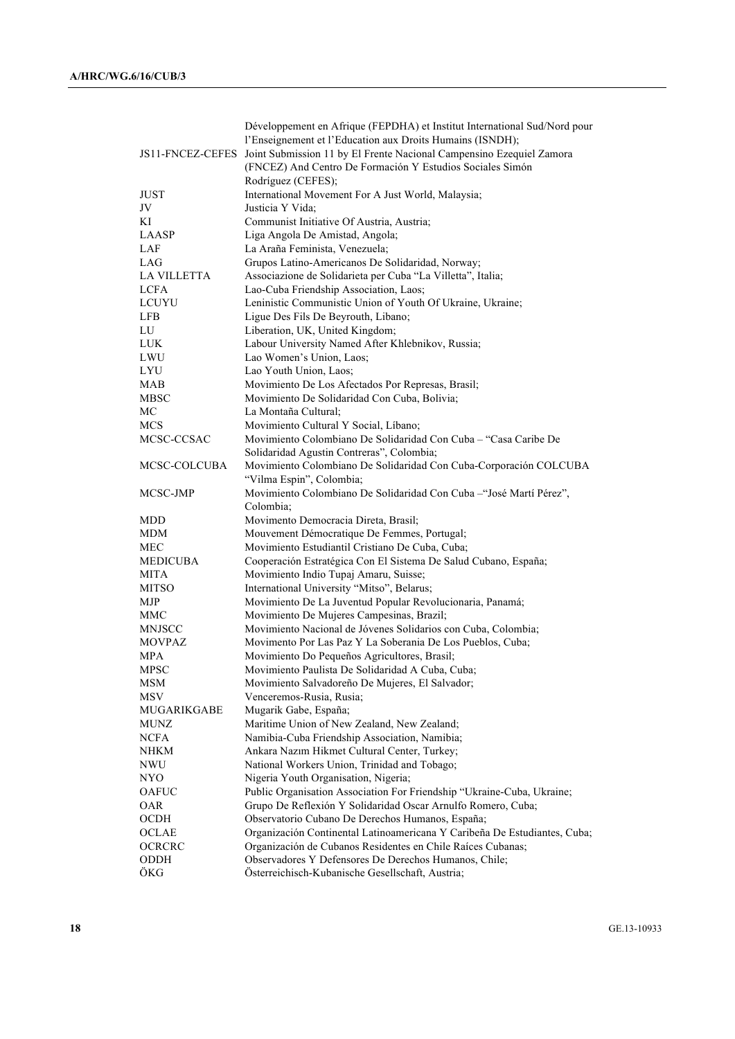| | |
|---|---|
| | Développement en Afrique (FEPDHA) et Institut International Sud/Nord pour l'Enseignement et l'Education aux Droits Humains (ISNDH); |
| JS11-FNCEZ-CEFES | Joint Submission 11 by El Frente Nacional Campesino Ezequiel Zamora (FNCEZ) And Centro De Formación Y Estudios Sociales Simón Rodríguez (CEFES); |
| JUST | International Movement For A Just World, Malaysia; |
| JV | Justicia Y Vida; |
| KI | Communist Initiative Of Austria, Austria; |
| LAASP | Liga Angola De Amistad, Angola; |
| LAF | La Araña Feminista, Venezuela; |
| LAG | Grupos Latino-Americanos De Solidaridad, Norway; |
| LA VILLETTA | Associazione de Solidarieta per Cuba "La Villetta", Italia; |
| LCFA | Lao-Cuba Friendship Association, Laos; |
| LCUYU | Leninistic Communistic Union of Youth Of Ukraine, Ukraine; |
| LFB | Ligue Des Fils De Beyrouth, Libano; |
| LU | Liberation, UK, United Kingdom; |
| LUK | Labour University Named After Khlebnikov, Russia; |
| LWU | Lao Women's Union, Laos; |
| LYU | Lao Youth Union, Laos; |
| MAB | Movimiento De Los Afectados Por Represas, Brasil; |
| MBSC | Movimiento De Solidaridad Con Cuba, Bolivia; |
| MC | La Montaña Cultural; |
| MCS | Movimiento Cultural Y Social, Líbano; |
| MCSC-CCSAC | Movimiento Colombiano De Solidaridad Con Cuba – "Casa Caribe De Solidaridad Agustin Contreras", Colombia; |
| MCSC-COLCUBA | Movimiento Colombiano De Solidaridad Con Cuba-Corporación COLCUBA "Vilma Espin", Colombia; |
| MCSC-JMP | Movimiento Colombiano De Solidaridad Con Cuba –"José Martí Pérez", Colombia; |
| MDD | Movimento Democracia Direta, Brasil; |
| MDM | Mouvement Démocratique De Femmes, Portugal; |
| MEC | Movimiento Estudiantil Cristiano De Cuba, Cuba; |
| MEDICUBA | Cooperación Estratégica Con El Sistema De Salud Cubano, España; |
| MITA | Movimiento Indio Tupaj Amaru, Suisse; |
| MITSO | International University "Mitso", Belarus; |
| MJP | Movimiento De La Juventud Popular Revolucionaria, Panamá; |
| MMC | Movimiento De Mujeres Campesinas, Brazil; |
| MNJSCC | Movimiento Nacional de Jóvenes Solidarios con Cuba, Colombia; |
| MOVPAZ | Movimento Por Las Paz Y La Soberania De Los Pueblos, Cuba; |
| MPA | Movimiento Do Pequeños Agricultores, Brasil; |
| MPSC | Movimiento Paulista De Solidaridad A Cuba, Cuba; |
| MSM | Movimiento Salvadoreño De Mujeres, El Salvador; |
| MSV | Venceremos-Rusia, Rusia; |
| MUGARIKGABE | Mugarik Gabe, España; |
| MUNZ | Maritime Union of New Zealand, New Zealand; |
| NCFA | Namibia-Cuba Friendship Association, Namibia; |
| NHKM | Ankara Nazım Hikmet Cultural Center, Turkey; |
| NWU | National Workers Union, Trinidad and Tobago; |
| NYO | Nigeria Youth Organisation, Nigeria; |
| OAFUC | Public Organisation Association For Friendship "Ukraine-Cuba, Ukraine; |
| OAR | Grupo De Reflexión Y Solidaridad Oscar Arnulfo Romero, Cuba; |
| OCDH | Observatorio Cubano De Derechos Humanos, España; |
| OCLAE | Organización Continental Latinoamericana Y Caribeña De Estudiantes, Cuba; |
| OCRCRC | Organización de Cubanos Residentes en Chile Raíces Cubanas; |
| ODDH | Observadores Y Defensores De Derechos Humanos, Chile; |
| ÖKG | Österreichisch-Kubanische Gesellschaft, Austria; |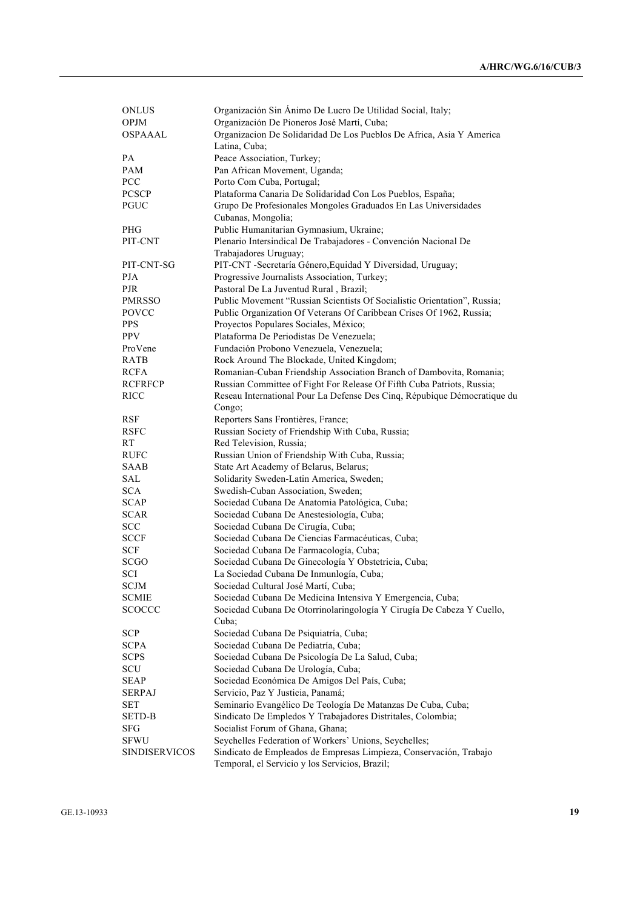| | |
|---|---|
| ONLUS | Organización Sin Ánimo De Lucro De Utilidad Social, Italy; |
| OPJM | Organización De Pioneros José Martí, Cuba; |
| OSPAAAL | Organizacion De Solidaridad De Los Pueblos De Africa, Asia Y America Latina, Cuba; |
| PA | Peace Association, Turkey; |
| PAM | Pan African Movement, Uganda; |
| PCC | Porto Com Cuba, Portugal; |
| PCSCP | Plataforma Canaria De Solidaridad Con Los Pueblos, España; |
| PGUC | Grupo De Profesionales Mongoles Graduados En Las Universidades Cubanas, Mongolia; |
| PHG | Public Humanitarian Gymnasium, Ukraine; |
| PIT-CNT | Plenario Intersindical De Trabajadores - Convención Nacional De Trabajadores Uruguay; |
| PIT-CNT-SG | PIT-CNT -Secretaría Género,Equidad Y Diversidad, Uruguay; |
| PJA | Progressive Journalists Association, Turkey; |
| PJR | Pastoral De La Juventud Rural , Brazil; |
| PMRSSO | Public Movement "Russian Scientists Of Socialistic Orientation", Russia; |
| POVCC | Public Organization Of Veterans Of Caribbean Crises Of 1962, Russia; |
| PPS | Proyectos Populares Sociales, México; |
| PPV | Plataforma De Periodistas De Venezuela; |
| ProVene | Fundación Probono Venezuela, Venezuela; |
| RATB | Rock Around The Blockade, United Kingdom; |
| RCFA | Romanian-Cuban Friendship Association Branch of Dambovita, Romania; |
| RCFRFCP | Russian Committee of Fight For Release Of Fifth Cuba Patriots, Russia; |
| RICC | Reseau International Pour La Defense Des Cinq, République Démocratique du Congo; |
| RSF | Reporters Sans Frontières, France; |
| RSFC | Russian Society of Friendship With Cuba, Russia; |
| RT | Red Television, Russia; |
| RUFC | Russian Union of Friendship With Cuba, Russia; |
| SAAB | State Art Academy of Belarus, Belarus; |
| SAL | Solidarity Sweden-Latin America, Sweden; |
| SCA | Swedish-Cuban Association, Sweden; |
| SCAP | Sociedad Cubana De Anatomia Patológica, Cuba; |
| SCAR | Sociedad Cubana De Anestesiología, Cuba; |
| SCC | Sociedad Cubana De Cirugía, Cuba; |
| SCCF | Sociedad Cubana De Ciencias Farmacéuticas, Cuba; |
| SCF | Sociedad Cubana De Farmacología, Cuba; |
| SCGO | Sociedad Cubana De Ginecología Y Obstetricia, Cuba; |
| SCI | La Sociedad Cubana De Inmunlogía, Cuba; |
| SCJM | Sociedad Cultural José Martí, Cuba; |
| SCMIE | Sociedad Cubana De Medicina Intensiva Y Emergencia, Cuba; |
| SCOCCC | Sociedad Cubana De Otorrinolaringología Y Cirugía De Cabeza Y Cuello, Cuba; |
| SCP | Sociedad Cubana De Psiquiatría, Cuba; |
| SCPA | Sociedad Cubana De Pediatría, Cuba; |
| SCPS | Sociedad Cubana De Psicología De La Salud, Cuba; |
| SCU | Sociedad Cubana De Urología, Cuba; |
| SEAP | Sociedad Económica De Amigos Del País, Cuba; |
| SERPAJ | Servicio, Paz Y Justicia, Panamá; |
| SET | Seminario Evangélico De Teología De Matanzas De Cuba, Cuba; |
| SETD-B | Sindicato De Empledos Y Trabajadores Distritales, Colombia; |
| SFG | Socialist Forum of Ghana, Ghana; |
| SFWU | Seychelles Federation of Workers' Unions, Seychelles; |
| SINDISERVICOS | Sindicato de Empleados de Empresas Limpieza, Conservación, Trabajo Temporal, el Servicio y los Servicios, Brazil; |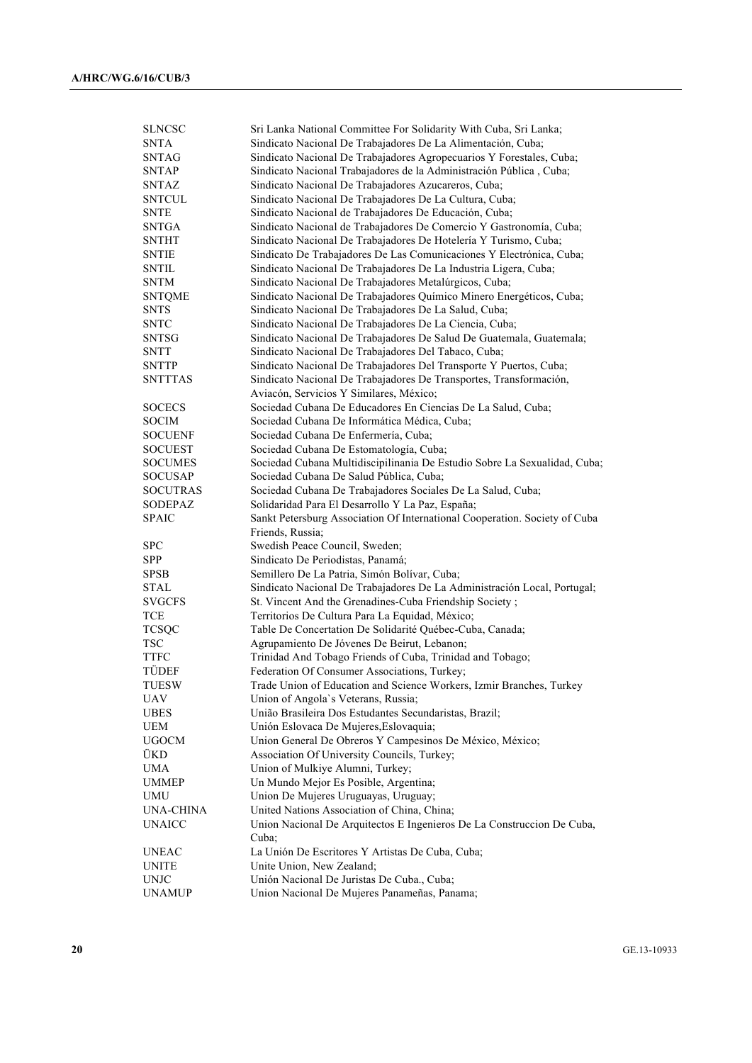| | |
|---|---|
| SLNCSC | Sri Lanka National Committee For Solidarity With Cuba, Sri Lanka; |
| SNTA | Sindicato Nacional De Trabajadores De La Alimentación, Cuba; |
| SNTAG | Sindicato Nacional De Trabajadores Agropecuarios Y Forestales, Cuba; |
| SNTAP | Sindicato Nacional Trabajadores de la Administración Pública , Cuba; |
| SNTAZ | Sindicato Nacional De Trabajadores Azucareros, Cuba; |
| SNTCUL | Sindicato Nacional De Trabajadores De La Cultura, Cuba; |
| SNTE | Sindicato Nacional de Trabajadores De Educación, Cuba; |
| SNTGA | Sindicato Nacional de Trabajadores De Comercio Y Gastronomía, Cuba; |
| SNTHT | Sindicato Nacional De Trabajadores De Hotelería Y Turismo, Cuba; |
| SNTIE | Sindicato De Trabajadores De Las Comunicaciones Y Electrónica, Cuba; |
| SNTIL | Sindicato Nacional De Trabajadores De La Industria Ligera, Cuba; |
| SNTM | Sindicato Nacional De Trabajadores Metalúrgicos, Cuba; |
| SNTQME | Sindicato Nacional De Trabajadores Químico Minero Energéticos, Cuba; |
| SNTS | Sindicato Nacional De Trabajadores De La Salud, Cuba; |
| SNTC | Sindicato Nacional De Trabajadores De La Ciencia, Cuba; |
| SNTSG | Sindicato Nacional De Trabajadores De Salud De Guatemala, Guatemala; |
| SNTT | Sindicato Nacional De Trabajadores Del Tabaco, Cuba; |
| SNTTP | Sindicato Nacional De Trabajadores Del Transporte Y Puertos, Cuba; |
| SNTTTAS | Sindicato Nacional De Trabajadores De Transportes, Transformación, Aviacón, Servicios Y Similares, México; |
| SOCECS | Sociedad Cubana De Educadores En Ciencias De La Salud, Cuba; |
| SOCIM | Sociedad Cubana De Informática Médica, Cuba; |
| SOCUENF | Sociedad Cubana De Enfermería, Cuba; |
| SOCUEST | Sociedad Cubana De Estomatología, Cuba; |
| SOCUMES | Sociedad Cubana Multidiscipilinania De Estudio Sobre La Sexualidad, Cuba; |
| SOCUSAP | Sociedad Cubana De Salud Pública, Cuba; |
| SOCUTRAS | Sociedad Cubana De Trabajadores Sociales De La Salud, Cuba; |
| SODEPAZ | Solidaridad Para El Desarrollo Y La Paz, España; |
| SPAIC | Sankt Petersburg Association Of International Cooperation. Society of Cuba Friends, Russia; |
| SPC | Swedish Peace Council, Sweden; |
| SPP | Sindicato De Periodistas, Panamá; |
| SPSB | Semillero De La Patria, Simón Bolívar, Cuba; |
| STAL | Sindicato Nacional De Trabajadores De La Administración Local, Portugal; |
| SVGCFS | St. Vincent And the Grenadines-Cuba Friendship Society ; |
| TCE | Territorios De Cultura Para La Equidad, México; |
| TCSQC | Table De Concertation De Solidarité Québec-Cuba, Canada; |
| TSC | Agrupamiento De Jóvenes De Beirut, Lebanon; |
| TTFC | Trinidad And Tobago Friends of Cuba, Trinidad and Tobago; |
| TÜDEF | Federation Of Consumer Associations, Turkey; |
| TUESW | Trade Union of Education and Science Workers, Izmir Branches, Turkey |
| UAV | Union of Angola`s Veterans, Russia; |
| UBES | União Brasileira Dos Estudantes Secundaristas, Brazil; |
| UEM | Unión Eslovaca De Mujeres,Eslovaquia; |
| UGOCM | Union General De Obreros Y Campesinos De México, México; |
| ÜKD | Association Of University Councils, Turkey; |
| UMA | Union of Mulkiye Alumni, Turkey; |
| UMMEP | Un Mundo Mejor Es Posible, Argentina; |
| UMU | Union De Mujeres Uruguayas, Uruguay; |
| UNA-CHINA | United Nations Association of China, China; |
| UNAICC | Union Nacional De Arquitectos E Ingenieros De La Construccion De Cuba, Cuba; |
| UNEAC | La Unión De Escritores Y Artistas De Cuba, Cuba; |
| UNITE | Unite Union, New Zealand; |
| UNJC | Unión Nacional De Juristas De Cuba., Cuba; |
| UNAMUP | Union Nacional De Mujeres Panameñas, Panama; |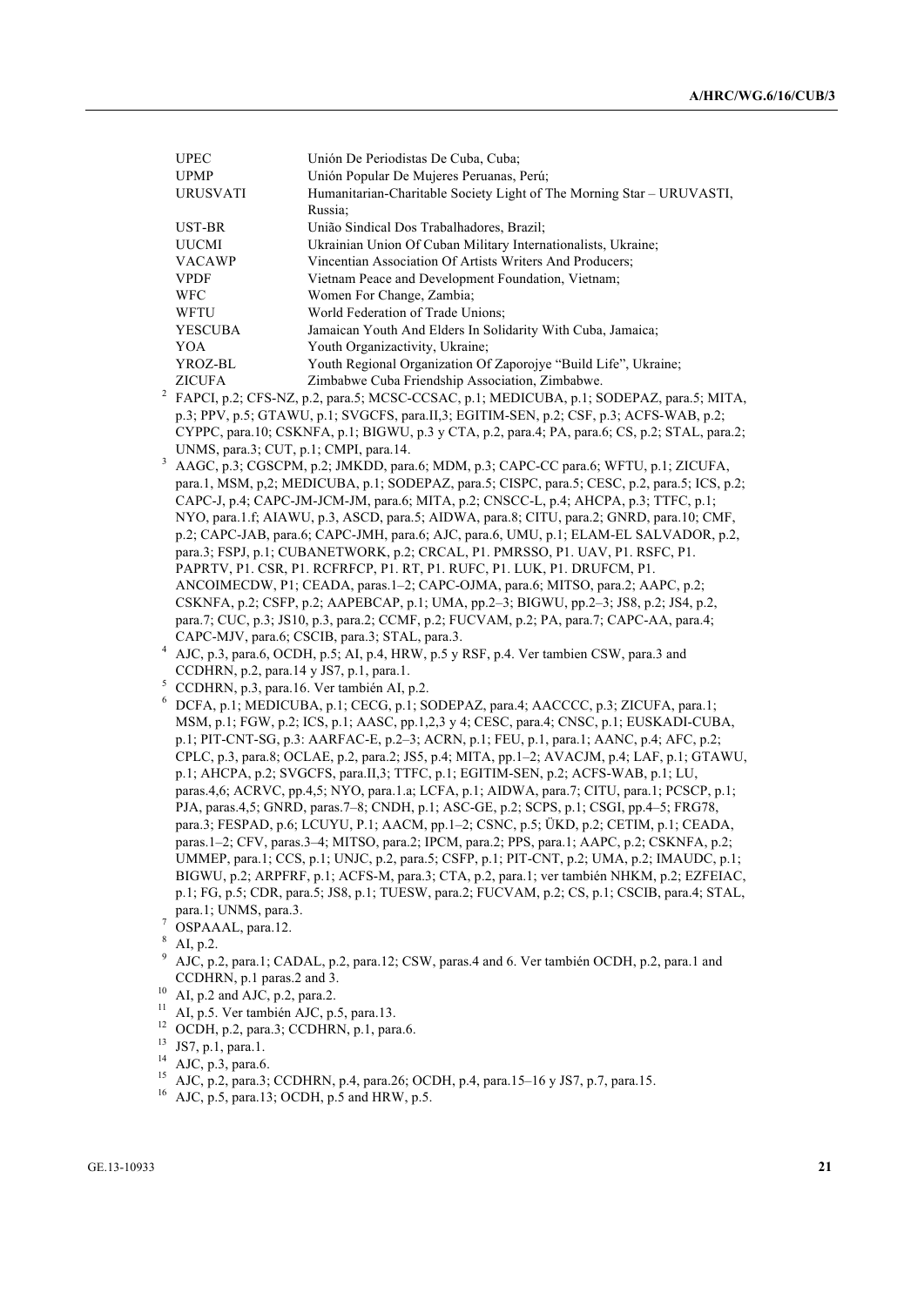| | |
|---|---|
| UPEC | Unión De Periodistas De Cuba, Cuba; |
| UPMP | Unión Popular De Mujeres Peruanas, Perú; |
| URUSVATI | Humanitarian-Charitable Society Light of The Morning Star – URUVASTI, Russia; |
| UST-BR | União Sindical Dos Trabalhadores, Brazil; |
| UUCMI | Ukrainian Union Of Cuban Military Internationalists, Ukraine; |
| VACAWP | Vincentian Association Of Artists Writers And Producers; |
| VPDF | Vietnam Peace and Development Foundation, Vietnam; |
| WFC | Women For Change, Zambia; |
| WFTU | World Federation of Trade Unions; |
| YESCUBA | Jamaican Youth And Elders In Solidarity With Cuba, Jamaica; |
| YOA | Youth Organizactivity, Ukraine; |
| YROZ-BL | Youth Regional Organization Of Zaporojye "Build Life", Ukraine; |
| ZICUFA | Zimbabwe Cuba Friendship Association, Zimbabwe. |

[2] FAPCI, p.2; CFS-NZ, p.2, para.5; MCSC-CCSAC, p.1; MEDICUBA, p.1; SODEPAZ, para.5; MITA, p.3; PPV, p.5; GTAWU, p.1; SVGCFS, para.II,3; EGITIM-SEN, p.2; CSF, p.3; ACFS-WAB, p.2; CYPPC, para.10; CSKNFA, p.1; BIGWU, p.3 y CTA, p.2, para.4; PA, para.6; CS, p.2; STAL, para.2; UNMS, para.3; CUT, p.1; CMPI, para.14.

[3] AAGC, p.3; CGSCPM, p.2; JMKDD, para.6; MDM, p.3; CAPC-CC para.6; WFTU, p.1; ZICUFA, para.1, MSM, p,2; MEDICUBA, p.1; SODEPAZ, para.5; CISPC, para.5; CESC, p.2, para.5; ICS, p.2; CAPC-J, p.4; CAPC-JM-JCM-JM, para.6; MITA, p.2; CNSCC-L, p.4; AHCPA, p.3; TTFC, p.1; NYO, para.1.f; AIAWU, p.3, ASCD, para.5; AIDWA, para.8; CITU, para.2; GNRD, para.10; CMF, p.2; CAPC-JAB, para.6; CAPC-JMH, para.6; AJC, para.6, UMU, p.1; ELAM-EL SALVADOR, p.2, para.3; FSPJ, p.1; CUBANETWORK, p.2; CRCAL, P1. PMRSSO, P1. UAV, P1. RSFC, P1. PAPRTV, P1. CSR, P1. RCFRFCP, P1. RT, P1. RUFC, P1. LUK, P1. DRUFCM, P1. ANCOIMECDW, P1; CEADA, paras.1–2; CAPC-OJMA, para.6; MITSO, para.2; AAPC, p.2; CSKNFA, p.2; CSFP, p.2; AAPEBCAP, p.1; UMA, pp.2–3; BIGWU, pp.2–3; JS8, p.2; JS4, p.2, para.7; CUC, p.3; JS10, p.3, para.2; CCMF, p.2; FUCVAM, p.2; PA, para.7; CAPC-AA, para.4; CAPC-MJV, para.6; CSCIB, para.3; STAL, para.3.

[4] AJC, p.3, para.6, OCDH, p.5; AI, p.4, HRW, p.5 y RSF, p.4. Ver tambien CSW, para.3 and CCDHRN, p.2, para.14 y JS7, p.1, para.1.

[5] CCDHRN, p.3, para.16. Ver también AI, p.2.

[6] DCFA, p.1; MEDICUBA, p.1; CECG, p.1; SODEPAZ, para.4; AACCCC, p.3; ZICUFA, para.1; MSM, p.1; FGW, p.2; ICS, p.1; AASC, pp.1,2,3 y 4; CESC, para.4; CNSC, p.1; EUSKADI-CUBA, p.1; PIT-CNT-SG, p.3: AARFAC-E, p.2–3; ACRN, p.1; FEU, p.1, para.1; AANC, p.4; AFC, p.2; CPLC, p.3, para.8; OCLAE, p.2, para.2; JS5, p.4; MITA, pp.1–2; AVACJM, p.4; LAF, p.1; GTAWU, p.1; AHCPA, p.2; SVGCFS, para.II,3; TTFC, p.1; EGITIM-SEN, p.2; ACFS-WAB, p.1; LU, paras.4,6; ACRVC, pp.4,5; NYO, para.1.a; LCFA, p.1; AIDWA, para.7; CITU, para.1; PCSCP, p.1; PJA, paras.4,5; GNRD, paras.7–8; CNDH, p.1; ASC-GE, p.2; SCPS, p.1; CSGI, pp.4–5; FRG78, para.3; FESPAD, p.6; LCUYU, P.1; AACM, pp.1–2; CSNC, p.5; ÜKD, p.2; CETIM, p.1; CEADA, paras.1–2; CFV, paras.3–4; MITSO, para.2; IPCM, para.2; PPS, para.1; AAPC, p.2; CSKNFA, p.2; UMMEP, para.1; CCS, p.1; UNJC, p.2, para.5; CSFP, p.1; PIT-CNT, p.2; UMA, p.2; IMAUDC, p.1; BIGWU, p.2; ARPFRF, p.1; ACFS-M, para.3; CTA, p.2, para.1; ver también NHKM, p.2; EZFEIAC, p.1; FG, p.5; CDR, para.5; JS8, p.1; TUESW, para.2; FUCVAM, p.2; CS, p.1; CSCIB, para.4; STAL, para.1; UNMS, para.3.

[7] OSPAAAL, para.12.

[8] AI, p.2.

[9] AJC, p.2, para.1; CADAL, p.2, para.12; CSW, paras.4 and 6. Ver también OCDH, p.2, para.1 and CCDHRN, p.1 paras.2 and 3.

[10] AI, p.2 and AJC, p.2, para.2.

[11] AI, p.5. Ver también AJC, p.5, para.13.

[12] OCDH, p.2, para.3; CCDHRN, p.1, para.6.

[13] JS7, p.1, para.1.

[14] AJC, p.3, para.6.

[15] AJC, p.2, para.3; CCDHRN, p.4, para.26; OCDH, p.4, para.15–16 y JS7, p.7, para.15.

[16] AJC, p.5, para.13; OCDH, p.5 and HRW, p.5.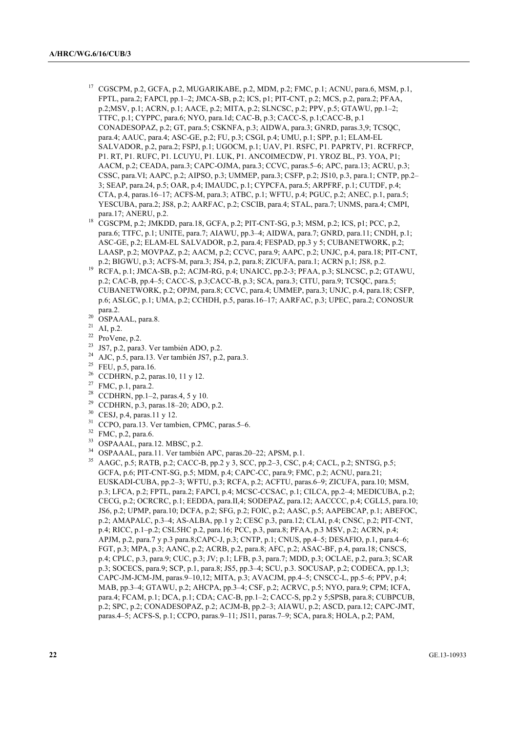[17] CGSCPM, p.2, GCFA, p.2, MUGARIKABE, p.2, MDM, p.2; FMC, p.1; ACNU, para.6, MSM, p.1, FPTL, para.2; FAPCI, pp.1–2; JMCA-SB, p.2; ICS, p1; PIT-CNT, p.2; MCS, p.2, para.2; PFAA, p.2;MSV, p.1; ACRN, p.1; AACE, p.2; MITA, p.2; SLNCSC, p.2; PPV, p.5; GTAWU, pp.1–2; TTFC, p.1; CYPPC, para.6; NYO, para.1d; CAC-B, p.3; CACC-S, p.1;CACC-B, p.1 CONADESOPAZ, p.2; GT, para.5; CSKNFA, p.3; AIDWA, para.3; GNRD, paras.3,9; TCSQC, para.4; AAUC, para.4; ASC-GE, p.2; FU, p.3; CSGI, p.4; UMU, p.1; SPP, p.1; ELAM-EL SALVADOR, p.2, para.2; FSPJ, p.1; UGOCM, p.1; UAV, P1. RSFC, P1. PAPRTV, P1. RCFRFCP, P1. RT, P1. RUFC, P1. LCUYU, P1. LUK, P1. ANCOIMECDW, P1. YROZ BL, P3. YOA, P1; AACM, p.2; CEADA, para.3; CAPC-OJMA, para.3; CCVC, paras.5–6; APC, para.13; ACRU, p.3; CSSC, para.VI; AAPC, p.2; AIPSO, p.3; UMMEP, para.3; CSFP, p.2; JS10, p.3, para.1; CNTP, pp.2–3; SEAP, para.24, p.5; OAR, p.4; IMAUDC, p.1; CYPCFA, para.5; ARPFRF, p.1; CUTDF, p.4; CTA, p.4, paras.16–17; ACFS-M, para.3; ATBC, p.1; WFTU, p.4; PGUC, p.2; ANEC, p.1, para.5; YESCUBA, para.2; JS8, p.2; AARFAC, p.2; CSCIB, para.4; STAL, para.7; UNMS, para.4; CMPI, para.17; ANERU, p.2.

[18] CGSCPM, p.2; JMKDD, para.18, GCFA, p.2; PIT-CNT-SG, p.3; MSM, p.2; ICS, p1; PCC, p.2, para.6; TTFC, p.1; UNITE, para.7; AIAWU, pp.3–4; AIDWA, para.7; GNRD, para.11; CNDH, p.1; ASC-GE, p.2; ELAM-EL SALVADOR, p.2, para.4; FESPAD, pp.3 y 5; CUBANETWORK, p.2; LAASP, p.2; MOVPAZ, p.2; AACM, p.2; CCVC, para.9; AAPC, p.2; UNJC, p.4, para.18; PIT-CNT, p.2; BIGWU, p.3; ACFS-M, para.3; JS4, p.2, para.8; ZICUFA, para.1; ACRN p,1; JS8, p.2.

[19] RCFA, p.1; JMCA-SB, p.2; ACJM-RG, p.4; UNAICC, pp.2-3; PFAA, p.3; SLNCSC, p.2; GTAWU, p.2; CAC-B, pp.4–5; CACC-S, p.3;CACC-B, p.3; SCA, para.3; CITU, para.9; TCSQC, para.5; CUBANETWORK, p.2; OPJM, para.8; CCVC, para.4; UMMEP, para.3; UNJC, p.4, para.18; CSFP, p.6; ASLGC, p.1; UMA, p.2; CCHDH, p.5, paras.16–17; AARFAC, p.3; UPEC, para.2; CONOSUR para.2.

[20] OSPAAAL, para.8.

[21] AI, p.2.

[22] ProVene, p.2.

[23] JS7, p.2, para3. Ver también ADO, p.2.

[24] AJC, p.5, para.13. Ver también JS7, p.2, para.3.

[25] FEU, p.5, para.16.

[26] CCDHRN, p.2, paras.10, 11 y 12.

[27] FMC, p.1, para.2.

[28] CCDHRN, pp.1–2, paras.4, 5 y 10.

[29] CCDHRN, p.3, paras.18–20; ADO, p.2.

[30] CESJ, p.4, paras.11 y 12.

[31] CCPO, para.13. Ver tambien, CPMC, paras.5–6.

[32] FMC, p.2, para.6.

[33] OSPAAAL, para.12. MBSC, p.2.

[34] OSPAAAL, para.11. Ver también APC, paras.20–22; APSM, p.1.

[35] AAGC, p.5; RATB, p.2; CACC-B, pp.2 y 3, SCC, pp.2–3, CSC, p.4; CACL, p.2; SNTSG, p.5; GCFA, p.6; PIT-CNT-SG, p.5; MDM, p.4; CAPC-CC, para.9; FMC, p.2; ACNU, para.21; EUSKADI-CUBA, pp.2–3; WFTU, p.3; RCFA, p.2; ACFTU, paras.6–9; ZICUFA, para.10; MSM, p.3; LFCA, p.2; FPTL, para.2; FAPCI, p.4; MCSC-CCSAC, p.1; CILCA, pp.2–4; MEDICUBA, p.2; CECG, p.2; OCRCRC, p.1; EEDDA, para.II,4; SODEPAZ, para.12; AACCCC, p.4; CGLL5, para.10; JS6, p.2; UPMP, para.10; DCFA, p.2; SFG, p.2; FOIC, p.2; AASC, p.5; AAPEBCAP, p.1; ABEFOC, p.2; AMAPALC, p.3–4; AS-ALBA, pp.1 y 2; CESC p.3, para.12; CLAI, p.4; CNSC, p.2; PIT-CNT, p.4; RICC, p.1–p.2; CSL5HC p.2, para.16; PCC, p.3, para.8; PFAA, p.3 MSV, p.2; ACRN, p.4; APJM, p.2, para.7 y p.3 para.8;CAPC-J, p.3; CNTP, p.1; CNUS, pp.4–5; DESAFIO, p.1, para.4–6; FGT, p.3; MPA, p.3; AANC, p.2; ACRB, p.2, para.8; AFC, p.2; ASAC-BF, p.4, para.18; CNSCS, p.4; CPLC, p.3, para.9; CUC, p.3; JV; p.1; LFB, p.3, para.7; MDD, p.3; OCLAE, p.2, para.3; SCAR p.3; SOCECS, para.9; SCP, p.1, para.8; JS5, pp.3–4; SCU, p.3. SOCUSAP, p.2; CODECA, pp.1,3; CAPC-JM-JCM-JM, paras.9–10,12; MITA, p.3; AVACJM, pp.4–5; CNSCC-L, pp.5–6; PPV, p.4; MAB, pp.3–4; GTAWU, p.2; AHCPA, pp.3–4; CSF, p.2; ACRVC, p.5; NYO, para.9; CPM; ICFA, para.4; FCAM, p.1; DCA, p.1; CDA; CAC-B, pp.1–2; CACC-S, pp.2 y 5;SPSB, para.8; CUBPCUB, p.2; SPC, p.2; CONADESOPAZ, p.2; ACJM-B, pp.2–3; AIAWU, p.2; ASCD, para.12; CAPC-JMT, paras.4–5; ACFS-S, p.1; CCPO, paras.9–11; JS11, paras.7–9; SCA, para.8; HOLA, p.2; PAM,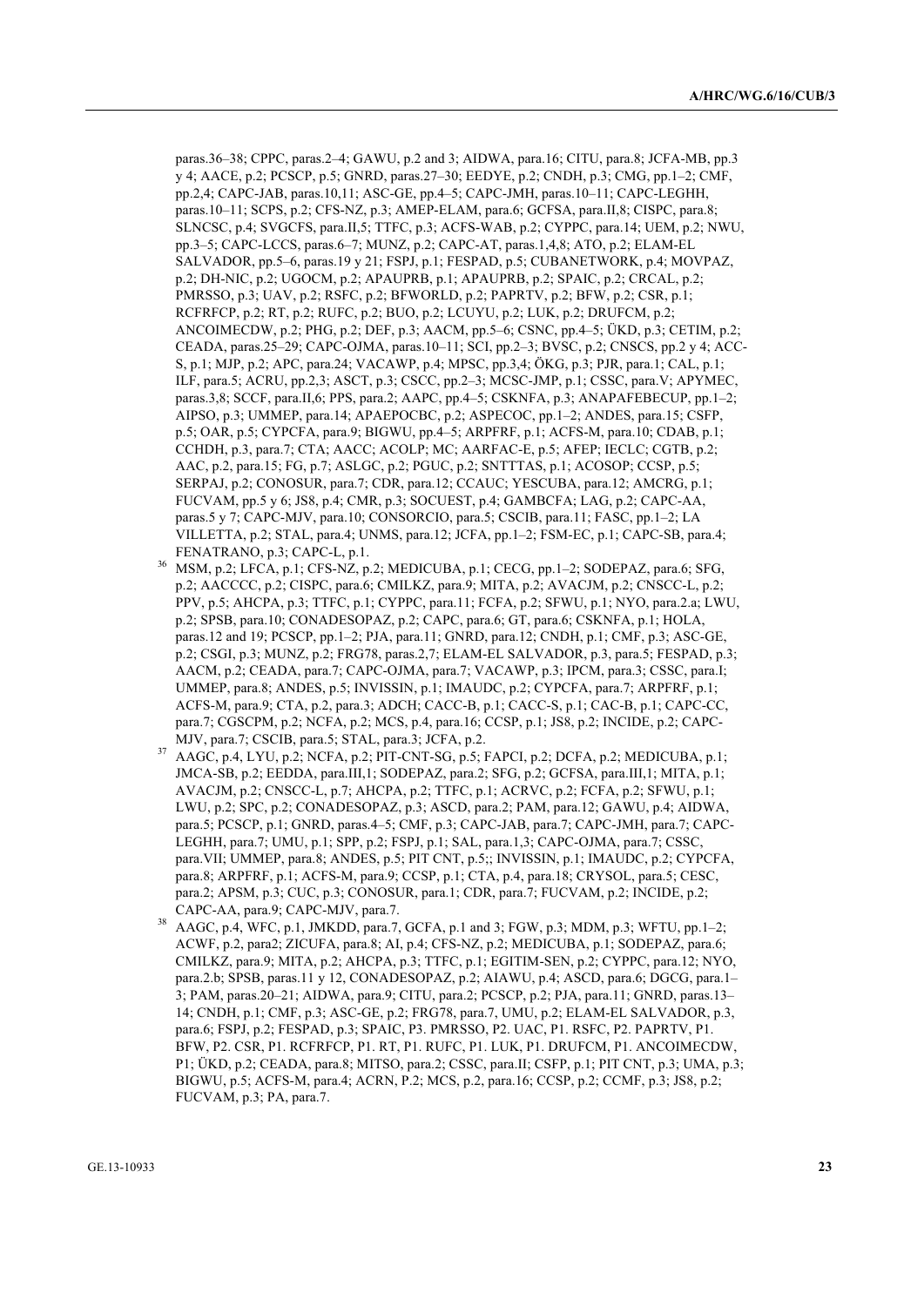paras.36–38; CPPC, paras.2–4; GAWU, p.2 and 3; AIDWA, para.16; CITU, para.8; JCFA-MB, pp.3 y 4; AACE, p.2; PCSCP, p.5; GNRD, paras.27–30; EEDYE, p.2; CNDH, p.3; CMG, pp.1–2; CMF, pp.2,4; CAPC-JAB, paras.10,11; ASC-GE, pp.4–5; CAPC-JMH, paras.10–11; CAPC-LEGHH, paras.10–11; SCPS, p.2; CFS-NZ, p.3; AMEP-ELAM, para.6; GCFSA, para.II,8; CISPC, para.8; SLNCSC, p.4; SVGCFS, para.II,5; TTFC, p.3; ACFS-WAB, p.2; CYPPC, para.14; UEM, p.2; NWU, pp.3–5; CAPC-LCCS, paras.6–7; MUNZ, p.2; CAPC-AT, paras.1,4,8; ATO, p.2; ELAM-EL SALVADOR, pp.5–6, paras.19 y 21; FSPJ, p.1; FESPAD, p.5; CUBANETWORK, p.4; MOVPAZ, p.2; DH-NIC, p.2; UGOCM, p.2; APAUPRB, p.1; APAUPRB, p.2; SPAIC, p.2; CRCAL, p.2; PMRSSO, p.3; UAV, p.2; RSFC, p.2; BFWORLD, p.2; PAPRTV, p.2; BFW, p.2; CSR, p.1; RCFRFCP, p.2; RT, p.2; RUFC, p.2; BUO, p.2; LCUYU, p.2; LUK, p.2; DRUFCM, p.2; ANCOIMECDW, p.2; PHG, p.2; DEF, p.3; AACM, pp.5–6; CSNC, pp.4–5; ÜKD, p.3; CETIM, p.2; CEADA, paras.25–29; CAPC-OJMA, paras.10–11; SCI, pp.2–3; BVSC, p.2; CNSCS, pp.2 y 4; ACC-S, p.1; MJP, p.2; APC, para.24; VACAWP, p.4; MPSC, pp.3,4; ÖKG, p.3; PJR, para.1; CAL, p.1; ILF, para.5; ACRU, pp.2,3; ASCT, p.3; CSCC, pp.2–3; MCSC-JMP, p.1; CSSC, para.V; APYMEC, paras.3,8; SCCF, para.II,6; PPS, para.2; AAPC, pp.4–5; CSKNFA, p.3; ANAPAFEBECUP, pp.1–2; AIPSO, p.3; UMMEP, para.14; APAEPOCBC, p.2; ASPECOC, pp.1–2; ANDES, para.15; CSFP, p.5; OAR, p.5; CYPCFA, para.9; BIGWU, pp.4–5; ARPFRF, p.1; ACFS-M, para.10; CDAB, p.1; CCHDH, p.3, para.7; CTA; AACC; ACOLP; MC; AARFAC-E, p.5; AFEP; IECLC; CGTB, p.2; AAC, p.2, para.15; FG, p.7; ASLGC, p.2; PGUC, p.2; SNTTTAS, p.1; ACOSOP; CCSP, p.5; SERPAJ, p.2; CONOSUR, para.7; CDR, para.12; CCAUC; YESCUBA, para.12; AMCRG, p.1; FUCVAM, pp.5 y 6; JS8, p.4; CMR, p.3; SOCUEST, p.4; GAMBCFA; LAG, p.2; CAPC-AA, paras.5 y 7; CAPC-MJV, para.10; CONSORCIO, para.5; CSCIB, para.11; FASC, pp.1–2; LA VILLETTA, p.2; STAL, para.4; UNMS, para.12; JCFA, pp.1–2; FSM-EC, p.1; CAPC-SB, para.4; FENATRANO, p.3; CAPC-L, p.1.

[36] MSM, p.2; LFCA, p.1; CFS-NZ, p.2; MEDICUBA, p.1; CECG, pp.1–2; SODEPAZ, para.6; SFG, p.2; AACCCC, p.2; CISPC, para.6; CMILKZ, para.9; MITA, p.2; AVACJM, p.2; CNSCC-L, p.2; PPV, p.5; AHCPA, p.3; TTFC, p.1; CYPPC, para.11; FCFA, p.2; SFWU, p.1; NYO, para.2.a; LWU, p.2; SPSB, para.10; CONADESOPAZ, p.2; CAPC, para.6; GT, para.6; CSKNFA, p.1; HOLA, paras.12 and 19; PCSCP, pp.1–2; PJA, para.11; GNRD, para.12; CNDH, p.1; CMF, p.3; ASC-GE, p.2; CSGI, p.3; MUNZ, p.2; FRG78, paras.2,7; ELAM-EL SALVADOR, p.3, para.5; FESPAD, p.3; AACM, p.2; CEADA, para.7; CAPC-OJMA, para.7; VACAWP, p.3; IPCM, para.3; CSSC, para.I; UMMEP, para.8; ANDES, p.5; INVISSIN, p.1; IMAUDC, p.2; CYPCFA, para.7; ARPFRF, p.1; ACFS-M, para.9; CTA, p.2, para.3; ADCH; CACC-B, p.1; CACC-S, p.1; CAC-B, p.1; CAPC-CC, para.7; CGSCPM, p.2; NCFA, p.2; MCS, p.4, para.16; CCSP, p.1; JS8, p.2; INCIDE, p.2; CAPC-MJV, para.7; CSCIB, para.5; STAL, para.3; JCFA, p.2.

[37] AAGC, p.4, LYU, p.2; NCFA, p.2; PIT-CNT-SG, p.5; FAPCI, p.2; DCFA, p.2; MEDICUBA, p.1; JMCA-SB, p.2; EEDDA, para.III,1; SODEPAZ, para.2; SFG, p.2; GCFSA, para.III,1; MITA, p.1; AVACJM, p.2; CNSCC-L, p.7; AHCPA, p.2; TTFC, p.1; ACRVC, p.2; FCFA, p.2; SFWU, p.1; LWU, p.2; SPC, p.2; CONADESOPAZ, p.3; ASCD, para.2; PAM, para.12; GAWU, p.4; AIDWA, para.5; PCSCP, p.1; GNRD, paras.4–5; CMF, p.3; CAPC-JAB, para.7; CAPC-JMH, para.7; CAPC-LEGHH, para.7; UMU, p.1; SPP, p.2; FSPJ, p.1; SAL, para.1,3; CAPC-OJMA, para.7; CSSC, para.VII; UMMEP, para.8; ANDES, p.5; PIT CNT, p.5;; INVISSIN, p.1; IMAUDC, p.2; CYPCFA, para.8; ARPFRF, p.1; ACFS-M, para.9; CCSP, p.1; CTA, p.4, para.18; CRYSOL, para.5; CESC, para.2; APSM, p.3; CUC, p.3; CONOSUR, para.1; CDR, para.7; FUCVAM, p.2; INCIDE, p.2; CAPC-AA, para.9; CAPC-MJV, para.7.

[38] AAGC, p.4, WFC, p.1, JMKDD, para.7, GCFA, p.1 and 3; FGW, p.3; MDM, p.3; WFTU, pp.1–2; ACWF, p.2, para2; ZICUFA, para.8; AI, p.4; CFS-NZ, p.2; MEDICUBA, p.1; SODEPAZ, para.6; CMILKZ, para.9; MITA, p.2; AHCPA, p.3; TTFC, p.1; EGITIM-SEN, p.2; CYPPC, para.12; NYO, para.2.b; SPSB, paras.11 y 12, CONADESOPAZ, p.2; AIAWU, p.4; ASCD, para.6; DGCG, para.1–3; PAM, paras.20–21; AIDWA, para.9; CITU, para.2; PCSCP, p.2; PJA, para.11; GNRD, paras.13–14; CNDH, p.1; CMF, p.3; ASC-GE, p.2; FRG78, para.7, UMU, p.2; ELAM-EL SALVADOR, p.3, para.6; FSPJ, p.2; FESPAD, p.3; SPAIC, P3. PMRSSO, P2. UAC, P1. RSFC, P2. PAPRTV, P1. BFW, P2. CSR, P1. RCFRFCP, P1. RT, P1. RUFC, P1. LUK, P1. DRUFCM, P1. ANCOIMECDW, P1; ÜKD, p.2; CEADA, para.8; MITSO, para.2; CSSC, para.II; CSFP, p.1; PIT CNT, p.3; UMA, p.3; BIGWU, p.5; ACFS-M, para.4; ACRN, P.2; MCS, p.2, para.16; CCSP, p.2; CCMF, p.3; JS8, p.2; FUCVAM, p.3; PA, para.7.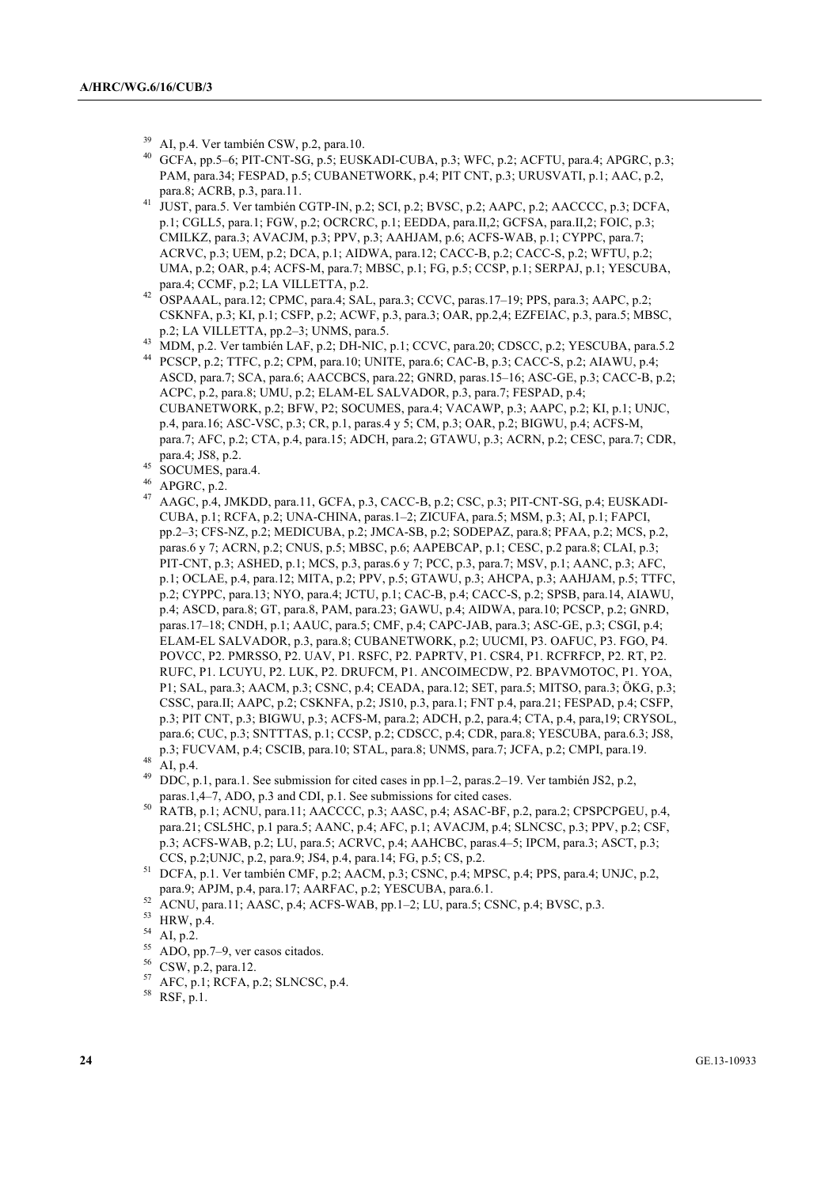[39] AI, p.4. Ver también CSW, p.2, para.10.

[40] GCFA, pp.5–6; PIT-CNT-SG, p.5; EUSKADI-CUBA, p.3; WFC, p.2; ACFTU, para.4; APGRC, p.3; PAM, para.34; FESPAD, p.5; CUBANETWORK, p.4; PIT CNT, p.3; URUSVATI, p.1; AAC, p.2, para.8; ACRB, p.3, para.11.

[41] JUST, para.5. Ver también CGTP-IN, p.2; SCI, p.2; BVSC, p.2; AAPC, p.2; AACCCC, p.3; DCFA, p.1; CGLL5, para.1; FGW, p.2; OCRCRC, p.1; EEDDA, para.II,2; GCFSA, para.II,2; FOIC, p.3; CMILKZ, para.3; AVACJM, p.3; PPV, p.3; AAHJAM, p.6; ACFS-WAB, p.1; CYPPC, para.7; ACRVC, p.3; UEM, p.2; DCA, p.1; AIDWA, para.12; CACC-B, p.2; CACC-S, p.2; WFTU, p.2; UMA, p.2; OAR, p.4; ACFS-M, para.7; MBSC, p.1; FG, p.5; CCSP, p.1; SERPAJ, p.1; YESCUBA, para.4; CCMF, p.2; LA VILLETTA, p.2.

[42] OSPAAAL, para.12; CPMC, para.4; SAL, para.3; CCVC, paras.17–19; PPS, para.3; AAPC, p.2; CSKNFA, p.3; KI, p.1; CSFP, p.2; ACWF, p.3, para.3; OAR, pp.2,4; EZFEIAC, p.3, para.5; MBSC, p.2; LA VILLETTA, pp.2–3; UNMS, para.5.

[43] MDM, p.2. Ver también LAF, p.2; DH-NIC, p.1; CCVC, para.20; CDSCC, p.2; YESCUBA, para.5.2

[44] PCSCP, p.2; TTFC, p.2; CPM, para.10; UNITE, para.6; CAC-B, p.3; CACC-S, p.2; AIAWU, p.4; ASCD, para.7; SCA, para.6; AACCBCS, para.22; GNRD, paras.15–16; ASC-GE, p.3; CACC-B, p.2; ACPC, p.2, para.8; UMU, p.2; ELAM-EL SALVADOR, p.3, para.7; FESPAD, p.4; CUBANETWORK, p.2; BFW, P2; SOCUMES, para.4; VACAWP, p.3; AAPC, p.2; KI, p.1; UNJC, p.4, para.16; ASC-VSC, p.3; CR, p.1, paras.4 y 5; CM, p.3; OAR, p.2; BIGWU, p.4; ACFS-M, para.7; AFC, p.2; CTA, p.4, para.15; ADCH, para.2; GTAWU, p.3; ACRN, p.2; CESC, para.7; CDR, para.4; JS8, p.2.

[45] SOCUMES, para.4.

[46] APGRC, p.2.

[47] AAGC, p.4, JMKDD, para.11, GCFA, p.3, CACC-B, p.2; CSC, p.3; PIT-CNT-SG, p.4; EUSKADI-CUBA, p.1; RCFA, p.2; UNA-CHINA, paras.1–2; ZICUFA, para.5; MSM, p.3; AI, p.1; FAPCI, pp.2–3; CFS-NZ, p.2; MEDICUBA, p.2; JMCA-SB, p.2; SODEPAZ, para.8; PFAA, p.2; MCS, p.2, paras.6 y 7; ACRN, p.2; CNUS, p.5; MBSC, p.6; AAPEBCAP, p.1; CESC, p.2 para.8; CLAI, p.3; PIT-CNT, p.3; ASHED, p.1; MCS, p.3, paras.6 y 7; PCC, p.3, para.7; MSV, p.1; AANC, p.3; AFC, p.1; OCLAE, p.4, para.12; MITA, p.2; PPV, p.5; GTAWU, p.3; AHCPA, p.3; AAHJAM, p.5; TTFC, p.2; CYPPC, para.13; NYO, para.4; JCTU, p.1; CAC-B, p.4; CACC-S, p.2; SPSB, para.14, AIAWU, p.4; ASCD, para.8; GT, para.8, PAM, para.23; GAWU, p.4; AIDWA, para.10; PCSCP, p.2; GNRD, paras.17–18; CNDH, p.1; AAUC, para.5; CMF, p.4; CAPC-JAB, para.3; ASC-GE, p.3; CSGI, p.4; ELAM-EL SALVADOR, p.3, para.8; CUBANETWORK, p.2; UUCMI, P3. OAFUC, P3. FGO, P4. POVCC, P2. PMRSSO, P2. UAV, P1. RSFC, P2. PAPRTV, P1. CSR4, P1. RCFRFCP, P2. RT, P2. RUFC, P1. LCUYU, P2. LUK, P2. DRUFCM, P1. ANCOIMECDW, P2. BPAVMOTOC, P1. YOA, P1; SAL, para.3; AACM, p.3; CSNC, p.4; CEADA, para.12; SET, para.5; MITSO, para.3; ÖKG, p.3; CSSC, para.II; AAPC, p.2; CSKNFA, p.2; JS10, p.3, para.1; FNT p.4, para.21; FESPAD, p.4; CSFP, p.3; PIT CNT, p.3; BIGWU, p.3; ACFS-M, para.2; ADCH, p.2, para.4; CTA, p.4, para,19; CRYSOL, para.6; CUC, p.3; SNTTTAS, p.1; CCSP, p.2; CDSCC, p.4; CDR, para.8; YESCUBA, para.6.3; JS8, p.3; FUCVAM, p.4; CSCIB, para.10; STAL, para.8; UNMS, para.7; JCFA, p.2; CMPI, para.19.

[48] AI, p.4.

[49] DDC, p.1, para.1. See submission for cited cases in pp.1–2, paras.2–19. Ver también JS2, p.2, paras.1,4–7, ADO, p.3 and CDI, p.1. See submissions for cited cases.

[50] RATB, p.1; ACNU, para.11; AACCCC, p.3; AASC, p.4; ASAC-BF, p.2, para.2; CPSPCPGEU, p.4, para.21; CSL5HC, p.1 para.5; AANC, p.4; AFC, p.1; AVACJM, p.4; SLNCSC, p.3; PPV, p.2; CSF, p.3; ACFS-WAB, p.2; LU, para.5; ACRVC, p.4; AAHCBC, paras.4–5; IPCM, para.3; ASCT, p.3; CCS, p.2;UNJC, p.2, para.9; JS4, p.4, para.14; FG, p.5; CS, p.2.

[51] DCFA, p.1. Ver también CMF, p.2; AACM, p.3; CSNC, p.4; MPSC, p.4; PPS, para.4; UNJC, p.2, para.9; APJM, p.4, para.17; AARFAC, p.2; YESCUBA, para.6.1.

[52] ACNU, para.11; AASC, p.4; ACFS-WAB, pp.1–2; LU, para.5; CSNC, p.4; BVSC, p.3.

[53] HRW, p.4.

[54] AI, p.2.

[55] ADO, pp.7–9, ver casos citados.

[56] CSW, p.2, para.12.

[57] AFC, p.1; RCFA, p.2; SLNCSC, p.4.

[58] RSF, p.1.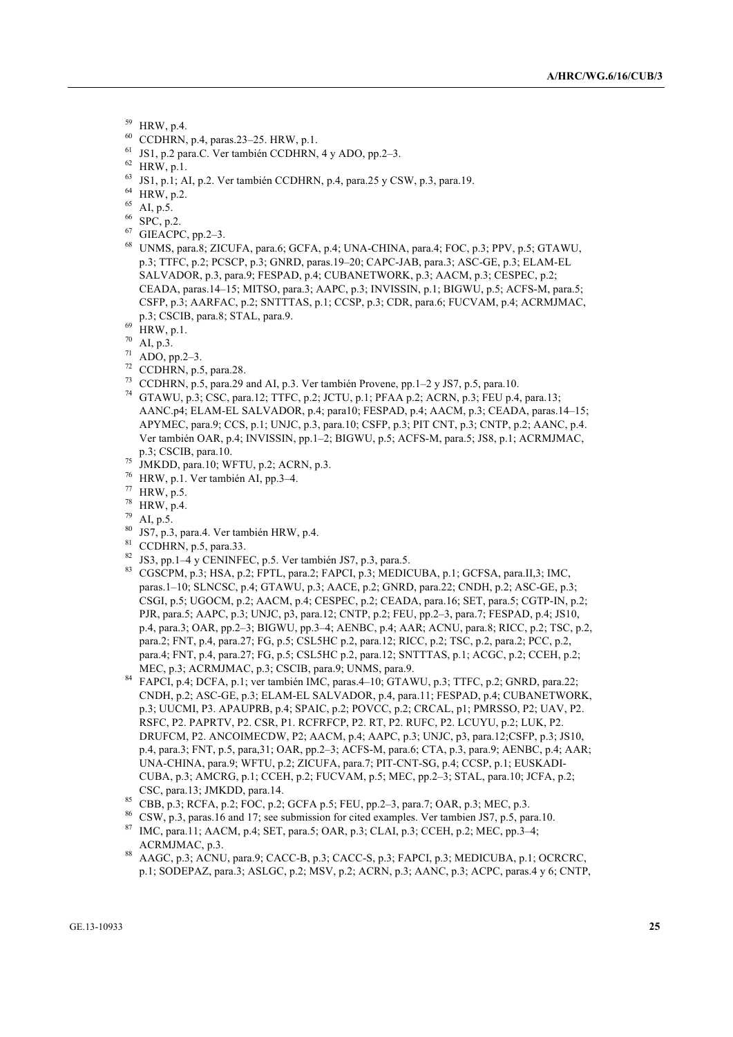[59] HRW, p.4.

[60] CCDHRN, p.4, paras.23–25. HRW, p.1.

[61] JS1, p.2 para.C. Ver también CCDHRN, 4 y ADO, pp.2–3.

[62] HRW, p.1.

[63] JS1, p.1; AI, p.2. Ver también CCDHRN, p.4, para.25 y CSW, p.3, para.19.

[64] HRW, p.2.

[65] AI, p.5.

[66] SPC, p.2.

[67] GIEACPC, pp.2–3.

[68] UNMS, para.8; ZICUFA, para.6; GCFA, p.4; UNA-CHINA, para.4; FOC, p.3; PPV, p.5; GTAWU, p.3; TTFC, p.2; PCSCP, p.3; GNRD, paras.19–20; CAPC-JAB, para.3; ASC-GE, p.3; ELAM-EL SALVADOR, p.3, para.9; FESPAD, p.4; CUBANETWORK, p.3; AACM, p.3; CESPEC, p.2; CEADA, paras.14–15; MITSO, para.3; AAPC, p.3; INVISSIN, p.1; BIGWU, p.5; ACFS-M, para.5; CSFP, p.3; AARFAC, p.2; SNTTTAS, p.1; CCSP, p.3; CDR, para.6; FUCVAM, p.4; ACRMJMAC, p.3; CSCIB, para.8; STAL, para.9.

[69] HRW, p.1.

[70] AI, p.3.

[71] ADO, pp.2–3.

[72] CCDHRN, p.5, para.28.

[73] CCDHRN, p.5, para.29 and AI, p.3. Ver también Provene, pp.1–2 y JS7, p.5, para.10.

[74] GTAWU, p.3; CSC, para.12; TTFC, p.2; JCTU, p.1; PFAA p.2; ACRN, p.3; FEU p.4, para.13; AANC.p4; ELAM-EL SALVADOR, p.4; para10; FESPAD, p.4; AACM, p.3; CEADA, paras.14–15; APYMEC, para.9; CCS, p.1; UNJC, p.3, para.10; CSFP, p.3; PIT CNT, p.3; CNTP, p.2; AANC, p.4. Ver también OAR, p.4; INVISSIN, pp.1–2; BIGWU, p.5; ACFS-M, para.5; JS8, p.1; ACRMJMAC, p.3; CSCIB, para.10.

[75] JMKDD, para.10; WFTU, p.2; ACRN, p.3.

[76] HRW, p.1. Ver también AI, pp.3–4.

[77] HRW, p.5.

[78] HRW, p.4.

[79] AI, p.5.

[80] JS7, p.3, para.4. Ver también HRW, p.4.

[81] CCDHRN, p.5, para.33.

[82] JS3, pp.1–4 y CENINFEC, p.5. Ver también JS7, p.3, para.5.

[83] CGSCPM, p.3; HSA, p.2; FPTL, para.2; FAPCI, p.3; MEDICUBA, p.1; GCFSA, para.II,3; IMC, paras.1–10; SLNCSC, p.4; GTAWU, p.3; AACE, p.2; GNRD, para.22; CNDH, p.2; ASC-GE, p.3; CSGI, p.5; UGOCM, p.2; AACM, p.4; CESPEC, p.2; CEADA, para.16; SET, para.5; CGTP-IN, p.2; PJR, para.5; AAPC, p.3; UNJC, p3, para.12; CNTP, p.2; FEU, pp.2–3, para.7; FESPAD, p.4; JS10, p.4, para.3; OAR, pp.2–3; BIGWU, pp.3–4; AENBC, p.4; AAR; ACNU, para.8; RICC, p.2; TSC, p.2, para.2; FNT, p.4, para.27; FG, p.5; CSL5HC p.2, para.12; RICC, p.2; TSC, p.2, para.2; PCC, p.2, para.4; FNT, p.4, para.27; FG, p.5; CSL5HC p.2, para.12; SNTTTAS, p.1; ACGC, p.2; CCEH, p.2; MEC, p.3; ACRMJMAC, p.3; CSCIB, para.9; UNMS, para.9.

[84] FAPCI, p.4; DCFA, p.1; ver también IMC, paras.4–10; GTAWU, p.3; TTFC, p.2; GNRD, para.22; CNDH, p.2; ASC-GE, p.3; ELAM-EL SALVADOR, p.4, para.11; FESPAD, p.4; CUBANETWORK, p.3; UUCMI, P3. APAUPRB, p.4; SPAIC, p.2; POVCC, p.2; CRCAL, p1; PMRSSO, P2; UAV, P2. RSFC, P2. PAPRTV, P2. CSR, P1. RCFRFCP, P2. RT, P2. RUFC, P2. LCUYU, p.2; LUK, P2. DRUFCM, P2. ANCOIMECDW, P2; AACM, p.4; AAPC, p.3; UNJC, p3, para.12;CSFP, p.3; JS10, p.4, para.3; FNT, p.5, para,31; OAR, pp.2–3; ACFS-M, para.6; CTA, p.3, para.9; AENBC, p.4; AAR; UNA-CHINA, para.9; WFTU, p.2; ZICUFA, para.7; PIT-CNT-SG, p.4; CCSP, p.1; EUSKADI-CUBA, p.3; AMCRG, p.1; CCEH, p.2; FUCVAM, p.5; MEC, pp.2–3; STAL, para.10; JCFA, p.2; CSC, para.13; JMKDD, para.14.

[85] CBB, p.3; RCFA, p.2; FOC, p.2; GCFA p.5; FEU, pp.2–3, para.7; OAR, p.3; MEC, p.3.

[86] CSW, p.3, paras.16 and 17; see submission for cited examples. Ver tambien JS7, p.5, para.10.

[87] IMC, para.11; AACM, p.4; SET, para.5; OAR, p.3; CLAI, p.3; CCEH, p.2; MEC, pp.3–4; ACRMJMAC, p.3.

[88] AAGC, p.3; ACNU, para.9; CACC-B, p.3; CACC-S, p.3; FAPCI, p.3; MEDICUBA, p.1; OCRCRC, p.1; SODEPAZ, para.3; ASLGC, p.2; MSV, p.2; ACRN, p.3; AANC, p.3; ACPC, paras.4 y 6; CNTP,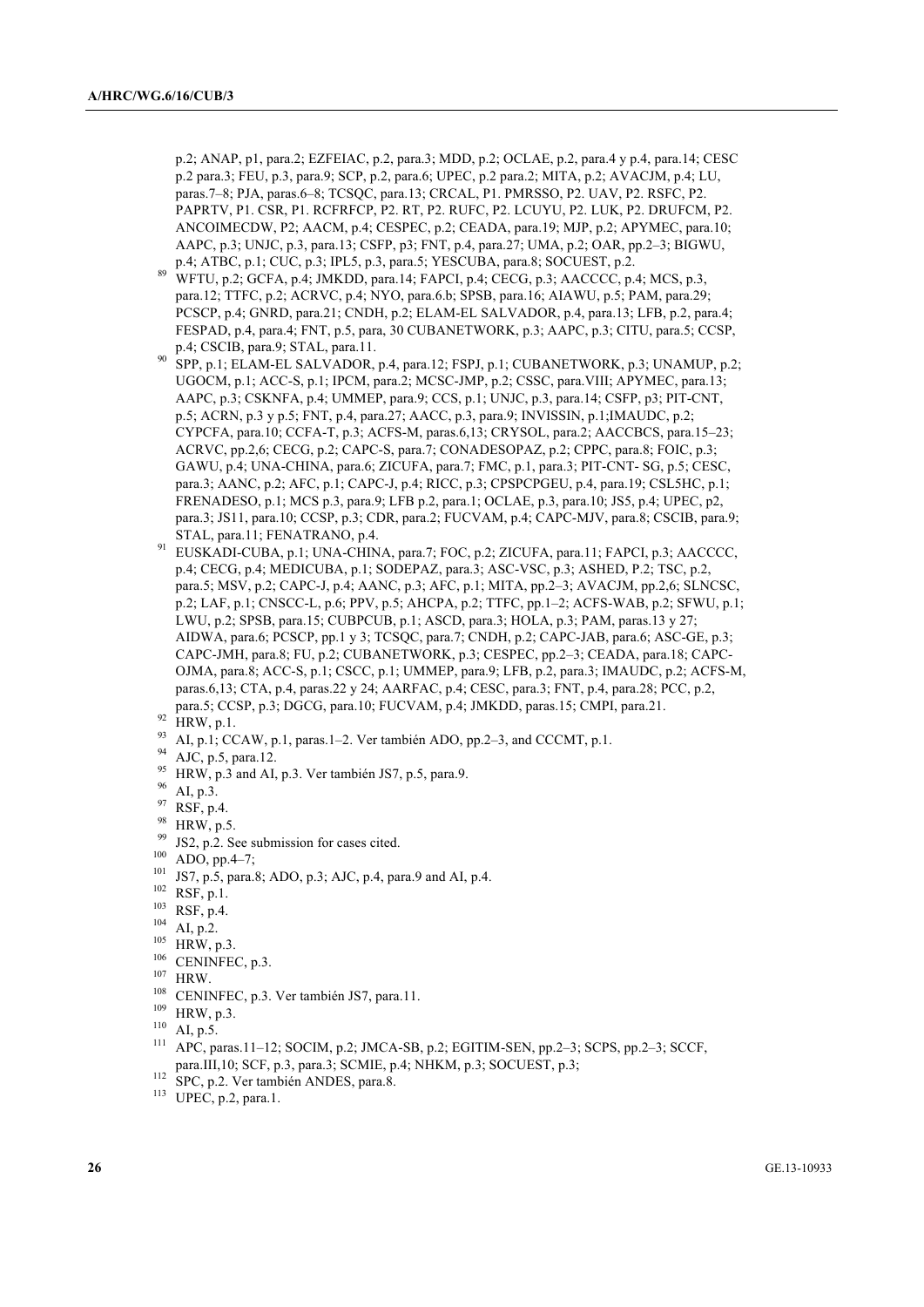p.2; ANAP, p1, para.2; EZFEIAC, p.2, para.3; MDD, p.2; OCLAE, p.2, para.4 y p.4, para.14; CESC p.2 para.3; FEU, p.3, para.9; SCP, p.2, para.6; UPEC, p.2 para.2; MITA, p.2; AVACJM, p.4; LU, paras.7–8; PJA, paras.6–8; TCSQC, para.13; CRCAL, P1. PMRSSO, P2. UAV, P2. RSFC, P2. PAPRTV, P1. CSR, P1. RCFRFCP, P2. RT, P2. RUFC, P2. LCUYU, P2. LUK, P2. DRUFCM, P2. ANCOIMECDW, P2; AACM, p.4; CESPEC, p.2; CEADA, para.19; MJP, p.2; APYMEC, para.10; AAPC, p.3; UNJC, p.3, para.13; CSFP, p3; FNT, p.4, para.27; UMA, p.2; OAR, pp.2–3; BIGWU, p.4; ATBC, p.1; CUC, p.3; IPL5, p.3, para.5; YESCUBA, para.8; SOCUEST, p.2.

[89] WFTU, p.2; GCFA, p.4; JMKDD, para.14; FAPCI, p.4; CECG, p.3; AACCCC, p.4; MCS, p.3, para.12; TTFC, p.2; ACRVC, p.4; NYO, para.6.b; SPSB, para.16; AIAWU, p.5; PAM, para.29; PCSCP, p.4; GNRD, para.21; CNDH, p.2; ELAM-EL SALVADOR, p.4, para.13; LFB, p.2, para.4; FESPAD, p.4, para.4; FNT, p.5, para, 30 CUBANETWORK, p.3; AAPC, p.3; CITU, para.5; CCSP, p.4; CSCIB, para.9; STAL, para.11.

[90] SPP, p.1; ELAM-EL SALVADOR, p.4, para.12; FSPJ, p.1; CUBANETWORK, p.3; UNAMUP, p.2; UGOCM, p.1; ACC-S, p.1; IPCM, para.2; MCSC-JMP, p.2; CSSC, para.VIII; APYMEC, para.13; AAPC, p.3; CSKNFA, p.4; UMMEP, para.9; CCS, p.1; UNJC, p.3, para.14; CSFP, p3; PIT-CNT, p.5; ACRN, p.3 y p.5; FNT, p.4, para.27; AACC, p.3, para.9; INVISSIN, p.1;IMAUDC, p.2; CYPCFA, para.10; CCFA-T, p.3; ACFS-M, paras.6,13; CRYSOL, para.2; AACCBCS, para.15–23; ACRVC, pp.2,6; CECG, p.2; CAPC-S, para.7; CONADESOPAZ, p.2; CPPC, para.8; FOIC, p.3; GAWU, p.4; UNA-CHINA, para.6; ZICUFA, para.7; FMC, p.1, para.3; PIT-CNT- SG, p.5; CESC, para.3; AANC, p.2; AFC, p.1; CAPC-J, p.4; RICC, p.3; CPSPCPGEU, p.4, para.19; CSL5HC, p.1; FRENADESO, p.1; MCS p.3, para.9; LFB p.2, para.1; OCLAE, p.3, para.10; JS5, p.4; UPEC, p2, para.3; JS11, para.10; CCSP, p.3; CDR, para.2; FUCVAM, p.4; CAPC-MJV, para.8; CSCIB, para.9; STAL, para.11; FENATRANO, p.4.

[91] EUSKADI-CUBA, p.1; UNA-CHINA, para.7; FOC, p.2; ZICUFA, para.11; FAPCI, p.3; AACCCC, p.4; CECG, p.4; MEDICUBA, p.1; SODEPAZ, para.3; ASC-VSC, p.3; ASHED, P.2; TSC, p.2, para.5; MSV, p.2; CAPC-J, p.4; AANC, p.3; AFC, p.1; MITA, pp.2–3; AVACJM, pp.2,6; SLNCSC, p.2; LAF, p.1; CNSCC-L, p.6; PPV, p.5; AHCPA, p.2; TTFC, pp.1–2; ACFS-WAB, p.2; SFWU, p.1; LWU, p.2; SPSB, para.15; CUBPCUB, p.1; ASCD, para.3; HOLA, p.3; PAM, paras.13 y 27; AIDWA, para.6; PCSCP, pp.1 y 3; TCSQC, para.7; CNDH, p.2; CAPC-JAB, para.6; ASC-GE, p.3; CAPC-JMH, para.8; FU, p.2; CUBANETWORK, p.3; CESPEC, pp.2–3; CEADA, para.18; CAPC-OJMA, para.8; ACC-S, p.1; CSCC, p.1; UMMEP, para.9; LFB, p.2, para.3; IMAUDC, p.2; ACFS-M, paras.6,13; CTA, p.4, paras.22 y 24; AARFAC, p.4; CESC, para.3; FNT, p.4, para.28; PCC, p.2, para.5; CCSP, p.3; DGCG, para.10; FUCVAM, p.4; JMKDD, paras.15; CMPI, para.21.

[92] HRW, p.1.

[93] AI, p.1; CCAW, p.1, paras.1–2. Ver también ADO, pp.2–3, and CCCMT, p.1.

[94] AJC, p.5, para.12.

[95] HRW, p.3 and AI, p.3. Ver también JS7, p.5, para.9.

[96] AI, p.3.

[97] RSF, p.4.

[98] HRW, p.5.

[99] JS2, p.2. See submission for cases cited.

[100] ADO, pp.4–7;

[101] JS7, p.5, para.8; ADO, p.3; AJC, p.4, para.9 and AI, p.4.

[102] RSF, p.1.

[103] RSF, p.4.

[104] AI, p.2.

[105] HRW, p.3.

[106] CENINFEC, p.3.

[107] HRW.

[108] CENINFEC, p.3. Ver también JS7, para.11.

[109] HRW, p.3.

[110] AI, p.5.

[111] APC, paras.11–12; SOCIM, p.2; JMCA-SB, p.2; EGITIM-SEN, pp.2–3; SCPS, pp.2–3; SCCF, para.III,10; SCF, p.3, para.3; SCMIE, p.4; NHKM, p.3; SOCUEST, p.3;

[112] SPC, p.2. Ver también ANDES, para.8.

[113] UPEC, p.2, para.1.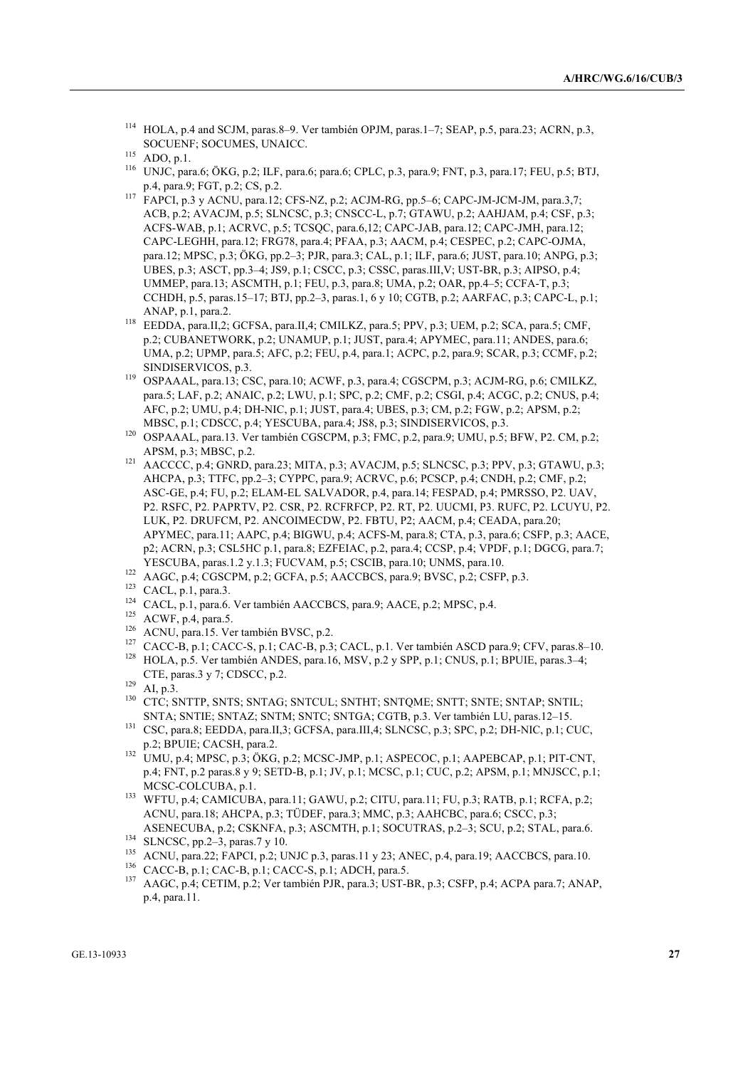[114] HOLA, p.4 and SCJM, paras.8–9. Ver también OPJM, paras.1–7; SEAP, p.5, para.23; ACRN, p.3, SOCUENF; SOCUMES, UNAICC.

[115] ADO, p.1.

[116] UNJC, para.6; ÖKG, p.2; ILF, para.6; para.6; CPLC, p.3, para.9; FNT, p.3, para.17; FEU, p.5; BTJ, p.4, para.9; FGT, p.2; CS, p.2.

[117] FAPCI, p.3 y ACNU, para.12; CFS-NZ, p.2; ACJM-RG, pp.5–6; CAPC-JM-JCM-JM, para.3,7; ACB, p.2; AVACJM, p.5; SLNCSC, p.3; CNSCC-L, p.7; GTAWU, p.2; AAHJAM, p.4; CSF, p.3; ACFS-WAB, p.1; ACRVC, p.5; TCSQC, para.6,12; CAPC-JAB, para.12; CAPC-JMH, para.12; CAPC-LEGHH, para.12; FRG78, para.4; PFAA, p.3; AACM, p.4; CESPEC, p.2; CAPC-OJMA, para.12; MPSC, p.3; ÖKG, pp.2–3; PJR, para.3; CAL, p.1; ILF, para.6; JUST, para.10; ANPG, p.3; UBES, p.3; ASCT, pp.3–4; JS9, p.1; CSCC, p.3; CSSC, paras.III,V; UST-BR, p.3; AIPSO, p.4; UMMEP, para.13; ASCMTH, p.1; FEU, p.3, para.8; UMA, p.2; OAR, pp.4–5; CCFA-T, p.3; CCHDH, p.5, paras.15–17; BTJ, pp.2–3, paras.1, 6 y 10; CGTB, p.2; AARFAC, p.3; CAPC-L, p.1; ANAP, p.1, para.2.

[118] EEDDA, para.II,2; GCFSA, para.II,4; CMILKZ, para.5; PPV, p.3; UEM, p.2; SCA, para.5; CMF, p.2; CUBANETWORK, p.2; UNAMUP, p.1; JUST, para.4; APYMEC, para.11; ANDES, para.6; UMA, p.2; UPMP, para.5; AFC, p.2; FEU, p.4, para.1; ACPC, p.2, para.9; SCAR, p.3; CCMF, p.2; SINDISERVICOS, p.3.

[119] OSPAAAL, para.13; CSC, para.10; ACWF, p.3, para.4; CGSCPM, p.3; ACJM-RG, p.6; CMILKZ, para.5; LAF, p.2; ANAIC, p.2; LWU, p.1; SPC, p.2; CMF, p.2; CSGI, p.4; ACGC, p.2; CNUS, p.4; AFC, p.2; UMU, p.4; DH-NIC, p.1; JUST, para.4; UBES, p.3; CM, p.2; FGW, p.2; APSM, p.2; MBSC, p.1; CDSCC, p.4; YESCUBA, para.4; JS8, p.3; SINDISERVICOS, p.3.

[120] OSPAAAL, para.13. Ver también CGSCPM, p.3; FMC, p.2, para.9; UMU, p.5; BFW, P2. CM, p.2; APSM, p.3; MBSC, p.2.

[121] AACCCC, p.4; GNRD, para.23; MITA, p.3; AVACJM, p.5; SLNCSC, p.3; PPV, p.3; GTAWU, p.3; AHCPA, p.3; TTFC, pp.2–3; CYPPC, para.9; ACRVC, p.6; PCSCP, p.4; CNDH, p.2; CMF, p.2; ASC-GE, p.4; FU, p.2; ELAM-EL SALVADOR, p.4, para.14; FESPAD, p.4; PMRSSO, P2. UAV, P2. RSFC, P2. PAPRTV, P2. CSR, P2. RCFRFCP, P2. RT, P2. UUCMI, P3. RUFC, P2. LCUYU, P2. LUK, P2. DRUFCM, P2. ANCOIMECDW, P2. FBTU, P2; AACM, p.4; CEADA, para.20; APYMEC, para.11; AAPC, p.4; BIGWU, p.4; ACFS-M, para.8; CTA, p.3, para.6; CSFP, p.3; AACE, p2; ACRN, p.3; CSL5HC p.1, para.8; EZFEIAC, p.2, para.4; CCSP, p.4; VPDF, p.1; DGCG, para.7; YESCUBA, paras.1.2 y.1.3; FUCVAM, p.5; CSCIB, para.10; UNMS, para.10.

[122] AAGC, p.4; CGSCPM, p.2; GCFA, p.5; AACCBCS, para.9; BVSC, p.2; CSFP, p.3.

[123] CACL, p.1, para.3.

[124] CACL, p.1, para.6. Ver también AACCBCS, para.9; AACE, p.2; MPSC, p.4.

[125] ACWF, p.4, para.5.

[126] ACNU, para.15. Ver también BVSC, p.2.

[127] CACC-B, p.1; CACC-S, p.1; CAC-B, p.3; CACL, p.1. Ver también ASCD para.9; CFV, paras.8–10.

[128] HOLA, p.5. Ver también ANDES, para.16, MSV, p.2 y SPP, p.1; CNUS, p.1; BPUIE, paras.3–4; CTE, paras.3 y 7; CDSCC, p.2.

[129] AI, p.3.

[130] CTC; SNTTP, SNTS; SNTAG; SNTCUL; SNTHT; SNTQME; SNTT; SNTE; SNTAP; SNTIL; SNTA; SNTIE; SNTAZ; SNTM; SNTC; SNTGA; CGTB, p.3. Ver también LU, paras.12–15.

[131] CSC, para.8; EEDDA, para.II,3; GCFSA, para.III,4; SLNCSC, p.3; SPC, p.2; DH-NIC, p.1; CUC, p.2; BPUIE; CACSH, para.2.

[132] UMU, p.4; MPSC, p.3; ÖKG, p.2; MCSC-JMP, p.1; ASPECOC, p.1; AAPEBCAP, p.1; PIT-CNT, p.4; FNT, p.2 paras.8 y 9; SETD-B, p.1; JV, p.1; MCSC, p.1; CUC, p.2; APSM, p.1; MNJSCC, p.1; MCSC-COLCUBA, p.1.

[133] WFTU, p.4; CAMICUBA, para.11; GAWU, p.2; CITU, para.11; FU, p.3; RATB, p.1; RCFA, p.2; ACNU, para.18; AHCPA, p.3; TÜDEF, para.3; MMC, p.3; AAHCBC, para.6; CSCC, p.3; ASENECUBA, p.2; CSKNFA, p.3; ASCMTH, p.1; SOCUTRAS, p.2–3; SCU, p.2; STAL, para.6.

[134] SLNCSC, pp.2–3, paras.7 y 10.

[135] ACNU, para.22; FAPCI, p.2; UNJC p.3, paras.11 y 23; ANEC, p.4, para.19; AACCBCS, para.10.

[136] CACC-B, p.1; CAC-B, p.1; CACC-S, p.1; ADCH, para.5.

[137] AAGC, p.4; CETIM, p.2; Ver también PJR, para.3; UST-BR, p.3; CSFP, p.4; ACPA para.7; ANAP, p.4, para.11.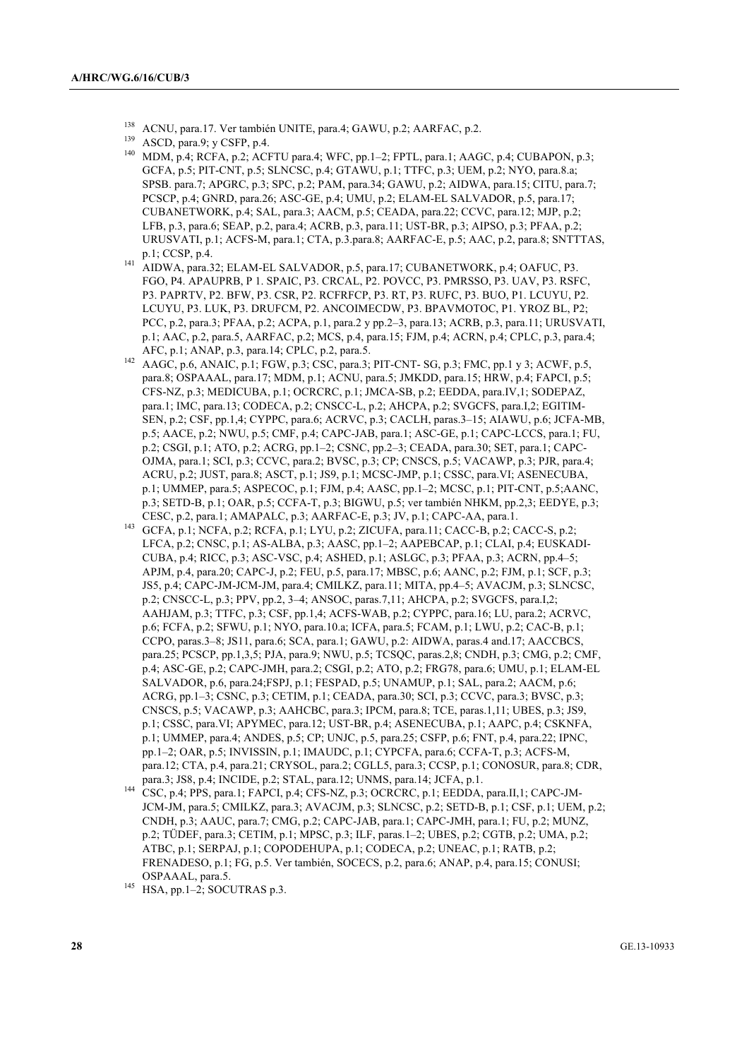[138] ACNU, para.17. Ver también UNITE, para.4; GAWU, p.2; AARFAC, p.2.

[139] ASCD, para.9; y CSFP, p.4.

[140] MDM, p.4; RCFA, p.2; ACFTU para.4; WFC, pp.1–2; FPTL, para.1; AAGC, p.4; CUBAPON, p.3; GCFA, p.5; PIT-CNT, p.5; SLNCSC, p.4; GTAWU, p.1; TTFC, p.3; UEM, p.2; NYO, para.8.a; SPSB. para.7; APGRC, p.3; SPC, p.2; PAM, para.34; GAWU, p.2; AIDWA, para.15; CITU, para.7; PCSCP, p.4; GNRD, para.26; ASC-GE, p.4; UMU, p.2; ELAM-EL SALVADOR, p.5, para.17; CUBANETWORK, p.4; SAL, para.3; AACM, p.5; CEADA, para.22; CCVC, para.12; MJP, p.2; LFB, p.3, para.6; SEAP, p.2, para.4; ACRB, p.3, para.11; UST-BR, p.3; AIPSO, p.3; PFAA, p.2; URUSVATI, p.1; ACFS-M, para.1; CTA, p.3.para.8; AARFAC-E, p.5; AAC, p.2, para.8; SNTTTAS, p.1; CCSP, p.4.

[141] AIDWA, para.32; ELAM-EL SALVADOR, p.5, para.17; CUBANETWORK, p.4; OAFUC, P3. FGO, P4. APAUPRB, P 1. SPAIC, P3. CRCAL, P2. POVCC, P3. PMRSSO, P3. UAV, P3. RSFC, P3. PAPRTV, P2. BFW, P3. CSR, P2. RCFRFCP, P3. RT, P3. RUFC, P3. BUO, P1. LCUYU, P2. LCUYU, P3. LUK, P3. DRUFCM, P2. ANCOIMECDW, P3. BPAVMOTOC, P1. YROZ BL, P2; PCC, p.2, para.3; PFAA, p.2; ACPA, p.1, para.2 y pp.2–3, para.13; ACRB, p.3, para.11; URUSVATI, p.1; AAC, p.2, para.5, AARFAC, p.2; MCS, p.4, para.15; FJM, p.4; ACRN, p.4; CPLC, p.3, para.4; AFC, p.1; ANAP, p.3, para.14; CPLC, p.2, para.5.

[142] AAGC, p.6, ANAIC, p.1; FGW, p.3; CSC, para.3; PIT-CNT- SG, p.3; FMC, pp.1 y 3; ACWF, p.5, para.8; OSPAAAL, para.17; MDM, p.1; ACNU, para.5; JMKDD, para.15; HRW, p.4; FAPCI, p.5; CFS-NZ, p.3; MEDICUBA, p.1; OCRCRC, p.1; JMCA-SB, p.2; EEDDA, para.IV,1; SODEPAZ, para.1; IMC, para.13; CODECA, p.2; CNSCC-L, p.2; AHCPA, p.2; SVGCFS, para.I,2; EGITIM-SEN, p.2; CSF, pp.1,4; CYPPC, para.6; ACRVC, p.3; CACLH, paras.3–15; AIAWU, p.6; JCFA-MB, p.5; AACE, p.2; NWU, p.5; CMF, p.4; CAPC-JAB, para.1; ASC-GE, p.1; CAPC-LCCS, para.1; FU, p.2; CSGI, p.1; ATO, p.2; ACRG, pp.1–2; CSNC, pp.2–3; CEADA, para.30; SET, para.1; CAPC-OJMA, para.1; SCI, p.3; CCVC, para.2; BVSC, p.3; CP; CNSCS, p.5; VACAWP, p.3; PJR, para.4; ACRU, p.2; JUST, para.8; ASCT, p.1; JS9, p.1; MCSC-JMP, p.1; CSSC, para.VI; ASENECUBA, p.1; UMMEP, para.5; ASPECOC, p.1; FJM, p.4; AASC, pp.1–2; MCSC, p.1; PIT-CNT, p.5;AANC, p.3; SETD-B, p.1; OAR, p.5; CCFA-T, p.3; BIGWU, p.5; ver también NHKM, pp.2,3; EEDYE, p.3; CESC, p.2, para.1; AMAPALC, p.3; AARFAC-E, p.3; JV, p.1; CAPC-AA, para.1.

[143] GCFA, p.1; NCFA, p.2; RCFA, p.1; LYU, p.2; ZICUFA, para.11; CACC-B, p.2; CACC-S, p.2; LFCA, p.2; CNSC, p.1; AS-ALBA, p.3; AASC, pp.1–2; AAPEBCAP, p.1; CLAI, p.4; EUSKADI-CUBA, p.4; RICC, p.3; ASC-VSC, p.4; ASHED, p.1; ASLGC, p.3; PFAA, p.3; ACRN, pp.4–5; APJM, p.4, para.20; CAPC-J, p.2; FEU, p.5, para.17; MBSC, p.6; AANC, p.2; FJM, p.1; SCF, p.3; JS5, p.4; CAPC-JM-JCM-JM, para.4; CMILKZ, para.11; MITA, pp.4–5; AVACJM, p.3; SLNCSC, p.2; CNSCC-L, p.3; PPV, pp.2, 3–4; ANSOC, paras.7,11; AHCPA, p.2; SVGCFS, para.I,2; AAHJAM, p.3; TTFC, p.3; CSF, pp.1,4; ACFS-WAB, p.2; CYPPC, para.16; LU, para.2; ACRVC, p.6; FCFA, p.2; SFWU, p.1; NYO, para.10.a; ICFA, para.5; FCAM, p.1; LWU, p.2; CAC-B, p.1; CCPO, paras.3–8; JS11, para.6; SCA, para.1; GAWU, p.2: AIDWA, paras.4 and.17; AACCBCS, para.25; PCSCP, pp.1,3,5; PJA, para.9; NWU, p.5; TCSQC, paras.2,8; CNDH, p.3; CMG, p.2; CMF, p.4; ASC-GE, p.2; CAPC-JMH, para.2; CSGI, p.2; ATO, p.2; FRG78, para.6; UMU, p.1; ELAM-EL SALVADOR, p.6, para.24;FSPJ, p.1; FESPAD, p.5; UNAMUP, p.1; SAL, para.2; AACM, p.6; ACRG, pp.1–3; CSNC, p.3; CETIM, p.1; CEADA, para.30; SCI, p.3; CCVC, para.3; BVSC, p.3; CNSCS, p.5; VACAWP, p.3; AAHCBC, para.3; IPCM, para.8; TCE, paras.1,11; UBES, p.3; JS9, p.1; CSSC, para.VI; APYMEC, para.12; UST-BR, p.4; ASENECUBA, p.1; AAPC, p.4; CSKNFA, p.1; UMMEP, para.4; ANDES, p.5; CP; UNJC, p.5, para.25; CSFP, p.6; FNT, p.4, para.22; IPNC, pp.1–2; OAR, p.5; INVISSIN, p.1; IMAUDC, p.1; CYPCFA, para.6; CCFA-T, p.3; ACFS-M, para.12; CTA, p.4, para.21; CRYSOL, para.2; CGLL5, para.3; CCSP, p.1; CONOSUR, para.8; CDR, para.3; JS8, p.4; INCIDE, p.2; STAL, para.12; UNMS, para.14; JCFA, p.1.

[144] CSC, p.4; PPS, para.1; FAPCI, p.4; CFS-NZ, p.3; OCRCRC, p.1; EEDDA, para.II,1; CAPC-JM-JCM-JM, para.5; CMILKZ, para.3; AVACJM, p.3; SLNCSC, p.2; SETD-B, p.1; CSF, p.1; UEM, p.2; CNDH, p.3; AAUC, para.7; CMG, p.2; CAPC-JAB, para.1; CAPC-JMH, para.1; FU, p.2; MUNZ, p.2; TÜDEF, para.3; CETIM, p.1; MPSC, p.3; ILF, paras.1–2; UBES, p.2; CGTB, p.2; UMA, p.2; ATBC, p.1; SERPAJ, p.1; COPODEHUPA, p.1; CODECA, p.2; UNEAC, p.1; RATB, p.2; FRENADESO, p.1; FG, p.5. Ver también, SOCECS, p.2, para.6; ANAP, p.4, para.15; CONUSI; OSPAAAL, para.5.

[145] HSA, pp.1–2; SOCUTRAS p.3.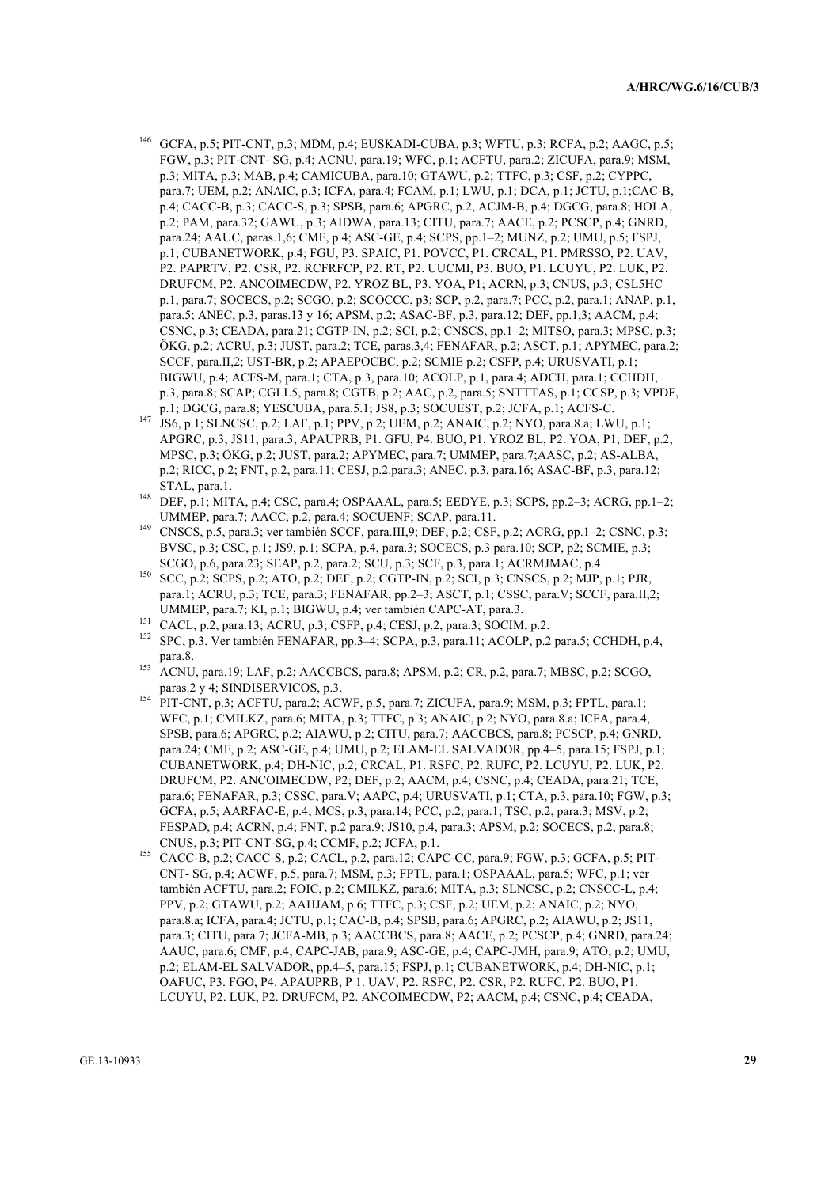[146] GCFA, p.5; PIT-CNT, p.3; MDM, p.4; EUSKADI-CUBA, p.3; WFTU, p.3; RCFA, p.2; AAGC, p.5; FGW, p.3; PIT-CNT- SG, p.4; ACNU, para.19; WFC, p.1; ACFTU, para.2; ZICUFA, para.9; MSM, p.3; MITA, p.3; MAB, p.4; CAMICUBA, para.10; GTAWU, p.2; TTFC, p.3; CSF, p.2; CYPPC, para.7; UEM, p.2; ANAIC, p.3; ICFA, para.4; FCAM, p.1; LWU, p.1; DCA, p.1; JCTU, p.1;CAC-B, p.4; CACC-B, p.3; CACC-S, p.3; SPSB, para.6; APGRC, p.2, ACJM-B, p.4; DGCG, para.8; HOLA, p.2; PAM, para.32; GAWU, p.3; AIDWA, para.13; CITU, para.7; AACE, p.2; PCSCP, p.4; GNRD, para.24; AAUC, paras.1,6; CMF, p.4; ASC-GE, p.4; SCPS, pp.1–2; MUNZ, p.2; UMU, p.5; FSPJ, p.1; CUBANETWORK, p.4; FGU, P3. SPAIC, P1. POVCC, P1. CRCAL, P1. PMRSSO, P2. UAV, P2. PAPRTV, P2. CSR, P2. RCFRFCP, P2. RT, P2. UUCMI, P3. BUO, P1. LCUYU, P2. LUK, P2. DRUFCM, P2. ANCOIMECDW, P2. YROZ BL, P3. YOA, P1; ACRN, p.3; CNUS, p.3; CSL5HC p.1, para.7; SOCECS, p.2; SCGO, p.2; SCOCCC, p3; SCP, p.2, para.7; PCC, p.2, para.1; ANAP, p.1, para.5; ANEC, p.3, paras.13 y 16; APSM, p.2; ASAC-BF, p.3, para.12; DEF, pp.1,3; AACM, p.4; CSNC, p.3; CEADA, para.21; CGTP-IN, p.2; SCI, p.2; CNSCS, pp.1–2; MITSO, para.3; MPSC, p.3; ÖKG, p.2; ACRU, p.3; JUST, para.2; TCE, paras.3,4; FENAFAR, p.2; ASCT, p.1; APYMEC, para.2; SCCF, para.II,2; UST-BR, p.2; APAEPOCBC, p.2; SCMIE p.2; CSFP, p.4; URUSVATI, p.1; BIGWU, p.4; ACFS-M, para.1; CTA, p.3, para.10; ACOLP, p.1, para.4; ADCH, para.1; CCHDH, p.3, para.8; SCAP; CGLL5, para.8; CGTB, p.2; AAC, p.2, para.5; SNTTTAS, p.1; CCSP, p.3; VPDF, p.1; DGCG, para.8; YESCUBA, para.5.1; JS8, p.3; SOCUEST, p.2; JCFA, p.1; ACFS-C.

[147] JS6, p.1; SLNCSC, p.2; LAF, p.1; PPV, p.2; UEM, p.2; ANAIC, p.2; NYO, para.8.a; LWU, p.1; APGRC, p.3; JS11, para.3; APAUPRB, P1. GFU, P4. BUO, P1. YROZ BL, P2. YOA, P1; DEF, p.2; MPSC, p.3; ÖKG, p.2; JUST, para.2; APYMEC, para.7; UMMEP, para.7;AASC, p.2; AS-ALBA, p.2; RICC, p.2; FNT, p.2, para.11; CESJ, p.2.para.3; ANEC, p.3, para.16; ASAC-BF, p.3, para.12; STAL, para.1.

[148] DEF, p.1; MITA, p.4; CSC, para.4; OSPAAAL, para.5; EEDYE, p.3; SCPS, pp.2–3; ACRG, pp.1–2; UMMEP, para.7; AACC, p.2, para.4; SOCUENF; SCAP, para.11.

[149] CNSCS, p.5, para.3; ver también SCCF, para.III,9; DEF, p.2; CSF, p.2; ACRG, pp.1–2; CSNC, p.3; BVSC, p.3; CSC, p.1; JS9, p.1; SCPA, p.4, para.3; SOCECS, p.3 para.10; SCP, p2; SCMIE, p.3; SCGO, p.6, para.23; SEAP, p.2, para.2; SCU, p.3; SCF, p.3, para.1; ACRMJMAC, p.4.

[150] SCC, p.2; SCPS, p.2; ATO, p.2; DEF, p.2; CGTP-IN, p.2; SCI, p.3; CNSCS, p.2; MJP, p.1; PJR, para.1; ACRU, p.3; TCE, para.3; FENAFAR, pp.2–3; ASCT, p.1; CSSC, para.V; SCCF, para.II,2; UMMEP, para.7; KI, p.1; BIGWU, p.4; ver también CAPC-AT, para.3.

[151] CACL, p.2, para.13; ACRU, p.3; CSFP, p.4; CESJ, p.2, para.3; SOCIM, p.2.

[152] SPC, p.3. Ver también FENAFAR, pp.3–4; SCPA, p.3, para.11; ACOLP, p.2 para.5; CCHDH, p.4, para.8.

[153] ACNU, para.19; LAF, p.2; AACCBCS, para.8; APSM, p.2; CR, p.2, para.7; MBSC, p.2; SCGO, paras.2 y 4; SINDISERVICOS, p.3.

[154] PIT-CNT, p.3; ACFTU, para.2; ACWF, p.5, para.7; ZICUFA, para.9; MSM, p.3; FPTL, para.1; WFC, p.1; CMILKZ, para.6; MITA, p.3; TTFC, p.3; ANAIC, p.2; NYO, para.8.a; ICFA, para.4, SPSB, para.6; APGRC, p.2; AIAWU, p.2; CITU, para.7; AACCBCS, para.8; PCSCP, p.4; GNRD, para.24; CMF, p.2; ASC-GE, p.4; UMU, p.2; ELAM-EL SALVADOR, pp.4–5, para.15; FSPJ, p.1; CUBANETWORK, p.4; DH-NIC, p.2; CRCAL, P1. RSFC, P2. RUFC, P2. LCUYU, P2. LUK, P2. DRUFCM, P2. ANCOIMECDW, P2; DEF, p.2; AACM, p.4; CSNC, p.4; CEADA, para.21; TCE, para.6; FENAFAR, p.3; CSSC, para.V; AAPC, p.4; URUSVATI, p.1; CTA, p.3, para.10; FGW, p.3; GCFA, p.5; AARFAC-E, p.4; MCS, p.3, para.14; PCC, p.2, para.1; TSC, p.2, para.3; MSV, p.2; FESPAD, p.4; ACRN, p.4; FNT, p.2 para.9; JS10, p.4, para.3; APSM, p.2; SOCECS, p.2, para.8; CNUS, p.3; PIT-CNT-SG, p.4; CCMF, p.2; JCFA, p.1.

[155] CACC-B, p.2; CACC-S, p.2; CACL, p.2, para.12; CAPC-CC, para.9; FGW, p.3; GCFA, p.5; PIT-CNT- SG, p.4; ACWF, p.5, para.7; MSM, p.3; FPTL, para.1; OSPAAAL, para.5; WFC, p.1; ver también ACFTU, para.2; FOIC, p.2; CMILKZ, para.6; MITA, p.3; SLNCSC, p.2; CNSCC-L, p.4; PPV, p.2; GTAWU, p.2; AAHJAM, p.6; TTFC, p.3; CSF, p.2; UEM, p.2; ANAIC, p.2; NYO, para.8.a; ICFA, para.4; JCTU, p.1; CAC-B, p.4; SPSB, para.6; APGRC, p.2; AIAWU, p.2; JS11, para.3; CITU, para.7; JCFA-MB, p.3; AACCBCS, para.8; AACE, p.2; PCSCP, p.4; GNRD, para.24; AAUC, para.6; CMF, p.4; CAPC-JAB, para.9; ASC-GE, p.4; CAPC-JMH, para.9; ATO, p.2; UMU, p.2; ELAM-EL SALVADOR, pp.4–5, para.15; FSPJ, p.1; CUBANETWORK, p.4; DH-NIC, p.1; OAFUC, P3. FGO, P4. APAUPRB, P 1. UAV, P2. RSFC, P2. CSR, P2. RUFC, P2. BUO, P1. LCUYU, P2. LUK, P2. DRUFCM, P2. ANCOIMECDW, P2; AACM, p.4; CSNC, p.4; CEADA,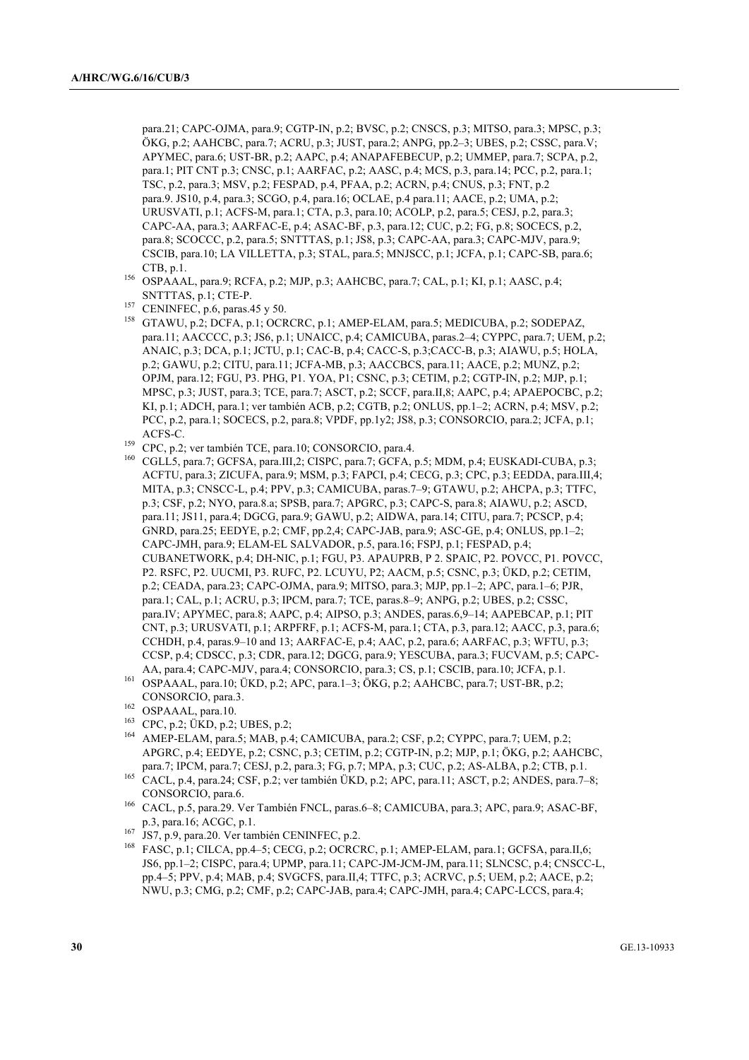para.21; CAPC-OJMA, para.9; CGTP-IN, p.2; BVSC, p.2; CNSCS, p.3; MITSO, para.3; MPSC, p.3; ÖKG, p.2; AAHCBC, para.7; ACRU, p.3; JUST, para.2; ANPG, pp.2–3; UBES, p.2; CSSC, para.V; APYMEC, para.6; UST-BR, p.2; AAPC, p.4; ANAPAFEBECUP, p.2; UMMEP, para.7; SCPA, p.2, para.1; PIT CNT p.3; CNSC, p.1; AARFAC, p.2; AASC, p.4; MCS, p.3, para.14; PCC, p.2, para.1; TSC, p.2, para.3; MSV, p.2; FESPAD, p.4, PFAA, p.2; ACRN, p.4; CNUS, p.3; FNT, p.2 para.9. JS10, p.4, para.3; SCGO, p.4, para.16; OCLAE, p.4 para.11; AACE, p.2; UMA, p.2; URUSVATI, p.1; ACFS-M, para.1; CTA, p.3, para.10; ACOLP, p.2, para.5; CESJ, p.2, para.3; CAPC-AA, para.3; AARFAC-E, p.4; ASAC-BF, p.3, para.12; CUC, p.2; FG, p.8; SOCECS, p.2, para.8; SCOCCC, p.2, para.5; SNTTTAS, p.1; JS8, p.3; CAPC-AA, para.3; CAPC-MJV, para.9; CSCIB, para.10; LA VILLETTA, p.3; STAL, para.5; MNJSCC, p.1; JCFA, p.1; CAPC-SB, para.6; CTB, p.1.

[156] OSPAAAL, para.9; RCFA, p.2; MJP, p.3; AAHCBC, para.7; CAL, p.1; KI, p.1; AASC, p.4; SNTTTAS, p.1; CTE-P.

[157] CENINFEC, p.6, paras.45 y 50.

[158] GTAWU, p.2; DCFA, p.1; OCRCRC, p.1; AMEP-ELAM, para.5; MEDICUBA, p.2; SODEPAZ, para.11; AACCCC, p.3; JS6, p.1; UNAICC, p.4; CAMICUBA, paras.2–4; CYPPC, para.7; UEM, p.2; ANAIC, p.3; DCA, p.1; JCTU, p.1; CAC-B, p.4; CACC-S, p.3;CACC-B, p.3; AIAWU, p.5; HOLA, p.2; GAWU, p.2; CITU, para.11; JCFA-MB, p.3; AACCBCS, para.11; AACE, p.2; MUNZ, p.2; OPJM, para.12; FGU, P3. PHG, P1. YOA, P1; CSNC, p.3; CETIM, p.2; CGTP-IN, p.2; MJP, p.1; MPSC, p.3; JUST, para.3; TCE, para.7; ASCT, p.2; SCCF, para.II,8; AAPC, p.4; APAEPOCBC, p.2; KI, p.1; ADCH, para.1; ver también ACB, p.2; CGTB, p.2; ONLUS, pp.1–2; ACRN, p.4; MSV, p.2; PCC, p.2, para.1; SOCECS, p.2, para.8; VPDF, pp.1y2; JS8, p.3; CONSORCIO, para.2; JCFA, p.1; ACFS-C.

[159] CPC, p.2; ver también TCE, para.10; CONSORCIO, para.4.

[160] CGLL5, para.7; GCFSA, para.III,2; CISPC, para.7; GCFA, p.5; MDM, p.4; EUSKADI-CUBA, p.3; ACFTU, para.3; ZICUFA, para.9; MSM, p.3; FAPCI, p.4; CECG, p.3; CPC, p.3; EEDDA, para.III,4; MITA, p.3; CNSCC-L, p.4; PPV, p.3; CAMICUBA, paras.7–9; GTAWU, p.2; AHCPA, p.3; TTFC, p.3; CSF, p.2; NYO, para.8.a; SPSB, para.7; APGRC, p.3; CAPC-S, para.8; AIAWU, p.2; ASCD, para.11; JS11, para.4; DGCG, para.9; GAWU, p.2; AIDWA, para.14; CITU, para.7; PCSCP, p.4; GNRD, para.25; EEDYE, p.2; CMF, pp.2,4; CAPC-JAB, para.9; ASC-GE, p.4; ONLUS, pp.1–2; CAPC-JMH, para.9; ELAM-EL SALVADOR, p.5, para.16; FSPJ, p.1; FESPAD, p.4; CUBANETWORK, p.4; DH-NIC, p.1; FGU, P3. APAUPRB, P 2. SPAIC, P2. POVCC, P1. POVCC, P2. RSFC, P2. UUCMI, P3. RUFC, P2. LCUYU, P2; AACM, p.5; CSNC, p.3; ÜKD, p.2; CETIM, p.2; CEADA, para.23; CAPC-OJMA, para.9; MITSO, para.3; MJP, pp.1–2; APC, para.1–6; PJR, para.1; CAL, p.1; ACRU, p.3; IPCM, para.7; TCE, paras.8–9; ANPG, p.2; UBES, p.2; CSSC, para.IV; APYMEC, para.8; AAPC, p.4; AIPSO, p.3; ANDES, paras.6,9–14; AAPEBCAP, p.1; PIT CNT, p.3; URUSVATI, p.1; ARPFRF, p.1; ACFS-M, para.1; CTA, p.3, para.12; AACC, p.3, para.6; CCHDH, p.4, paras.9–10 and 13; AARFAC-E, p.4; AAC, p.2, para.6; AARFAC, p.3; WFTU, p.3; CCSP, p.4; CDSCC, p.3; CDR, para.12; DGCG, para.9; YESCUBA, para.3; FUCVAM, p.5; CAPC-AA, para.4; CAPC-MJV, para.4; CONSORCIO, para.3; CS, p.1; CSCIB, para.10; JCFA, p.1.

[161] OSPAAAL, para.10; ÜKD, p.2; APC, para.1–3; ÖKG, p.2; AAHCBC, para.7; UST-BR, p.2; CONSORCIO, para.3.

[162] OSPAAAL, para.10.

[163] CPC, p.2; ÜKD, p.2; UBES, p.2;

[164] AMEP-ELAM, para.5; MAB, p.4; CAMICUBA, para.2; CSF, p.2; CYPPC, para.7; UEM, p.2; APGRC, p.4; EEDYE, p.2; CSNC, p.3; CETIM, p.2; CGTP-IN, p.2; MJP, p.1; ÖKG, p.2; AAHCBC, para.7; IPCM, para.7; CESJ, p.2, para.3; FG, p.7; MPA, p.3; CUC, p.2; AS-ALBA, p.2; CTB, p.1.

[165] CACL, p.4, para.24; CSF, p.2; ver también ÜKD, p.2; APC, para.11; ASCT, p.2; ANDES, para.7–8; CONSORCIO, para.6.

[166] CACL, p.5, para.29. Ver También FNCL, paras.6–8; CAMICUBA, para.3; APC, para.9; ASAC-BF, p.3, para.16; ACGC, p.1.

[167] JS7, p.9, para.20. Ver también CENINFEC, p.2.

[168] FASC, p.1; CILCA, pp.4–5; CECG, p.2; OCRCRC, p.1; AMEP-ELAM, para.1; GCFSA, para.II,6; JS6, pp.1–2; CISPC, para.4; UPMP, para.11; CAPC-JM-JCM-JM, para.11; SLNCSC, p.4; CNSCC-L, pp.4–5; PPV, p.4; MAB, p.4; SVGCFS, para.II,4; TTFC, p.3; ACRVC, p.5; UEM, p.2; AACE, p.2; NWU, p.3; CMG, p.2; CMF, p.2; CAPC-JAB, para.4; CAPC-JMH, para.4; CAPC-LCCS, para.4;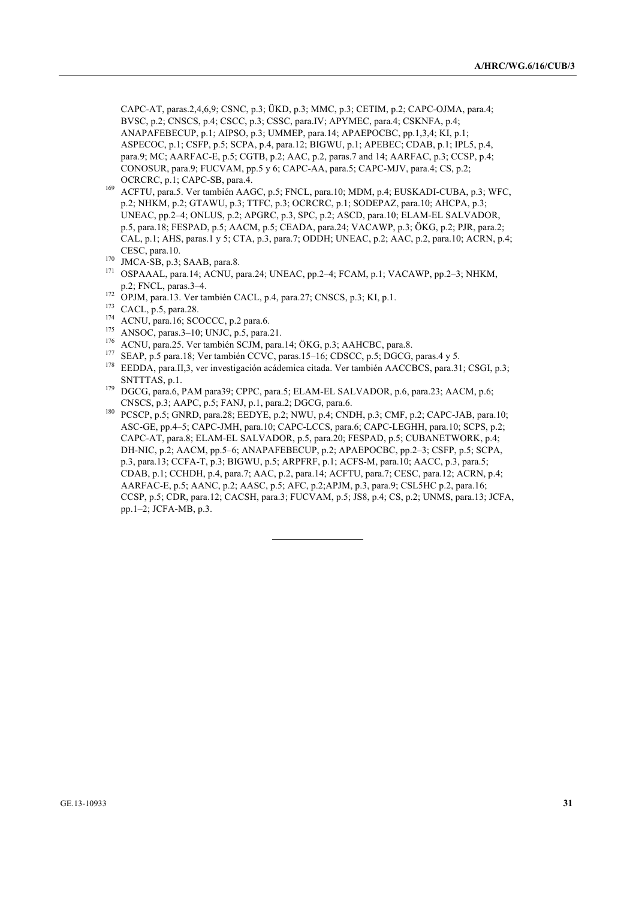CAPC-AT, paras.2,4,6,9; CSNC, p.3; ÜKD, p.3; MMC, p.3; CETIM, p.2; CAPC-OJMA, para.4; BVSC, p.2; CNSCS, p.4; CSCC, p.3; CSSC, para.IV; APYMEC, para.4; CSKNFA, p.4; ANAPAFEBECUP, p.1; AIPSO, p.3; UMMEP, para.14; APAEPOCBC, pp.1,3,4; KI, p.1; ASPECOC, p.1; CSFP, p.5; SCPA, p.4, para.12; BIGWU, p.1; APEBEC; CDAB, p.1; IPL5, p.4, para.9; MC; AARFAC-E, p.5; CGTB, p.2; AAC, p.2, paras.7 and 14; AARFAC, p.3; CCSP, p.4; CONOSUR, para.9; FUCVAM, pp.5 y 6; CAPC-AA, para.5; CAPC-MJV, para.4; CS, p.2; OCRCRC, p.1; CAPC-SB, para.4.

[169] ACFTU, para.5. Ver también AAGC, p.5; FNCL, para.10; MDM, p.4; EUSKADI-CUBA, p.3; WFC, p.2; NHKM, p.2; GTAWU, p.3; TTFC, p.3; OCRCRC, p.1; SODEPAZ, para.10; AHCPA, p.3; UNEAC, pp.2–4; ONLUS, p.2; APGRC, p.3, SPC, p.2; ASCD, para.10; ELAM-EL SALVADOR, p.5, para.18; FESPAD, p.5; AACM, p.5; CEADA, para.24; VACAWP, p.3; ÖKG, p.2; PJR, para.2; CAL, p.1; AHS, paras.1 y 5; CTA, p.3, para.7; ODDH; UNEAC, p.2; AAC, p.2, para.10; ACRN, p.4; CESC, para.10.

[170] JMCA-SB, p.3; SAAB, para.8.

[171] OSPAAAL, para.14; ACNU, para.24; UNEAC, pp.2–4; FCAM, p.1; VACAWP, pp.2–3; NHKM, p.2; FNCL, paras.3–4.

[172] OPJM, para.13. Ver también CACL, p.4, para.27; CNSCS, p.3; KI, p.1.

[173] CACL, p.5, para.28.

[174] ACNU, para.16; SCOCCC, p.2 para.6.

[175] ANSOC, paras.3–10; UNJC, p.5, para.21.

[176] ACNU, para.25. Ver también SCJM, para.14; ÖKG, p.3; AAHCBC, para.8.

[177] SEAP, p.5 para.18; Ver también CCVC, paras.15–16; CDSCC, p.5; DGCG, paras.4 y 5.

[178] EEDDA, para.II,3, ver investigación académica citada. Ver también AACCBCS, para.31; CSGI, p.3; SNTTTAS, p.1.

[179] DGCG, para.6, PAM para39; CPPC, para.5; ELAM-EL SALVADOR, p.6, para.23; AACM, p.6; CNSCS, p.3; AAPC, p.5; FANJ, p.1, para.2; DGCG, para.6.

[180] PCSCP, p.5; GNRD, para.28; EEDYE, p.2; NWU, p.4; CNDH, p.3; CMF, p.2; CAPC-JAB, para.10; ASC-GE, pp.4–5; CAPC-JMH, para.10; CAPC-LCCS, para.6; CAPC-LEGHH, para.10; SCPS, p.2; CAPC-AT, para.8; ELAM-EL SALVADOR, p.5, para.20; FESPAD, p.5; CUBANETWORK, p.4; DH-NIC, p.2; AACM, pp.5–6; ANAPAFEBECUP, p.2; APAEPOCBC, pp.2–3; CSFP, p.5; SCPA, p.3, para.13; CCFA-T, p.3; BIGWU, p.5; ARPFRF, p.1; ACFS-M, para.10; AACC, p.3, para.5; CDAB, p.1; CCHDH, p.4, para.7; AAC, p.2, para.14; ACFTU, para.7; CESC, para.12; ACRN, p.4; AARFAC-E, p.5; AANC, p.2; AASC, p.5; AFC, p.2;APJM, p.3, para.9; CSL5HC p.2, para.16; CCSP, p.5; CDR, para.12; CACSH, para.3; FUCVAM, p.5; JS8, p.4; CS, p.2; UNMS, para.13; JCFA, pp.1–2; JCFA-MB, p.3.